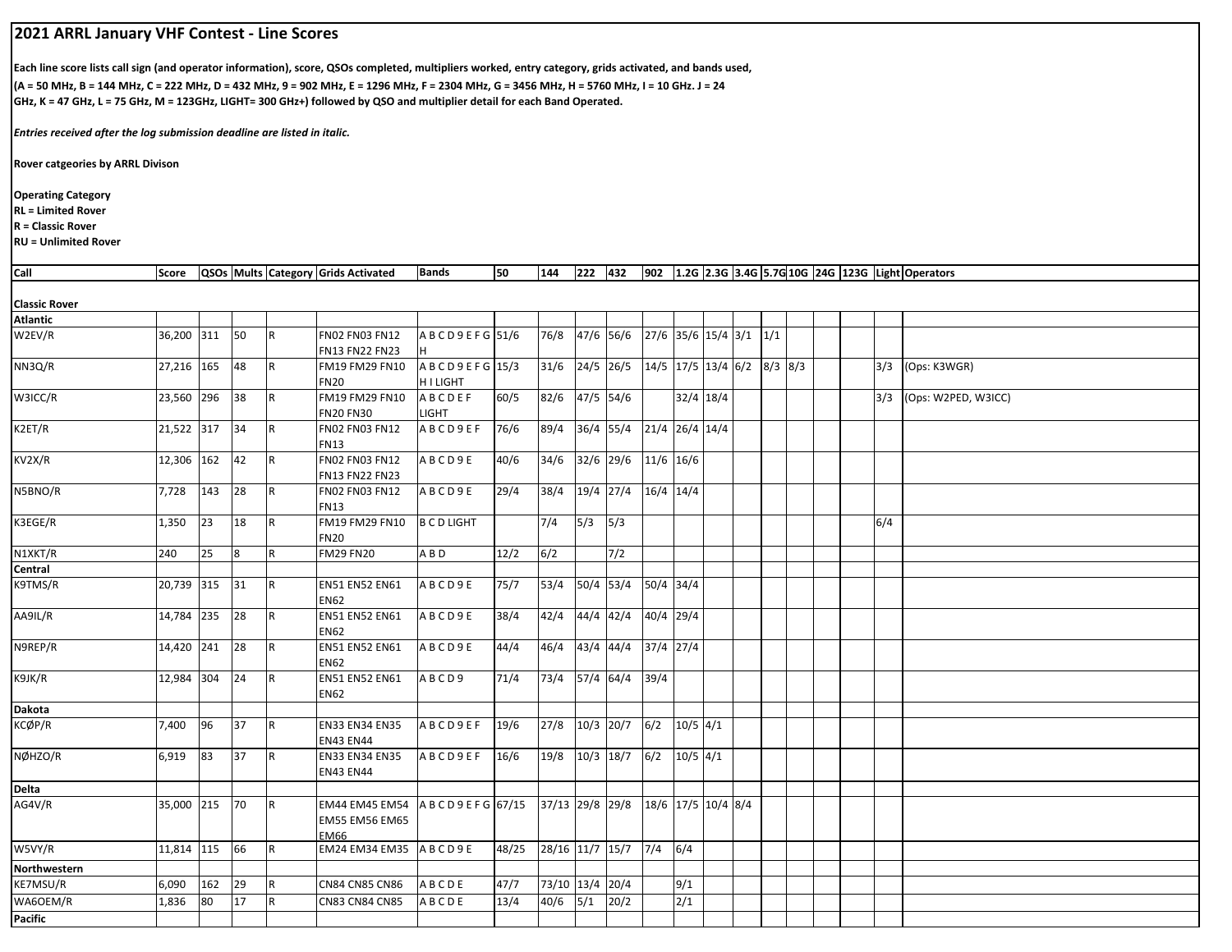# 2021 ARRL January VHF Contest - Line Scores

**Each line score lists call sign (and operator information), score, QSOs completed, multipliers worked, entry category, grids activated, and bands used, (A = 50 MHz, B = 144 MHz, C = 222 MHz, D = 432 MHz, 9 = 902 MHz, E = 1296 MHz, F = 2304 MHz, G = 3456 MHz, H = 5760 MHz, I = 10 GHz. J = 24 GHz, K = 47 GHz, L = 75 GHz, M = 123GHz, LIGHT= 300 GHz+) followed by QSO and multiplier detail for each Band Operated.**

***Entries received after the log submission deadline are listed in italic.***

**Rover catgeories by ARRL Divison**

**Operating Category**
**RL = Limited Rover**
**R = Classic Rover**
**RU = Unlimited Rover**

| Call | Score | QSOs | Mults | Category | Grids Activated | Bands | 50 | 144 | 222 | 432 | 902 | 1.2G | 2.3G | 3.4G | 5.7G | 10G | 24G | 123G | Light | Operators |
|---|---|---|---|---|---|---|---|---|---|---|---|---|---|---|---|---|---|---|---|---|
| **Classic Rover** | | | | | | | | | | | | | | | | | | | | |
| **Atlantic** | | | | | | | | | | | | | | | | | | | | |
| W2EV/R | 36,200 | 311 | 50 | R | FN02 FN03 FN12 FN13 FN22 FN23 | A B C D 9 E F G H | 51/6 | 76/8 | 47/6 | 56/6 | 27/6 | 35/6 | 15/4 | 3/1 | 1/1 | | | | | |
| NN3Q/R | 27,216 | 165 | 48 | R | FM19 FM29 FN10 FN20 | A B C D 9 E F G H I LIGHT | 15/3 | 31/6 | 24/5 | 26/5 | 14/5 | 17/5 | 13/4 | 6/2 | 8/3 | 8/3 | | | 3/3 | (Ops: K3WGR) |
| W3ICC/R | 23,560 | 296 | 38 | R | FM19 FM29 FN10 FN20 FN30 | A B C D E F LIGHT | 60/5 | 82/6 | 47/5 | 54/6 | | 32/4 | 18/4 | | | | | | 3/3 | (Ops: W2PED, W3ICC) |
| K2ET/R | 21,522 | 317 | 34 | R | FN02 FN03 FN12 FN13 | A B C D 9 E F | 76/6 | 89/4 | 36/4 | 55/4 | 21/4 | 26/4 | 14/4 | | | | | | | |
| KV2X/R | 12,306 | 162 | 42 | R | FN02 FN03 FN12 FN13 FN22 FN23 | A B C D 9 E | 40/6 | 34/6 | 32/6 | 29/6 | 11/6 | 16/6 | | | | | | | | |
| N5BNO/R | 7,728 | 143 | 28 | R | FN02 FN03 FN12 FN13 | A B C D 9 E | 29/4 | 38/4 | 19/4 | 27/4 | 16/4 | 14/4 | | | | | | | | |
| K3EGE/R | 1,350 | 23 | 18 | R | FM19 FM29 FN10 FN20 | B C D LIGHT | | 7/4 | 5/3 | 5/3 | | | | | | | | | 6/4 | |
| N1XKT/R | 240 | 25 | 8 | R | FM29 FN20 | A B D | 12/2 | 6/2 | | 7/2 | | | | | | | | | | |
| **Central** | | | | | | | | | | | | | | | | | | | | |
| K9TMS/R | 20,739 | 315 | 31 | R | EN51 EN52 EN61 EN62 | A B C D 9 E | 75/7 | 53/4 | 50/4 | 53/4 | 50/4 | 34/4 | | | | | | | | |
| AA9IL/R | 14,784 | 235 | 28 | R | EN51 EN52 EN61 EN62 | A B C D 9 E | 38/4 | 42/4 | 44/4 | 42/4 | 40/4 | 29/4 | | | | | | | | |
| N9REP/R | 14,420 | 241 | 28 | R | EN51 EN52 EN61 EN62 | A B C D 9 E | 44/4 | 46/4 | 43/4 | 44/4 | 37/4 | 27/4 | | | | | | | | |
| K9JK/R | 12,984 | 304 | 24 | R | EN51 EN52 EN61 EN62 | A B C D 9 | 71/4 | 73/4 | 57/4 | 64/4 | 39/4 | | | | | | | | | |
| **Dakota** | | | | | | | | | | | | | | | | | | | | |
| KCØP/R | 7,400 | 96 | 37 | R | EN33 EN34 EN35 EN43 EN44 | A B C D 9 E F | 19/6 | 27/8 | 10/3 | 20/7 | 6/2 | 10/5 | 4/1 | | | | | | | |
| NØHZO/R | 6,919 | 83 | 37 | R | EN33 EN34 EN35 EN43 EN44 | A B C D 9 E F | 16/6 | 19/8 | 10/3 | 18/7 | 6/2 | 10/5 | 4/1 | | | | | | | |
| **Delta** | | | | | | | | | | | | | | | | | | | | |
| AG4V/R | 35,000 | 215 | 70 | R | EM44 EM45 EM54 EM55 EM56 EM65 EM66 | A B C D 9 E F G | 67/15 | 37/13 | 29/8 | 29/8 | 18/6 | 17/5 | 10/4 | 8/4 | | | | | | |
| W5VY/R | 11,814 | 115 | 66 | R | EM24 EM34 EM35 | A B C D 9 E | 48/25 | 28/16 | 11/7 | 15/7 | 7/4 | 6/4 | | | | | | | | |
| **Northwestern** | | | | | | | | | | | | | | | | | | | | |
| KE7MSU/R | 6,090 | 162 | 29 | R | CN84 CN85 CN86 | A B C D E | 47/7 | 73/10 | 13/4 | 20/4 | | 9/1 | | | | | | | | |
| WA6OEM/R | 1,836 | 80 | 17 | R | CN83 CN84 CN85 | A B C D E | 13/4 | 40/6 | 5/1 | 20/2 | | 2/1 | | | | | | | | |
| **Pacific** | | | | | | | | | | | | | | | | | | | | |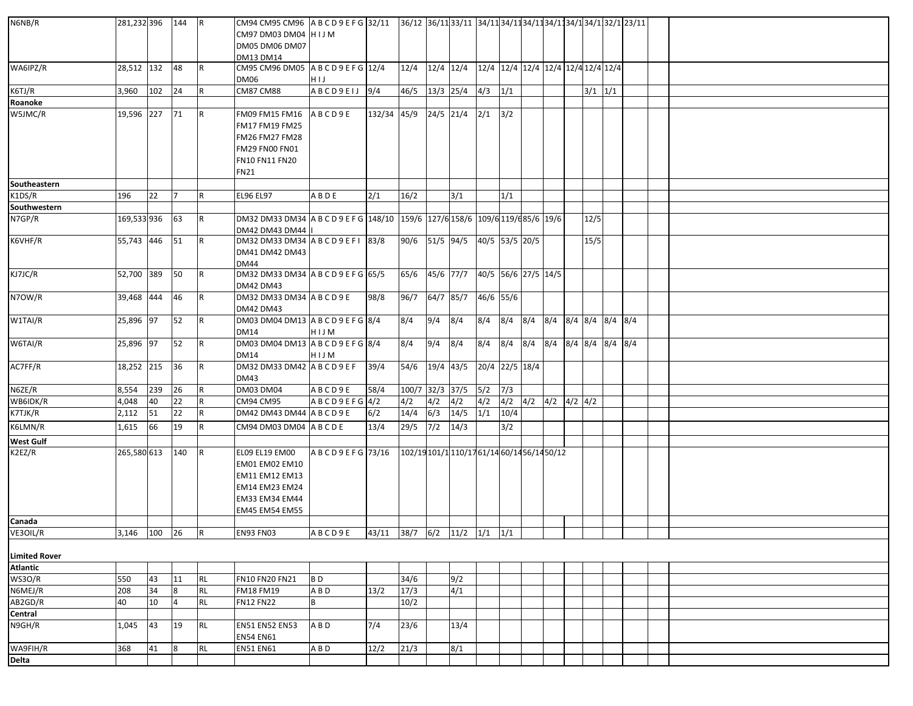| | | | | | | | | | | | | | | | | | | | | |
|---|---|---|---|---|---|---|---|---|---|---|---|---|---|---|---|---|---|---|---|---|
| N6NB/R | 281,232 | 396 | 144 | R | CM94 CM95 CM96 CM97 DM03 DM04 DM05 DM06 DM07 DM13 DM14 | A B C D 9 E F G H I J M | 32/11 | 36/12 | 36/11 | 33/11 | 34/11 | 34/11 | 34/11 | 34/1 | 34/1 | 34/1 | 32/1 | 23/11 | | |
| WA6IPZ/R | 28,512 | 132 | 48 | R | CM95 CM96 DM05 DM06 | A B C D 9 E F G H I J | 12/4 | 12/4 | 12/4 | 12/4 | 12/4 | 12/4 | 12/4 | 12/4 | 12/4 | 12/4 | 12/4 | | | |
| K6TJ/R | 3,960 | 102 | 24 | R | CM87 CM88 | A B C D 9 E I J | 9/4 | 46/5 | 13/3 | 25/4 | 4/3 | 1/1 | | | | 3/1 | 1/1 | | | |
| **Roanoke** | | | | | | | | | | | | | | | | | | | | |
| W5JMC/R | 19,596 | 227 | 71 | R | FM09 FM15 FM16 FM17 FM19 FM25 FM26 FM27 FM28 FM29 FN00 FN01 FN10 FN11 FN20 FN21 | A B C D 9 E | 132/34 | 45/9 | 24/5 | 21/4 | 2/1 | 3/2 | | | | | | | | |
| **Southeastern** | | | | | | | | | | | | | | | | | | | | |
| K1DS/R | 196 | 22 | 7 | R | EL96 EL97 | A B D E | 2/1 | 16/2 | | 3/1 | | 1/1 | | | | | | | | |
| **Southwestern** | | | | | | | | | | | | | | | | | | | | |
| N7GP/R | 169,533 | 936 | 63 | R | DM32 DM33 DM34 DM42 DM43 DM44 | A B C D 9 E F G I | 148/10 | 159/6 | 127/6 | 158/6 | 109/6 | 119/6 | 85/6 | 19/6 | | 12/5 | | | | |
| K6VHF/R | 55,743 | 446 | 51 | R | DM32 DM33 DM34 DM41 DM42 DM43 DM44 | A B C D 9 E F I | 83/8 | 90/6 | 51/5 | 94/5 | 40/5 | 53/5 | 20/5 | | | 15/5 | | | | |
| KJ7JC/R | 52,700 | 389 | 50 | R | DM32 DM33 DM34 DM42 DM43 | A B C D 9 E F G | 65/5 | 65/6 | 45/6 | 77/7 | 40/5 | 56/6 | 27/5 | 14/5 | | | | | | |
| N7OW/R | 39,468 | 444 | 46 | R | DM32 DM33 DM34 DM42 DM43 | A B C D 9 E | 98/8 | 96/7 | 64/7 | 85/7 | 46/6 | 55/6 | | | | | | | | |
| W1TAI/R | 25,896 | 97 | 52 | R | DM03 DM04 DM13 DM14 | A B C D 9 E F G H I J M | 8/4 | 8/4 | 9/4 | 8/4 | 8/4 | 8/4 | 8/4 | 8/4 | 8/4 | 8/4 | 8/4 | 8/4 | | |
| W6TAI/R | 25,896 | 97 | 52 | R | DM03 DM04 DM13 DM14 | A B C D 9 E F G H I J M | 8/4 | 8/4 | 9/4 | 8/4 | 8/4 | 8/4 | 8/4 | 8/4 | 8/4 | 8/4 | 8/4 | 8/4 | | |
| AC7FF/R | 18,252 | 215 | 36 | R | DM32 DM33 DM42 DM43 | A B C D 9 E F | 39/4 | 54/6 | 19/4 | 43/5 | 20/4 | 22/5 | 18/4 | | | | | | | |
| N6ZE/R | 8,554 | 239 | 26 | R | DM03 DM04 | A B C D 9 E | 58/4 | 100/7 | 32/3 | 37/5 | 5/2 | 7/3 | | | | | | | | |
| WB6IDK/R | 4,048 | 40 | 22 | R | CM94 CM95 | A B C D 9 E F G H | 4/2 | 4/2 | 4/2 | 4/2 | 4/2 | 4/2 | 4/2 | 4/2 | 4/2 | | | | | |
| K7TJK/R | 2,112 | 51 | 22 | R | DM42 DM43 DM44 | A B C D 9 E | 6/2 | 14/4 | 6/3 | 14/5 | 1/1 | 10/4 | | | | | | | | |
| K6LMN/R | 1,615 | 66 | 19 | R | CM94 DM03 DM04 | A B C D E | 13/4 | 29/5 | 7/2 | 14/3 | | 3/2 | | | | | | | | |
| **West Gulf** | | | | | | | | | | | | | | | | | | | | |
| K2EZ/R | 265,580 | 613 | 140 | R | EL09 EL19 EM00 EM01 EM02 EM10 EM11 EM12 EM13 EM14 EM23 EM24 EM33 EM34 EM44 EM45 EM54 EM55 | A B C D 9 E F G | 73/16 | 102/19 | 101/1 | 110/17 | 61/14 | 60/14 | 56/14 | 50/12 | | | | | | |
| **Canada** | | | | | | | | | | | | | | | | | | | | |
| VE3OIL/R | 3,146 | 100 | 26 | R | EN93 FN03 | A B C D 9 E | 43/11 | 38/7 | 6/2 | 11/2 | 1/1 | 1/1 | | | | | | | | |
| **Limited Rover** | | | | | | | | | | | | | | | | | | | | |
| **Atlantic** | | | | | | | | | | | | | | | | | | | | |
| WS3O/R | 550 | 43 | 11 | RL | FN10 FN20 FN21 | B D | | 34/6 | | 9/2 | | | | | | | | | | |
| N6MEJ/R | 208 | 34 | 8 | RL | FM18 FM19 | A B D | 13/2 | 17/3 | | 4/1 | | | | | | | | | | |
| AB2GD/R | 40 | 10 | 4 | RL | FN12 FN22 | B | | 10/2 | | | | | | | | | | | | |
| **Central** | | | | | | | | | | | | | | | | | | | | |
| N9GH/R | 1,045 | 43 | 19 | RL | EN51 EN52 EN53 EN54 EN61 | A B D | 7/4 | 23/6 | | 13/4 | | | | | | | | | | |
| WA9FIH/R | 368 | 41 | 8 | RL | EN51 EN61 | A B D | 12/2 | 21/3 | | 8/1 | | | | | | | | | | |
| **Delta** | | | | | | | | | | | | | | | | | | | | |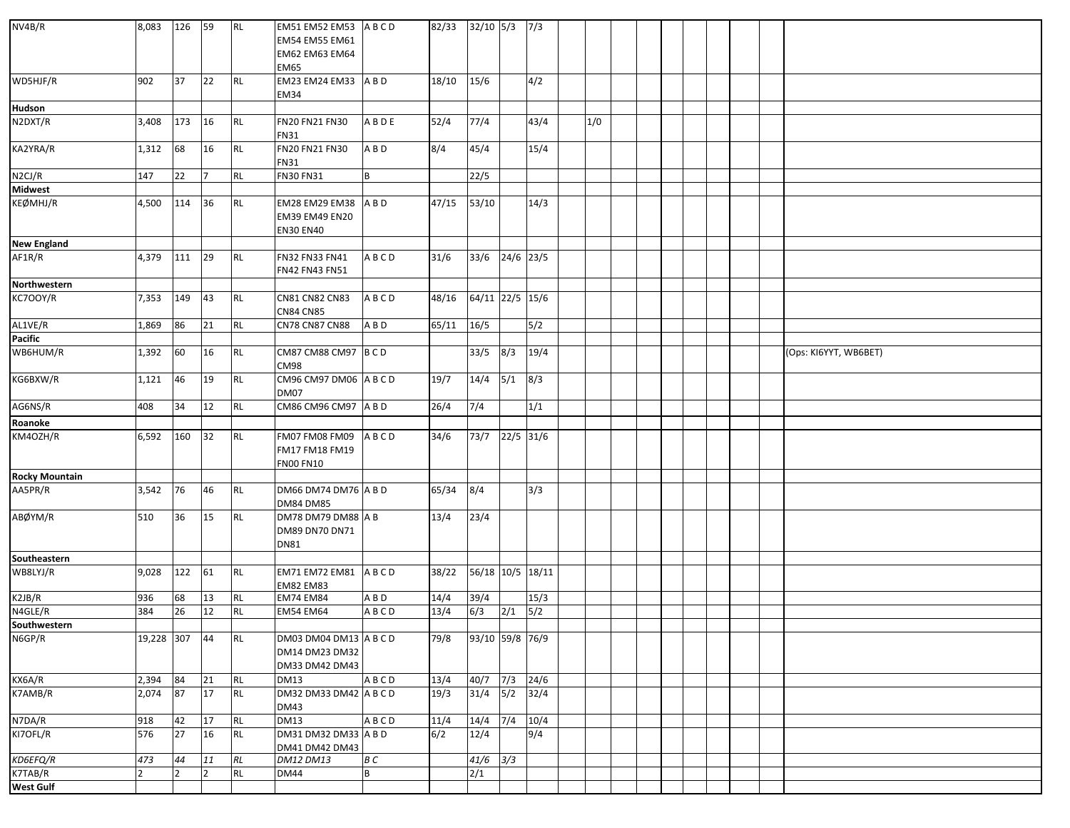| | | | | | | | | | | | | | | | | | | | | |
|---|---|---|---|---|---|---|---|---|---|---|---|---|---|---|---|---|---|---|---|---|
| NV4B/R | 8,083 | 126 | 59 | RL | EM51 EM52 EM53 EM54 EM55 EM61 EM62 EM63 EM64 EM65 | A B C D | 82/33 | 32/10 | 5/3 | 7/3 | | | | | | | | | | |
| WD5HJF/R | 902 | 37 | 22 | RL | EM23 EM24 EM33 EM34 | A B D | 18/10 | 15/6 | | 4/2 | | | | | | | | | | |
| **Hudson** | | | | | | | | | | | | | | | | | | | | |
| N2DXT/R | 3,408 | 173 | 16 | RL | FN20 FN21 FN30 FN31 | A B D E | 52/4 | 77/4 | | 43/4 | | 1/0 | | | | | | | | |
| KA2YRA/R | 1,312 | 68 | 16 | RL | FN20 FN21 FN30 FN31 | A B D | 8/4 | 45/4 | | 15/4 | | | | | | | | | | |
| N2CJ/R | 147 | 22 | 7 | RL | FN30 FN31 | B | | 22/5 | | | | | | | | | | | | |
| **Midwest** | | | | | | | | | | | | | | | | | | | | |
| KEØMHJ/R | 4,500 | 114 | 36 | RL | EM28 EM29 EM38 EM39 EM49 EN20 EN30 EN40 | A B D | 47/15 | 53/10 | | 14/3 | | | | | | | | | | |
| **New England** | | | | | | | | | | | | | | | | | | | | |
| AF1R/R | 4,379 | 111 | 29 | RL | FN32 FN33 FN41 FN42 FN43 FN51 | A B C D | 31/6 | 33/6 | 24/6 | 23/5 | | | | | | | | | | |
| **Northwestern** | | | | | | | | | | | | | | | | | | | | |
| KC7OOY/R | 7,353 | 149 | 43 | RL | CN81 CN82 CN83 CN84 CN85 | A B C D | 48/16 | 64/11 | 22/5 | 15/6 | | | | | | | | | | |
| AL1VE/R | 1,869 | 86 | 21 | RL | CN78 CN87 CN88 | A B D | 65/11 | 16/5 | | 5/2 | | | | | | | | | | |
| **Pacific** | | | | | | | | | | | | | | | | | | | | |
| WB6HUM/R | 1,392 | 60 | 16 | RL | CM87 CM88 CM97 CM98 | B C D | | 33/5 | 8/3 | 19/4 | | | | | | | | | | (Ops: KI6YYT, WB6BET) |
| KG6BXW/R | 1,121 | 46 | 19 | RL | CM96 CM97 DM06 DM07 | A B C D | 19/7 | 14/4 | 5/1 | 8/3 | | | | | | | | | | |
| AG6NS/R | 408 | 34 | 12 | RL | CM86 CM96 CM97 | A B D | 26/4 | 7/4 | | 1/1 | | | | | | | | | | |
| **Roanoke** | | | | | | | | | | | | | | | | | | | | |
| KM4OZH/R | 6,592 | 160 | 32 | RL | FM07 FM08 FM09 FM17 FM18 FM19 FN00 FN10 | A B C D | 34/6 | 73/7 | 22/5 | 31/6 | | | | | | | | | | |
| **Rocky Mountain** | | | | | | | | | | | | | | | | | | | | |
| AA5PR/R | 3,542 | 76 | 46 | RL | DM66 DM74 DM76 DM84 DM85 | A B D | 65/34 | 8/4 | | 3/3 | | | | | | | | | | |
| ABØYM/R | 510 | 36 | 15 | RL | DM78 DM79 DM88 DM89 DN70 DN71 DN81 | A B | 13/4 | 23/4 | | | | | | | | | | | | |
| **Southeastern** | | | | | | | | | | | | | | | | | | | | |
| WB8LYJ/R | 9,028 | 122 | 61 | RL | EM71 EM72 EM81 EM82 EM83 | A B C D | 38/22 | 56/18 | 10/5 | 18/11 | | | | | | | | | | |
| K2JB/R | 936 | 68 | 13 | RL | EM74 EM84 | A B D | 14/4 | 39/4 | | 15/3 | | | | | | | | | | |
| N4GLE/R | 384 | 26 | 12 | RL | EM54 EM64 | A B C D | 13/4 | 6/3 | 2/1 | 5/2 | | | | | | | | | | |
| **Southwestern** | | | | | | | | | | | | | | | | | | | | |
| N6GP/R | 19,228 | 307 | 44 | RL | DM03 DM04 DM13 DM14 DM23 DM32 DM33 DM42 DM43 | A B C D | 79/8 | 93/10 | 59/8 | 76/9 | | | | | | | | | | |
| KX6A/R | 2,394 | 84 | 21 | RL | DM13 | A B C D | 13/4 | 40/7 | 7/3 | 24/6 | | | | | | | | | | |
| K7AMB/R | 2,074 | 87 | 17 | RL | DM32 DM33 DM42 DM43 | A B C D | 19/3 | 31/4 | 5/2 | 32/4 | | | | | | | | | | |
| N7DA/R | 918 | 42 | 17 | RL | DM13 | A B C D | 11/4 | 14/4 | 7/4 | 10/4 | | | | | | | | | | |
| KI7OFL/R | 576 | 27 | 16 | RL | DM31 DM32 DM33 DM41 DM42 DM43 | A B D | 6/2 | 12/4 | | 9/4 | | | | | | | | | | |
| *KD6EFQ/R* | *473* | *44* | *11* | *RL* | *DM12 DM13* | *B C* | | *41/6* | *3/3* | | | | | | | | | | | |
| K7TAB/R | 2 | 2 | 2 | RL | DM44 | B | | 2/1 | | | | | | | | | | | | |
| **West Gulf** | | | | | | | | | | | | | | | | | | | | |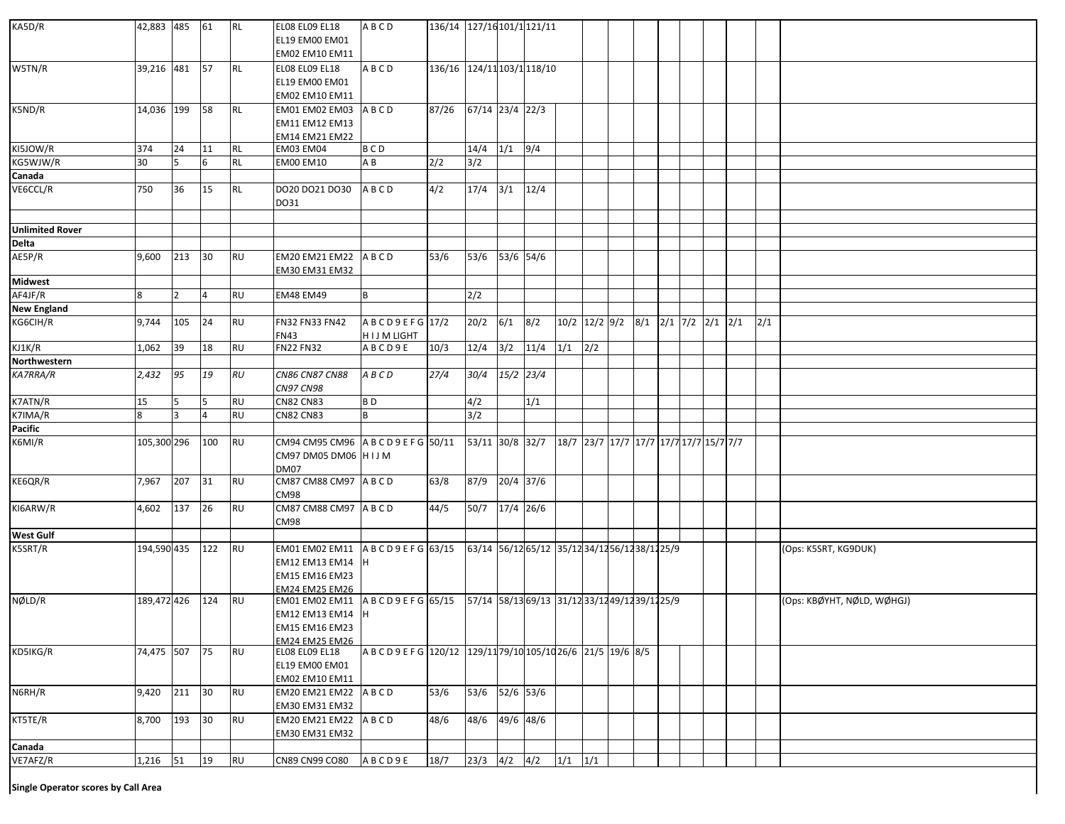| | | | | | | | | | | | | | | | | | | | | |
|---|---|---|---|---|---|---|---|---|---|---|---|---|---|---|---|---|---|---|---|---|
| KA5D/R | 42,883 | 485 | 61 | RL | EL08 EL09 EL18 EL19 EM00 EM01 EM02 EM10 EM11 | A B C D | 136/14 | 127/16 | 101/1 | 121/11 | | | | | | | | | | |
| W5TN/R | 39,216 | 481 | 57 | RL | EL08 EL09 EL18 EL19 EM00 EM01 EM02 EM10 EM11 | A B C D | 136/16 | 124/11 | 103/1 | 118/10 | | | | | | | | | | |
| K5ND/R | 14,036 | 199 | 58 | RL | EM01 EM02 EM03 EM11 EM12 EM13 EM14 EM21 EM22 | A B C D | 87/26 | 67/14 | 23/4 | 22/3 | | | | | | | | | | |
| KI5JOW/R | 374 | 24 | 11 | RL | EM03 EM04 | B C D | | 14/4 | 1/1 | 9/4 | | | | | | | | | | |
| KG5WJW/R | 30 | 5 | 6 | RL | EM00 EM10 | A B | 2/2 | 3/2 | | | | | | | | | | | | |
| **Canada** | | | | | | | | | | | | | | | | | | | | |
| VE6CCL/R | 750 | 36 | 15 | RL | DO20 DO21 DO30 DO31 | A B C D | 4/2 | 17/4 | 3/1 | 12/4 | | | | | | | | | | |
| | | | | | | | | | | | | | | | | | | | | |
| **Unlimited Rover** | | | | | | | | | | | | | | | | | | | | |
| **Delta** | | | | | | | | | | | | | | | | | | | | |
| AE5P/R | 9,600 | 213 | 30 | RU | EM20 EM21 EM22 EM30 EM31 EM32 | A B C D | 53/6 | 53/6 | 53/6 | 54/6 | | | | | | | | | | |
| **Midwest** | | | | | | | | | | | | | | | | | | | | |
| AF4JF/R | 8 | 2 | 4 | RU | EM48 EM49 | B | | 2/2 | | | | | | | | | | | | |
| **New England** | | | | | | | | | | | | | | | | | | | | |
| KG6CIH/R | 9,744 | 105 | 24 | RU | FN32 FN33 FN42 FN43 | A B C D 9 E F G H I J M LIGHT | 17/2 | 20/2 | 6/1 | 8/2 | 10/2 | 12/2 | 9/2 | 8/1 | 2/1 | 7/2 | 2/1 | 2/1 | 2/1 | |
| KJ1K/R | 1,062 | 39 | 18 | RU | FN22 FN32 | A B C D 9 E | 10/3 | 12/4 | 3/2 | 11/4 | 1/1 | 2/2 | | | | | | | | |
| **Northwestern** | | | | | | | | | | | | | | | | | | | | |
| *KA7RRA/R* | *2,432* | *95* | *19* | *RU* | *CN86 CN87 CN88 CN97 CN98* | *A B C D* | *27/4* | *30/4* | *15/2* | *23/4* | | | | | | | | | | |
| K7ATN/R | 15 | 5 | 5 | RU | CN82 CN83 | B D | | 4/2 | | 1/1 | | | | | | | | | | |
| K7IMA/R | 8 | 3 | 4 | RU | CN82 CN83 | B | | 3/2 | | | | | | | | | | | | |
| **Pacific** | | | | | | | | | | | | | | | | | | | | |
| K6MI/R | 105,300 | 296 | 100 | RU | CM94 CM95 CM96 CM97 DM05 DM06 DM07 | A B C D 9 E F G H I J M | 50/11 | 53/11 | 30/8 | 32/7 | 18/7 | 23/7 | 17/7 | 17/7 | 17/7 | 17/7 | 15/7 | 7/7 | | |
| KE6QR/R | 7,967 | 207 | 31 | RU | CM87 CM88 CM97 CM98 | A B C D | 63/8 | 87/9 | 20/4 | 37/6 | | | | | | | | | | |
| KI6ARW/R | 4,602 | 137 | 26 | RU | CM87 CM88 CM97 CM98 | A B C D | 44/5 | 50/7 | 17/4 | 26/6 | | | | | | | | | | |
| **West Gulf** | | | | | | | | | | | | | | | | | | | | |
| K5SRT/R | 194,590 | 435 | 122 | RU | EM01 EM02 EM11 EM12 EM13 EM14 EM15 EM16 EM23 EM24 EM25 EM26 | A B C D 9 E F G H | 63/15 | 63/14 | 56/12 | 65/12 | 35/12 | 34/12 | 56/12 | 38/12 | 25/9 | | | | | (Ops: K5SRT, KG9DUK) |
| NØLD/R | 189,472 | 426 | 124 | RU | EM01 EM02 EM11 EM12 EM13 EM14 EM15 EM16 EM23 EM24 EM25 EM26 | A B C D 9 E F G H | 65/15 | 57/14 | 58/13 | 69/13 | 31/12 | 33/12 | 49/12 | 39/12 | 25/9 | | | | | (Ops: KBØYHT, NØLD, WØHGJ) |
| KD5IKG/R | 74,475 | 507 | 75 | RU | EL08 EL09 EL18 EL19 EM00 EM01 EM02 EM10 EM11 | A B C D 9 E F G | 120/12 | 129/11 | 79/10 | 105/10 | 26/6 | 21/5 | 19/6 | 8/5 | | | | | | |
| N6RH/R | 9,420 | 211 | 30 | RU | EM20 EM21 EM22 EM30 EM31 EM32 | A B C D | 53/6 | 53/6 | 52/6 | 53/6 | | | | | | | | | | |
| KT5TE/R | 8,700 | 193 | 30 | RU | EM20 EM21 EM22 EM30 EM31 EM32 | A B C D | 48/6 | 48/6 | 49/6 | 48/6 | | | | | | | | | | |
| **Canada** | | | | | | | | | | | | | | | | | | | | |
| VE7AFZ/R | 1,216 | 51 | 19 | RU | CN89 CN99 CO80 | A B C D 9 E | 18/7 | 23/3 | 4/2 | 4/2 | 1/1 | 1/1 | | | | | | | | |

**Single Operator scores by Call Area**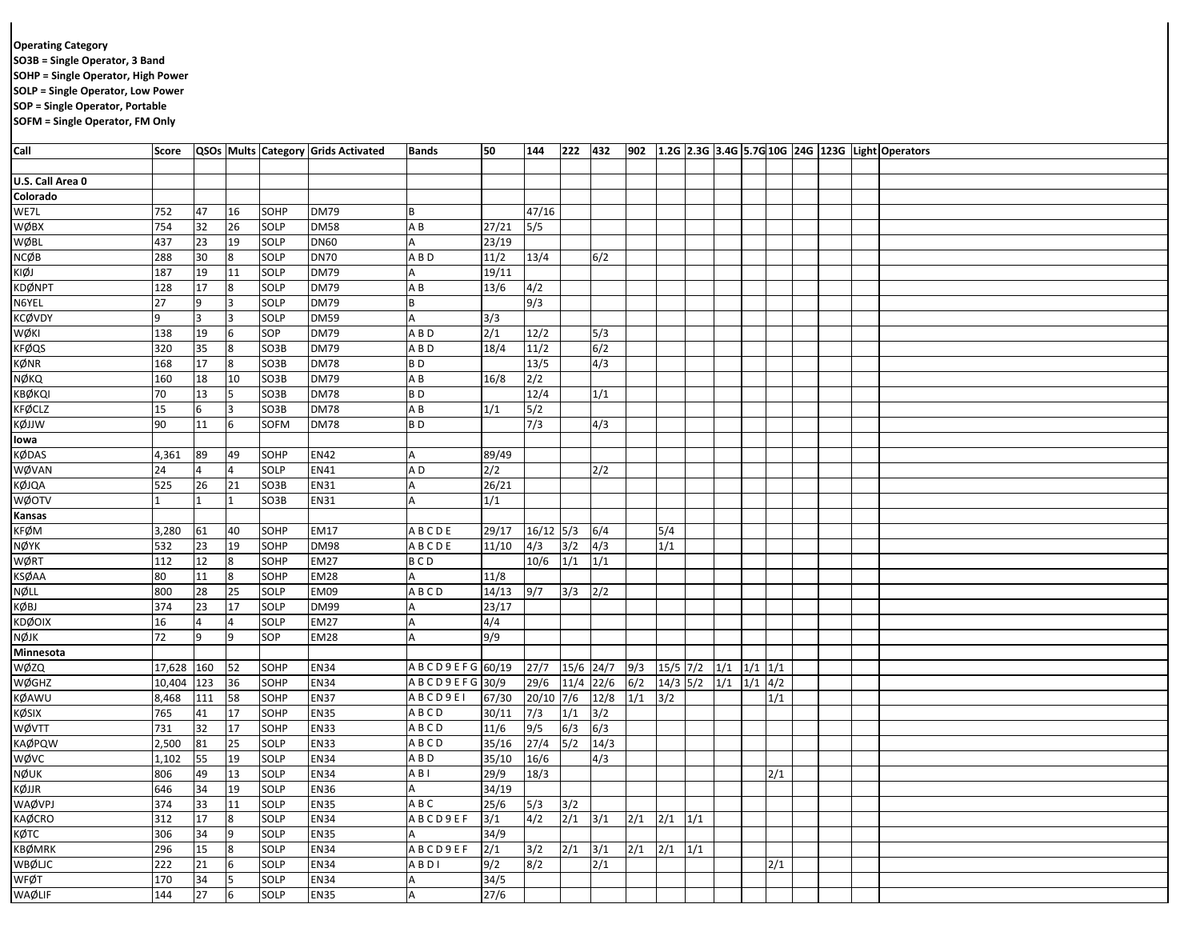**Operating Category**
**SO3B = Single Operator, 3 Band**
**SOHP = Single Operator, High Power**
**SOLP = Single Operator, Low Power**
**SOP = Single Operator, Portable**
**SOFM = Single Operator, FM Only**

| Call | Score | QSOs | Mults | Category | Grids Activated | Bands | 50 | 144 | 222 | 432 | 902 | 1.2G | 2.3G | 3.4G | 5.7G | 10G | 24G | 123G | Light | Operators |
|---|---|---|---|---|---|---|---|---|---|---|---|---|---|---|---|---|---|---|---|---|
| **U.S. Call Area 0** | | | | | | | | | | | | | | | | | | | | |
| **Colorado** | | | | | | | | | | | | | | | | | | | | |
| WE7L | 752 | 47 | 16 | SOHP | DM79 | B | | 47/16 | | | | | | | | | | | | |
| WØBX | 754 | 32 | 26 | SOLP | DM58 | A B | 27/21 | 5/5 | | | | | | | | | | | | |
| WØBL | 437 | 23 | 19 | SOLP | DN60 | A | 23/19 | | | | | | | | | | | | | |
| NCØB | 288 | 30 | 8 | SOLP | DN70 | A B D | 11/2 | 13/4 | | 6/2 | | | | | | | | | | |
| KIØJ | 187 | 19 | 11 | SOLP | DM79 | A | 19/11 | | | | | | | | | | | | | |
| KDØNPT | 128 | 17 | 8 | SOLP | DM79 | A B | 13/6 | 4/2 | | | | | | | | | | | | |
| N6YEL | 27 | 9 | 3 | SOLP | DM79 | B | | 9/3 | | | | | | | | | | | | |
| KCØVDY | 9 | 3 | 3 | SOLP | DM59 | A | 3/3 | | | | | | | | | | | | | |
| WØKI | 138 | 19 | 6 | SOP | DM79 | A B D | 2/1 | 12/2 | | 5/3 | | | | | | | | | | |
| KFØQS | 320 | 35 | 8 | SO3B | DM79 | A B D | 18/4 | 11/2 | | 6/2 | | | | | | | | | | |
| KØNR | 168 | 17 | 8 | SO3B | DM78 | B D | | 13/5 | | 4/3 | | | | | | | | | | |
| NØKQ | 160 | 18 | 10 | SO3B | DM79 | A B | 16/8 | 2/2 | | | | | | | | | | | | |
| KBØKQI | 70 | 13 | 5 | SO3B | DM78 | B D | | 12/4 | | 1/1 | | | | | | | | | | |
| KFØCLZ | 15 | 6 | 3 | SO3B | DM78 | A B | 1/1 | 5/2 | | | | | | | | | | | | |
| KØJJW | 90 | 11 | 6 | SOFM | DM78 | B D | | 7/3 | | 4/3 | | | | | | | | | | |
| **Iowa** | | | | | | | | | | | | | | | | | | | | |
| KØDAS | 4,361 | 89 | 49 | SOHP | EN42 | A | 89/49 | | | | | | | | | | | | | |
| WØVAN | 24 | 4 | 4 | SOLP | EN41 | A D | 2/2 | | | 2/2 | | | | | | | | | | |
| KØJQA | 525 | 26 | 21 | SO3B | EN31 | A | 26/21 | | | | | | | | | | | | | |
| WØOTV | 1 | 1 | 1 | SO3B | EN31 | A | 1/1 | | | | | | | | | | | | | |
| **Kansas** | | | | | | | | | | | | | | | | | | | | |
| KFØM | 3,280 | 61 | 40 | SOHP | EM17 | A B C D E | 29/17 | 16/12 | 5/3 | 6/4 | | 5/4 | | | | | | | | |
| NØYK | 532 | 23 | 19 | SOHP | DM98 | A B C D E | 11/10 | 4/3 | 3/2 | 4/3 | | 1/1 | | | | | | | | |
| WØRT | 112 | 12 | 8 | SOHP | EM27 | B C D | | 10/6 | 1/1 | 1/1 | | | | | | | | | | |
| KSØAA | 80 | 11 | 8 | SOHP | EM28 | A | 11/8 | | | | | | | | | | | | | |
| NØLL | 800 | 28 | 25 | SOLP | EM09 | A B C D | 14/13 | 9/7 | 3/3 | 2/2 | | | | | | | | | | |
| KØBJ | 374 | 23 | 17 | SOLP | DM99 | A | 23/17 | | | | | | | | | | | | | |
| KDØOIX | 16 | 4 | 4 | SOLP | EM27 | A | 4/4 | | | | | | | | | | | | | |
| NØJK | 72 | 9 | 9 | SOP | EM28 | A | 9/9 | | | | | | | | | | | | | |
| **Minnesota** | | | | | | | | | | | | | | | | | | | | |
| WØZQ | 17,628 | 160 | 52 | SOHP | EN34 | A B C D 9 E F G | 60/19 | 27/7 | 15/6 | 24/7 | 9/3 | 15/5 | 7/2 | 1/1 | 1/1 | 1/1 | | | | |
| WØGHZ | 10,404 | 123 | 36 | SOHP | EN34 | A B C D 9 E F G | 30/9 | 29/6 | 11/4 | 22/6 | 6/2 | 14/3 | 5/2 | 1/1 | 1/1 | 4/2 | | | | |
| KØAWU | 8,468 | 111 | 58 | SOHP | EN37 | A B C D 9 E I | 67/30 | 20/10 | 7/6 | 12/8 | 1/1 | 3/2 | | | | 1/1 | | | | |
| KØSIX | 765 | 41 | 17 | SOHP | EN35 | A B C D | 30/11 | 7/3 | 1/1 | 3/2 | | | | | | | | | | |
| WØVTT | 731 | 32 | 17 | SOHP | EN33 | A B C D | 11/6 | 9/5 | 6/3 | 6/3 | | | | | | | | | | |
| KAØPQW | 2,500 | 81 | 25 | SOLP | EN33 | A B C D | 35/16 | 27/4 | 5/2 | 14/3 | | | | | | | | | | |
| WØVC | 1,102 | 55 | 19 | SOLP | EN34 | A B D | 35/10 | 16/6 | | 4/3 | | | | | | | | | | |
| NØUK | 806 | 49 | 13 | SOLP | EN34 | A B I | 29/9 | 18/3 | | | | | | | | 2/1 | | | | |
| KØJJR | 646 | 34 | 19 | SOLP | EN36 | A | 34/19 | | | | | | | | | | | | | |
| WAØVPJ | 374 | 33 | 11 | SOLP | EN35 | A B C | 25/6 | 5/3 | 3/2 | | | | | | | | | | | |
| KAØCRO | 312 | 17 | 8 | SOLP | EN34 | A B C D 9 E F | 3/1 | 4/2 | 2/1 | 3/1 | 2/1 | 2/1 | 1/1 | | | | | | | |
| KØTC | 306 | 34 | 9 | SOLP | EN35 | A | 34/9 | | | | | | | | | | | | | |
| KBØMRK | 296 | 15 | 8 | SOLP | EN34 | A B C D 9 E F | 2/1 | 3/2 | 2/1 | 3/1 | 2/1 | 2/1 | 1/1 | | | | | | | |
| WBØLJC | 222 | 21 | 6 | SOLP | EN34 | A B D I | 9/2 | 8/2 | | 2/1 | | | | | | 2/1 | | | | |
| WFØT | 170 | 34 | 5 | SOLP | EN34 | A | 34/5 | | | | | | | | | | | | | |
| WAØLIF | 144 | 27 | 6 | SOLP | EN35 | A | 27/6 | | | | | | | | | | | | | |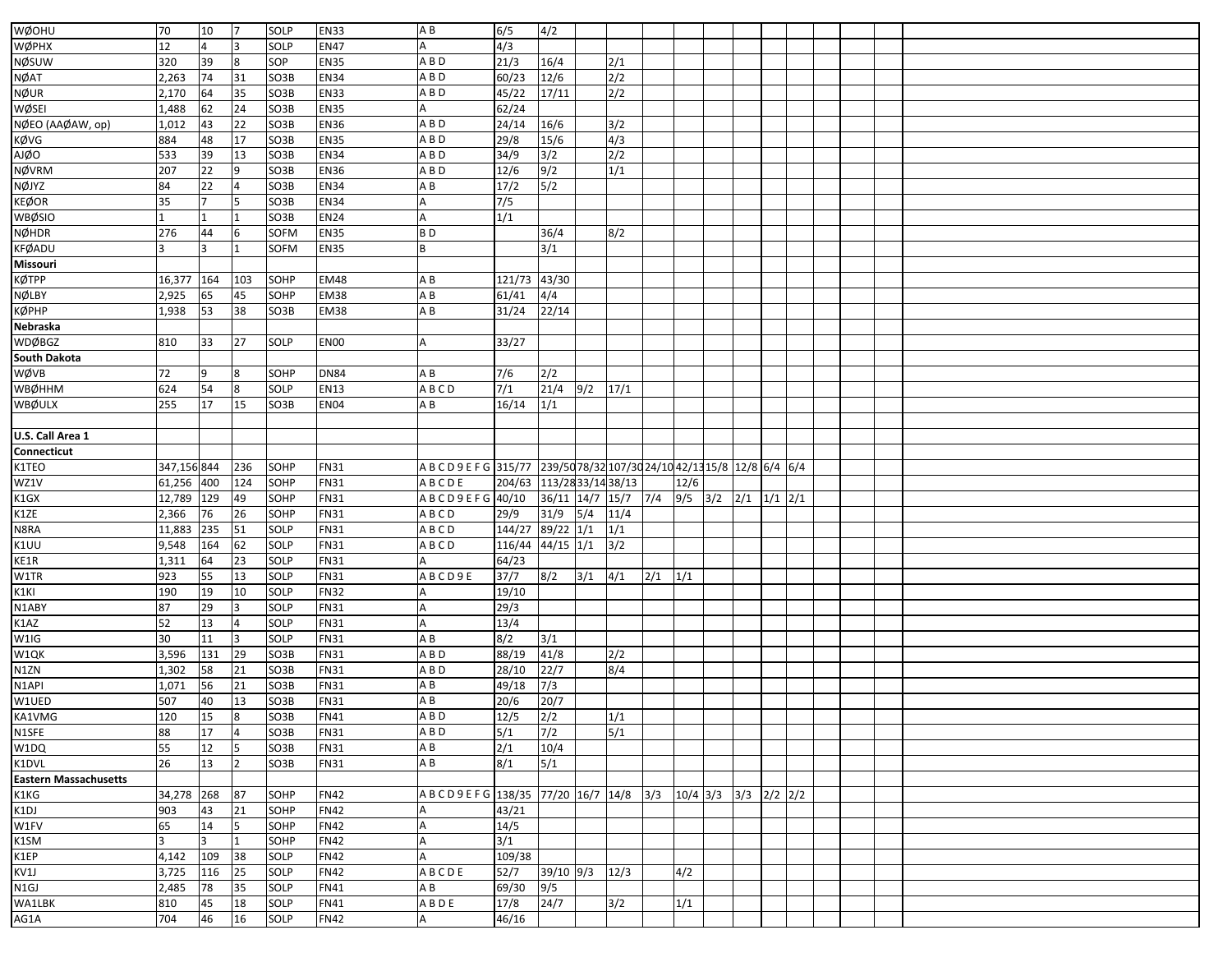| | | | | | | | | | | | | | | | | | | | | | |
|---|---|---|---|---|---|---|---|---|---|---|---|---|---|---|---|---|---|---|---|---|---|
| WØOHU | 70 | 10 | 7 | SOLP | EN33 | A B | 6/5 | 4/2 | | | | | | | | | | | | | |
| WØPHX | 12 | 4 | 3 | SOLP | EN47 | A | 4/3 | | | | | | | | | | | | | | |
| NØSUW | 320 | 39 | 8 | SOP | EN35 | A B D | 21/3 | 16/4 | | 2/1 | | | | | | | | | | | |
| NØAT | 2,263 | 74 | 31 | SO3B | EN34 | A B D | 60/23 | 12/6 | | 2/2 | | | | | | | | | | | |
| NØUR | 2,170 | 64 | 35 | SO3B | EN33 | A B D | 45/22 | 17/11 | | 2/2 | | | | | | | | | | | |
| WØSEI | 1,488 | 62 | 24 | SO3B | EN35 | A | 62/24 | | | | | | | | | | | | | | |
| NØEO (AAØAW, op) | 1,012 | 43 | 22 | SO3B | EN36 | A B D | 24/14 | 16/6 | | 3/2 | | | | | | | | | | | |
| KØVG | 884 | 48 | 17 | SO3B | EN35 | A B D | 29/8 | 15/6 | | 4/3 | | | | | | | | | | | |
| AJØO | 533 | 39 | 13 | SO3B | EN34 | A B D | 34/9 | 3/2 | | 2/2 | | | | | | | | | | | |
| NØVRM | 207 | 22 | 9 | SO3B | EN36 | A B D | 12/6 | 9/2 | | 1/1 | | | | | | | | | | | |
| NØJYZ | 84 | 22 | 4 | SO3B | EN34 | A B | 17/2 | 5/2 | | | | | | | | | | | | | |
| KEØOR | 35 | 7 | 5 | SO3B | EN34 | A | 7/5 | | | | | | | | | | | | | | |
| WBØSIO | 1 | 1 | 1 | SO3B | EN24 | A | 1/1 | | | | | | | | | | | | | | |
| NØHDR | 276 | 44 | 6 | SOFM | EN35 | B D | | 36/4 | | 8/2 | | | | | | | | | | | |
| KFØADU | 3 | 3 | 1 | SOFM | EN35 | B | | 3/1 | | | | | | | | | | | | | |
| **Missouri** | | | | | | | | | | | | | | | | | | | | | |
| KØTPP | 16,377 | 164 | 103 | SOHP | EM48 | A B | 121/73 | 43/30 | | | | | | | | | | | | | |
| NØLBY | 2,925 | 65 | 45 | SOHP | EM38 | A B | 61/41 | 4/4 | | | | | | | | | | | | | |
| KØPHP | 1,938 | 53 | 38 | SO3B | EM38 | A B | 31/24 | 22/14 | | | | | | | | | | | | | |
| **Nebraska** | | | | | | | | | | | | | | | | | | | | | |
| WDØBGZ | 810 | 33 | 27 | SOLP | EN00 | A | 33/27 | | | | | | | | | | | | | | |
| **South Dakota** | | | | | | | | | | | | | | | | | | | | | |
| WØVB | 72 | 9 | 8 | SOHP | DN84 | A B | 7/6 | 2/2 | | | | | | | | | | | | | |
| WBØHHM | 624 | 54 | 8 | SOLP | EN13 | A B C D | 7/1 | 21/4 | 9/2 | 17/1 | | | | | | | | | | | |
| WBØULX | 255 | 17 | 15 | SO3B | EN04 | A B | 16/14 | 1/1 | | | | | | | | | | | | | |
| | | | | | | | | | | | | | | | | | | | | | |
| **U.S. Call Area 1** | | | | | | | | | | | | | | | | | | | | | |
| **Connecticut** | | | | | | | | | | | | | | | | | | | | | |
| K1TEO | 347,156 | 844 | 236 | SOHP | FN31 | A B C D 9 E F G | 315/77 | 239/50 | 78/32 | 107/30 | 24/10 | 42/13 | 15/8 | 12/8 | 6/4 | 6/4 | | | | | |
| WZ1V | 61,256 | 400 | 124 | SOHP | FN31 | A B C D E | 204/63 | 113/28 | 33/14 | 38/13 | | 12/6 | | | | | | | | | |
| K1GX | 12,789 | 129 | 49 | SOHP | FN31 | A B C D 9 E F G | 40/10 | 36/11 | 14/7 | 15/7 | 7/4 | 9/5 | 3/2 | 2/1 | 1/1 | 2/1 | | | | | |
| K1ZE | 2,366 | 76 | 26 | SOHP | FN31 | A B C D | 29/9 | 31/9 | 5/4 | 11/4 | | | | | | | | | | | |
| N8RA | 11,883 | 235 | 51 | SOLP | FN31 | A B C D | 144/27 | 89/22 | 1/1 | 1/1 | | | | | | | | | | | |
| K1UU | 9,548 | 164 | 62 | SOLP | FN31 | A B C D | 116/44 | 44/15 | 1/1 | 3/2 | | | | | | | | | | | |
| KE1R | 1,311 | 64 | 23 | SOLP | FN31 | A | 64/23 | | | | | | | | | | | | | | |
| W1TR | 923 | 55 | 13 | SOLP | FN31 | A B C D 9 E | 37/7 | 8/2 | 3/1 | 4/1 | 2/1 | 1/1 | | | | | | | | | |
| K1KI | 190 | 19 | 10 | SOLP | FN32 | A | 19/10 | | | | | | | | | | | | | | |
| N1ABY | 87 | 29 | 3 | SOLP | FN31 | A | 29/3 | | | | | | | | | | | | | | |
| K1AZ | 52 | 13 | 4 | SOLP | FN31 | A | 13/4 | | | | | | | | | | | | | | |
| W1IG | 30 | 11 | 3 | SOLP | FN31 | A B | 8/2 | 3/1 | | | | | | | | | | | | | |
| W1QK | 3,596 | 131 | 29 | SO3B | FN31 | A B D | 88/19 | 41/8 | | 2/2 | | | | | | | | | | | |
| N1ZN | 1,302 | 58 | 21 | SO3B | FN31 | A B D | 28/10 | 22/7 | | 8/4 | | | | | | | | | | | |
| N1API | 1,071 | 56 | 21 | SO3B | FN31 | A B | 49/18 | 7/3 | | | | | | | | | | | | | |
| W1UED | 507 | 40 | 13 | SO3B | FN31 | A B | 20/6 | 20/7 | | | | | | | | | | | | | |
| KA1VMG | 120 | 15 | 8 | SO3B | FN41 | A B D | 12/5 | 2/2 | | 1/1 | | | | | | | | | | | |
| N1SFE | 88 | 17 | 4 | SO3B | FN31 | A B D | 5/1 | 7/2 | | 5/1 | | | | | | | | | | | |
| W1DQ | 55 | 12 | 5 | SO3B | FN31 | A B | 2/1 | 10/4 | | | | | | | | | | | | | |
| K1DVL | 26 | 13 | 2 | SO3B | FN31 | A B | 8/1 | 5/1 | | | | | | | | | | | | | |
| **Eastern Massachusetts** | | | | | | | | | | | | | | | | | | | | | |
| K1KG | 34,278 | 268 | 87 | SOHP | FN42 | A B C D 9 E F G | 138/35 | 77/20 | 16/7 | 14/8 | 3/3 | 10/4 | 3/3 | 3/3 | 2/2 | 2/2 | | | | | |
| K1DJ | 903 | 43 | 21 | SOHP | FN42 | A | 43/21 | | | | | | | | | | | | | | |
| W1FV | 65 | 14 | 5 | SOHP | FN42 | A | 14/5 | | | | | | | | | | | | | | |
| K1SM | 3 | 3 | 1 | SOHP | FN42 | A | 3/1 | | | | | | | | | | | | | | |
| K1EP | 4,142 | 109 | 38 | SOLP | FN42 | A | 109/38 | | | | | | | | | | | | | | |
| KV1J | 3,725 | 116 | 25 | SOLP | FN42 | A B C D E | 52/7 | 39/10 | 9/3 | 12/3 | | 4/2 | | | | | | | | | |
| N1GJ | 2,485 | 78 | 35 | SOLP | FN41 | A B | 69/30 | 9/5 | | | | | | | | | | | | | |
| WA1LBK | 810 | 45 | 18 | SOLP | FN41 | A B D E | 17/8 | 24/7 | | 3/2 | | 1/1 | | | | | | | | | |
| AG1A | 704 | 46 | 16 | SOLP | FN42 | A | 46/16 | | | | | | | | | | | | | | |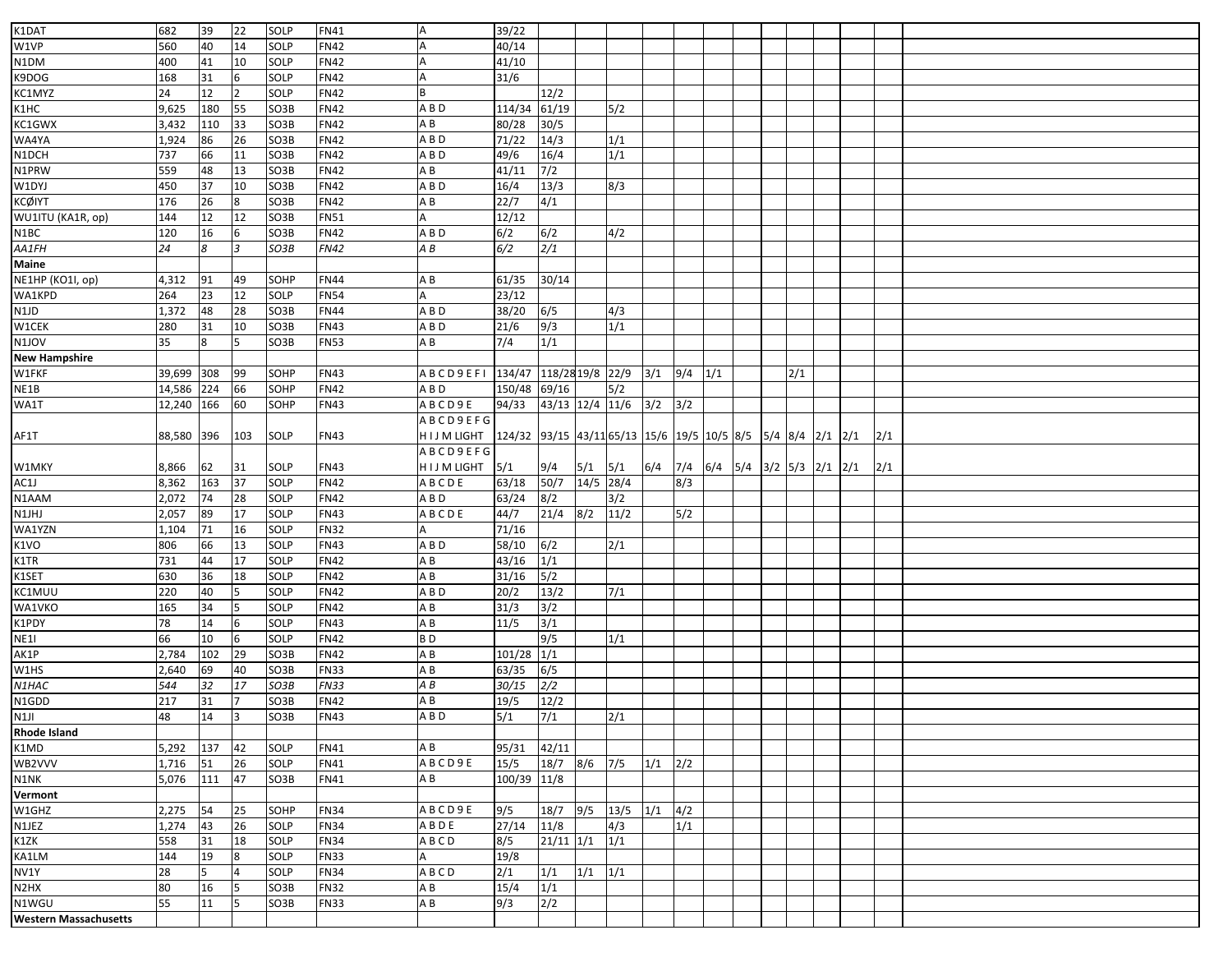| | | | | | | | | | | | | | | | | | | |
|---|---|---|---|---|---|---|---|---|---|---|---|---|---|---|---|---|---|---|
| K1DAT | 682 | 39 | 22 | SOLP | FN41 | A | 39/22 | | | | | | | | | | | |
| W1VP | 560 | 40 | 14 | SOLP | FN42 | A | 40/14 | | | | | | | | | | | |
| N1DM | 400 | 41 | 10 | SOLP | FN42 | A | 41/10 | | | | | | | | | | | |
| K9DOG | 168 | 31 | 6 | SOLP | FN42 | A | 31/6 | | | | | | | | | | | |
| KC1MYZ | 24 | 12 | 2 | SOLP | FN42 | B | | 12/2 | | | | | | | | | | |
| K1HC | 9,625 | 180 | 55 | SO3B | FN42 | A B D | 114/34 | 61/19 | | 5/2 | | | | | | | | |
| KC1GWX | 3,432 | 110 | 33 | SO3B | FN42 | A B | 80/28 | 30/5 | | | | | | | | | | |
| WA4YA | 1,924 | 86 | 26 | SO3B | FN42 | A B D | 71/22 | 14/3 | | 1/1 | | | | | | | | |
| N1DCH | 737 | 66 | 11 | SO3B | FN42 | A B D | 49/6 | 16/4 | | 1/1 | | | | | | | | |
| N1PRW | 559 | 48 | 13 | SO3B | FN42 | A B | 41/11 | 7/2 | | | | | | | | | | |
| W1DYJ | 450 | 37 | 10 | SO3B | FN42 | A B D | 16/4 | 13/3 | | 8/3 | | | | | | | | |
| KCØIYT | 176 | 26 | 8 | SO3B | FN42 | A B | 22/7 | 4/1 | | | | | | | | | | |
| WU1ITU (KA1R, op) | 144 | 12 | 12 | SO3B | FN51 | A | 12/12 | | | | | | | | | | | |
| N1BC | 120 | 16 | 6 | SO3B | FN42 | A B D | 6/2 | 6/2 | | 4/2 | | | | | | | | |
| *AA1FH* | *24* | *8* | *3* | *SO3B* | *FN42* | *A B* | *6/2* | *2/1* | | | | | | | | | | |
| **Maine** | | | | | | | | | | | | | | | | | | |
| NE1HP (KO1I, op) | 4,312 | 91 | 49 | SOHP | FN44 | A B | 61/35 | 30/14 | | | | | | | | | | |
| WA1KPD | 264 | 23 | 12 | SOLP | FN54 | A | 23/12 | | | | | | | | | | | |
| N1JD | 1,372 | 48 | 28 | SO3B | FN44 | A B D | 38/20 | 6/5 | | 4/3 | | | | | | | | |
| W1CEK | 280 | 31 | 10 | SO3B | FN43 | A B D | 21/6 | 9/3 | | 1/1 | | | | | | | | |
| N1JOV | 35 | 8 | 5 | SO3B | FN53 | A B | 7/4 | 1/1 | | | | | | | | | | |
| **New Hampshire** | | | | | | | | | | | | | | | | | | |
| W1FKF | 39,699 | 308 | 99 | SOHP | FN43 | A B C D 9 E F I | 134/47 | 118/28 | 19/8 | 22/9 | 3/1 | 9/4 | 1/1 | | | 2/1 | | |
| NE1B | 14,586 | 224 | 66 | SOHP | FN42 | A B D | 150/48 | 69/16 | | 5/2 | | | | | | | | |
| WA1T | 12,240 | 166 | 60 | SOHP | FN43 | A B C D 9 E | 94/33 | 43/13 | 12/4 | 11/6 | 3/2 | 3/2 | | | | | | |
| AF1T | 88,580 | 396 | 103 | SOLP | FN43 | A B C D 9 E F G H I J M LIGHT | 124/32 | 93/15 | 43/11 | 65/13 | 15/6 | 19/5 | 10/5 | 8/5 | 5/4 | 8/4 | 2/1 | 2/1 | 2/1 |
| W1MKY | 8,866 | 62 | 31 | SOLP | FN43 | A B C D 9 E F G H I J M LIGHT | 5/1 | 9/4 | 5/1 | 5/1 | 6/4 | 7/4 | 6/4 | 5/4 | 3/2 | 5/3 | 2/1 | 2/1 | 2/1 |
| AC1J | 8,362 | 163 | 37 | SOLP | FN42 | A B C D E | 63/18 | 50/7 | 14/5 | 28/4 | | 8/3 | | | | | | |
| N1AAM | 2,072 | 74 | 28 | SOLP | FN42 | A B D | 63/24 | 8/2 | | 3/2 | | | | | | | | |
| N1JHJ | 2,057 | 89 | 17 | SOLP | FN43 | A B C D E | 44/7 | 21/4 | 8/2 | 11/2 | | 5/2 | | | | | | |
| WA1YZN | 1,104 | 71 | 16 | SOLP | FN32 | A | 71/16 | | | | | | | | | | | |
| K1VO | 806 | 66 | 13 | SOLP | FN43 | A B D | 58/10 | 6/2 | | 2/1 | | | | | | | | |
| K1TR | 731 | 44 | 17 | SOLP | FN42 | A B | 43/16 | 1/1 | | | | | | | | | | |
| K1SET | 630 | 36 | 18 | SOLP | FN42 | A B | 31/16 | 5/2 | | | | | | | | | | |
| KC1MUU | 220 | 40 | 5 | SOLP | FN42 | A B D | 20/2 | 13/2 | | 7/1 | | | | | | | | |
| WA1VKO | 165 | 34 | 5 | SOLP | FN42 | A B | 31/3 | 3/2 | | | | | | | | | | |
| K1PDY | 78 | 14 | 6 | SOLP | FN43 | A B | 11/5 | 3/1 | | | | | | | | | | |
| NE1I | 66 | 10 | 6 | SOLP | FN42 | B D | | 9/5 | | 1/1 | | | | | | | | |
| AK1P | 2,784 | 102 | 29 | SO3B | FN42 | A B | 101/28 | 1/1 | | | | | | | | | | |
| W1HS | 2,640 | 69 | 40 | SO3B | FN33 | A B | 63/35 | 6/5 | | | | | | | | | | |
| *N1HAC* | *544* | *32* | *17* | *SO3B* | *FN33* | *A B* | *30/15* | *2/2* | | | | | | | | | | |
| N1GDD | 217 | 31 | 7 | SO3B | FN42 | A B | 19/5 | 12/2 | | | | | | | | | | |
| N1JI | 48 | 14 | 3 | SO3B | FN43 | A B D | 5/1 | 7/1 | | 2/1 | | | | | | | | |
| **Rhode Island** | | | | | | | | | | | | | | | | | | |
| K1MD | 5,292 | 137 | 42 | SOLP | FN41 | A B | 95/31 | 42/11 | | | | | | | | | | |
| WB2VVV | 1,716 | 51 | 26 | SOLP | FN41 | A B C D 9 E | 15/5 | 18/7 | 8/6 | 7/5 | 1/1 | 2/2 | | | | | | |
| N1NK | 5,076 | 111 | 47 | SO3B | FN41 | A B | 100/39 | 11/8 | | | | | | | | | | |
| **Vermont** | | | | | | | | | | | | | | | | | | |
| W1GHZ | 2,275 | 54 | 25 | SOHP | FN34 | A B C D 9 E | 9/5 | 18/7 | 9/5 | 13/5 | 1/1 | 4/2 | | | | | | |
| N1JEZ | 1,274 | 43 | 26 | SOLP | FN34 | A B D E | 27/14 | 11/8 | | 4/3 | | 1/1 | | | | | | |
| K1ZK | 558 | 31 | 18 | SOLP | FN34 | A B C D | 8/5 | 21/11 | 1/1 | 1/1 | | | | | | | | |
| KA1LM | 144 | 19 | 8 | SOLP | FN33 | A | 19/8 | | | | | | | | | | | |
| NV1Y | 28 | 5 | 4 | SOLP | FN34 | A B C D | 2/1 | 1/1 | 1/1 | 1/1 | | | | | | | | |
| N2HX | 80 | 16 | 5 | SO3B | FN32 | A B | 15/4 | 1/1 | | | | | | | | | | |
| N1WGU | 55 | 11 | 5 | SO3B | FN33 | A B | 9/3 | 2/2 | | | | | | | | | | |
| **Western Massachusetts** | | | | | | | | | | | | | | | | | | |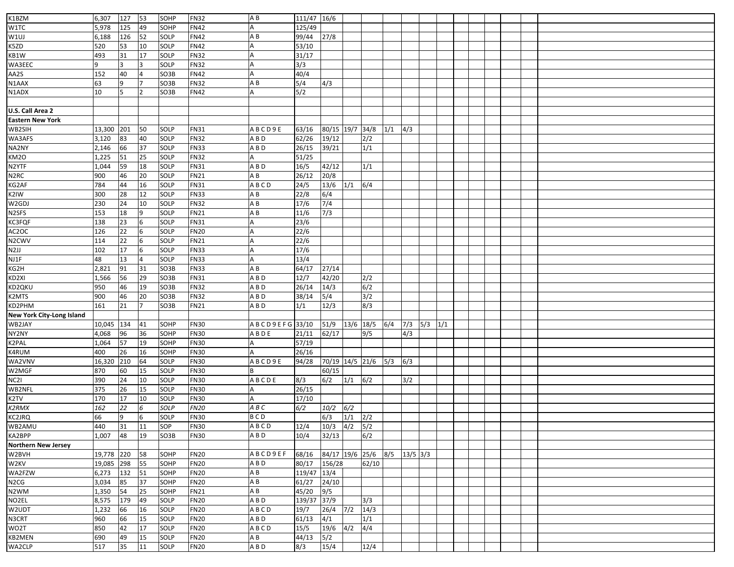| | | | | | | | | | | | | | | |
|---|---|---|---|---|---|---|---|---|---|---|---|---|---|---|
| K1BZM | 6,307 | 127 | 53 | SOHP | FN32 | A B | 111/47 | 16/6 | | | | | | |
| W1TC | 5,978 | 125 | 49 | SOHP | FN42 | A | 125/49 | | | | | | | |
| W1UJ | 6,188 | 126 | 52 | SOLP | FN42 | A B | 99/44 | 27/8 | | | | | | |
| K5ZD | 520 | 53 | 10 | SOLP | FN42 | A | 53/10 | | | | | | | |
| KB1W | 493 | 31 | 17 | SOLP | FN32 | A | 31/17 | | | | | | | |
| WA3EEC | 9 | 3 | 3 | SOLP | FN32 | A | 3/3 | | | | | | | |
| AA2S | 152 | 40 | 4 | SO3B | FN42 | A | 40/4 | | | | | | | |
| N1AAX | 63 | 9 | 7 | SO3B | FN32 | A B | 5/4 | 4/3 | | | | | | |
| N1ADX | 10 | 5 | 2 | SO3B | FN42 | A | 5/2 | | | | | | | |
| | | | | | | | | | | | | | | |
| **U.S. Call Area 2** | | | | | | | | | | | | | | |
| **Eastern New York** | | | | | | | | | | | | | | |
| WB2SIH | 13,300 | 201 | 50 | SOLP | FN31 | A B C D 9 E | 63/16 | 80/15 | 19/7 | 34/8 | 1/1 | 4/3 | | |
| WA3AFS | 3,120 | 83 | 40 | SOLP | FN32 | A B D | 62/26 | 19/12 | | 2/2 | | | | |
| NA2NY | 2,146 | 66 | 37 | SOLP | FN33 | A B D | 26/15 | 39/21 | | 1/1 | | | | |
| KM2O | 1,225 | 51 | 25 | SOLP | FN32 | A | 51/25 | | | | | | | |
| N2YTF | 1,044 | 59 | 18 | SOLP | FN31 | A B D | 16/5 | 42/12 | | 1/1 | | | | |
| N2RC | 900 | 46 | 20 | SOLP | FN21 | A B | 26/12 | 20/8 | | | | | | |
| KG2AF | 784 | 44 | 16 | SOLP | FN31 | A B C D | 24/5 | 13/6 | 1/1 | 6/4 | | | | |
| K2IW | 300 | 28 | 12 | SOLP | FN33 | A B | 22/8 | 6/4 | | | | | | |
| W2GDJ | 230 | 24 | 10 | SOLP | FN32 | A B | 17/6 | 7/4 | | | | | | |
| N2SFS | 153 | 18 | 9 | SOLP | FN21 | A B | 11/6 | 7/3 | | | | | | |
| KC3FQF | 138 | 23 | 6 | SOLP | FN31 | A | 23/6 | | | | | | | |
| AC2OC | 126 | 22 | 6 | SOLP | FN20 | A | 22/6 | | | | | | | |
| N2CWV | 114 | 22 | 6 | SOLP | FN21 | A | 22/6 | | | | | | | |
| N2JJ | 102 | 17 | 6 | SOLP | FN33 | A | 17/6 | | | | | | | |
| NJ1F | 48 | 13 | 4 | SOLP | FN33 | A | 13/4 | | | | | | | |
| KG2H | 2,821 | 91 | 31 | SO3B | FN33 | A B | 64/17 | 27/14 | | | | | | |
| KD2XI | 1,566 | 56 | 29 | SO3B | FN31 | A B D | 12/7 | 42/20 | | 2/2 | | | | |
| KD2QKU | 950 | 46 | 19 | SO3B | FN32 | A B D | 26/14 | 14/3 | | 6/2 | | | | |
| K2MTS | 900 | 46 | 20 | SO3B | FN32 | A B D | 38/14 | 5/4 | | 3/2 | | | | |
| KD2PHM | 161 | 21 | 7 | SO3B | FN21 | A B D | 1/1 | 12/3 | | 8/3 | | | | |
| **New York City-Long Island** | | | | | | | | | | | | | | |
| WB2JAY | 10,045 | 134 | 41 | SOHP | FN30 | A B C D 9 E F G | 33/10 | 51/9 | 13/6 | 18/5 | 6/4 | 7/3 | 5/3 | 1/1 |
| NY2NY | 4,068 | 96 | 36 | SOHP | FN30 | A B D E | 21/11 | 62/17 | | 9/5 | | 4/3 | | |
| K2PAL | 1,064 | 57 | 19 | SOHP | FN30 | A | 57/19 | | | | | | | |
| K4RUM | 400 | 26 | 16 | SOHP | FN30 | A | 26/16 | | | | | | | |
| WA2VNV | 16,320 | 210 | 64 | SOLP | FN30 | A B C D 9 E | 94/28 | 70/19 | 14/5 | 21/6 | 5/3 | 6/3 | | |
| W2MGF | 870 | 60 | 15 | SOLP | FN30 | B | | 60/15 | | | | | | |
| NC2I | 390 | 24 | 10 | SOLP | FN30 | A B C D E | 8/3 | 6/2 | 1/1 | 6/2 | | 3/2 | | |
| WB2NFL | 375 | 26 | 15 | SOLP | FN30 | A | 26/15 | | | | | | | |
| K2TV | 170 | 17 | 10 | SOLP | FN30 | A | 17/10 | | | | | | | |
| *K2RMX* | *162* | *22* | *6* | *SOLP* | *FN20* | *A B C* | *6/2* | *10/2* | *6/2* | | | | | |
| KC2JRQ | 66 | 9 | 6 | SOLP | FN30 | B C D | | 6/3 | 1/1 | 2/2 | | | | |
| WB2AMU | 440 | 31 | 11 | SOP | FN30 | A B C D | 12/4 | 10/3 | 4/2 | 5/2 | | | | |
| KA2BPP | 1,007 | 48 | 19 | SO3B | FN30 | A B D | 10/4 | 32/13 | | 6/2 | | | | |
| **Northern New Jersey** | | | | | | | | | | | | | | |
| W2BVH | 19,778 | 220 | 58 | SOHP | FN20 | A B C D 9 E F | 68/16 | 84/17 | 19/6 | 25/6 | 8/5 | 13/5 | 3/3 | |
| W2KV | 19,085 | 298 | 55 | SOHP | FN20 | A B D | 80/17 | 156/28 | | 62/10 | | | | |
| WA2FZW | 6,273 | 132 | 51 | SOHP | FN20 | A B | 119/47 | 13/4 | | | | | | |
| N2CG | 3,034 | 85 | 37 | SOHP | FN20 | A B | 61/27 | 24/10 | | | | | | |
| N2WM | 1,350 | 54 | 25 | SOHP | FN21 | A B | 45/20 | 9/5 | | | | | | |
| NO2EL | 8,575 | 179 | 49 | SOLP | FN20 | A B D | 139/37 | 37/9 | | 3/3 | | | | |
| W2UDT | 1,232 | 66 | 16 | SOLP | FN20 | A B C D | 19/7 | 26/4 | 7/2 | 14/3 | | | | |
| N3CRT | 960 | 66 | 15 | SOLP | FN20 | A B D | 61/13 | 4/1 | | 1/1 | | | | |
| WO2T | 850 | 42 | 17 | SOLP | FN20 | A B C D | 15/5 | 19/6 | 4/2 | 4/4 | | | | |
| KB2MEN | 690 | 49 | 15 | SOLP | FN20 | A B | 44/13 | 5/2 | | | | | | |
| WA2CLP | 517 | 35 | 11 | SOLP | FN20 | A B D | 8/3 | 15/4 | | 12/4 | | | | |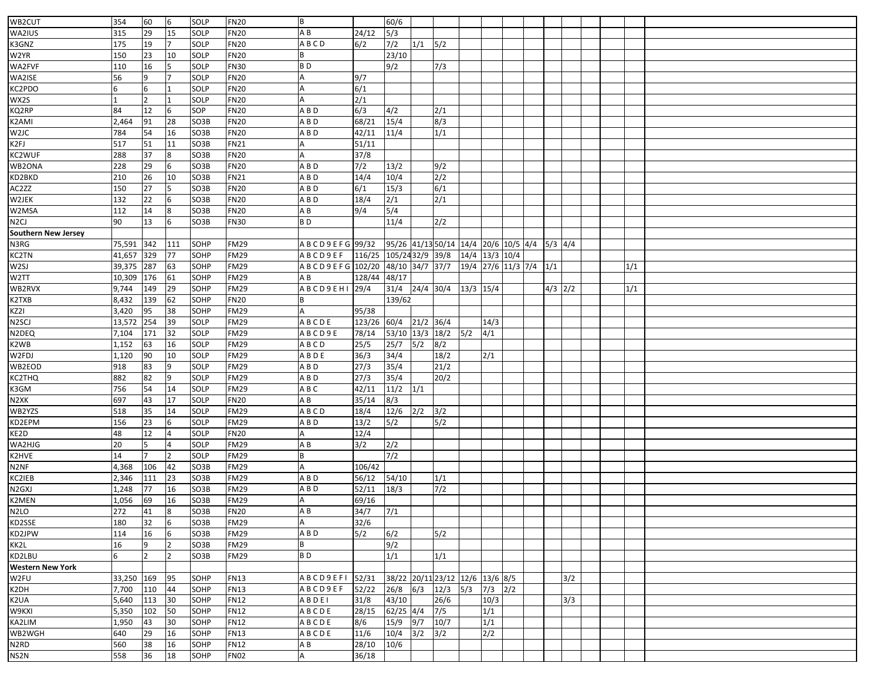| | | | | | | | | | | | | | | | | | | | | |
|---|---|---|---|---|---|---|---|---|---|---|---|---|---|---|---|---|---|---|---|---|
| WB2CUT | 354 | 60 | 6 | SOLP | FN20 | B | | 60/6 | | | | | | | | | | | | |
| WA2IUS | 315 | 29 | 15 | SOLP | FN20 | A B | 24/12 | 5/3 | | | | | | | | | | | | |
| K3GNZ | 175 | 19 | 7 | SOLP | FN20 | A B C D | 6/2 | 7/2 | 1/1 | 5/2 | | | | | | | | | | |
| W2YR | 150 | 23 | 10 | SOLP | FN20 | B | | 23/10 | | | | | | | | | | | | |
| WA2FVF | 110 | 16 | 5 | SOLP | FN30 | B D | | 9/2 | | 7/3 | | | | | | | | | | |
| WA2ISE | 56 | 9 | 7 | SOLP | FN20 | A | 9/7 | | | | | | | | | | | | | |
| KC2PDO | 6 | 6 | 1 | SOLP | FN20 | A | 6/1 | | | | | | | | | | | | | |
| WX2S | 1 | 2 | 1 | SOLP | FN20 | A | 2/1 | | | | | | | | | | | | | |
| KQ2RP | 84 | 12 | 6 | SOP | FN20 | A B D | 6/3 | 4/2 | | 2/1 | | | | | | | | | | |
| K2AMI | 2,464 | 91 | 28 | SO3B | FN20 | A B D | 68/21 | 15/4 | | 8/3 | | | | | | | | | | |
| W2JC | 784 | 54 | 16 | SO3B | FN20 | A B D | 42/11 | 11/4 | | 1/1 | | | | | | | | | | |
| K2FJ | 517 | 51 | 11 | SO3B | FN21 | A | 51/11 | | | | | | | | | | | | | |
| KC2WUF | 288 | 37 | 8 | SO3B | FN20 | A | 37/8 | | | | | | | | | | | | | |
| WB2ONA | 228 | 29 | 6 | SO3B | FN20 | A B D | 7/2 | 13/2 | | 9/2 | | | | | | | | | | |
| KD2BKD | 210 | 26 | 10 | SO3B | FN21 | A B D | 14/4 | 10/4 | | 2/2 | | | | | | | | | | |
| AC2ZZ | 150 | 27 | 5 | SO3B | FN20 | A B D | 6/1 | 15/3 | | 6/1 | | | | | | | | | | |
| W2JEK | 132 | 22 | 6 | SO3B | FN20 | A B D | 18/4 | 2/1 | | 2/1 | | | | | | | | | | |
| W2MSA | 112 | 14 | 8 | SO3B | FN20 | A B | 9/4 | 5/4 | | | | | | | | | | | | |
| N2CJ | 90 | 13 | 6 | SO3B | FN30 | B D | | 11/4 | | 2/2 | | | | | | | | | | |
| **Southern New Jersey** | | | | | | | | | | | | | | | | | | | | |
| N3RG | 75,591 | 342 | 111 | SOHP | FM29 | A B C D 9 E F G | 99/32 | 95/26 | 41/13 | 50/14 | 14/4 | 20/6 | 10/5 | 4/4 | 5/3 | 4/4 | | | | |
| KC2TN | 41,657 | 329 | 77 | SOHP | FM29 | A B C D 9 E F | 116/25 | 105/24 | 32/9 | 39/8 | 14/4 | 13/3 | 10/4 | | | | | | | |
| W2SJ | 39,375 | 287 | 63 | SOHP | FM29 | A B C D 9 E F G | 102/20 | 48/10 | 34/7 | 37/7 | 19/4 | 27/6 | 11/3 | 7/4 | 1/1 | | | | 1/1 | |
| W2TT | 10,309 | 176 | 61 | SOHP | FM29 | A B | 128/44 | 48/17 | | | | | | | | | | | | |
| WB2RVX | 9,744 | 149 | 29 | SOHP | FM29 | A B C D 9 E H I | 29/4 | 31/4 | 24/4 | 30/4 | 13/3 | 15/4 | | | 4/3 | 2/2 | | | 1/1 | |
| K2TXB | 8,432 | 139 | 62 | SOHP | FN20 | B | | 139/62 | | | | | | | | | | | | |
| KZ2I | 3,420 | 95 | 38 | SOHP | FM29 | A | 95/38 | | | | | | | | | | | | | |
| N2SCJ | 13,572 | 254 | 39 | SOLP | FM29 | A B C D E | 123/26 | 60/4 | 21/2 | 36/4 | | 14/3 | | | | | | | | |
| N2DEQ | 7,104 | 171 | 32 | SOLP | FM29 | A B C D 9 E | 78/14 | 53/10 | 13/3 | 18/2 | 5/2 | 4/1 | | | | | | | | |
| K2WB | 1,152 | 63 | 16 | SOLP | FM29 | A B C D | 25/5 | 25/7 | 5/2 | 8/2 | | | | | | | | | | |
| W2FDJ | 1,120 | 90 | 10 | SOLP | FM29 | A B D E | 36/3 | 34/4 | | 18/2 | | 2/1 | | | | | | | | |
| WB2EOD | 918 | 83 | 9 | SOLP | FM29 | A B D | 27/3 | 35/4 | | 21/2 | | | | | | | | | | |
| KC2THQ | 882 | 82 | 9 | SOLP | FM29 | A B D | 27/3 | 35/4 | | 20/2 | | | | | | | | | | |
| K3GM | 756 | 54 | 14 | SOLP | FM29 | A B C | 42/11 | 11/2 | 1/1 | | | | | | | | | | | |
| N2XK | 697 | 43 | 17 | SOLP | FN20 | A B | 35/14 | 8/3 | | | | | | | | | | | | |
| WB2YZS | 518 | 35 | 14 | SOLP | FM29 | A B C D | 18/4 | 12/6 | 2/2 | 3/2 | | | | | | | | | | |
| KD2EPM | 156 | 23 | 6 | SOLP | FM29 | A B D | 13/2 | 5/2 | | 5/2 | | | | | | | | | | |
| KE2D | 48 | 12 | 4 | SOLP | FN20 | A | 12/4 | | | | | | | | | | | | | |
| WA2HJG | 20 | 5 | 4 | SOLP | FM29 | A B | 3/2 | 2/2 | | | | | | | | | | | | |
| K2HVE | 14 | 7 | 2 | SOLP | FM29 | B | | 7/2 | | | | | | | | | | | | |
| N2NF | 4,368 | 106 | 42 | SO3B | FM29 | A | 106/42 | | | | | | | | | | | | | |
| KC2IEB | 2,346 | 111 | 23 | SO3B | FM29 | A B D | 56/12 | 54/10 | | 1/1 | | | | | | | | | | |
| N2GXJ | 1,248 | 77 | 16 | SO3B | FM29 | A B D | 52/11 | 18/3 | | 7/2 | | | | | | | | | | |
| K2MEN | 1,056 | 69 | 16 | SO3B | FM29 | A | 69/16 | | | | | | | | | | | | | |
| N2LO | 272 | 41 | 8 | SO3B | FN20 | A B | 34/7 | 7/1 | | | | | | | | | | | | |
| KD2SSE | 180 | 32 | 6 | SO3B | FM29 | A | 32/6 | | | | | | | | | | | | | |
| KD2JPW | 114 | 16 | 6 | SO3B | FM29 | A B D | 5/2 | 6/2 | | 5/2 | | | | | | | | | | |
| KK2L | 16 | 9 | 2 | SO3B | FM29 | B | | 9/2 | | | | | | | | | | | | |
| KD2LBU | 6 | 2 | 2 | SO3B | FM29 | B D | | 1/1 | | 1/1 | | | | | | | | | | |
| **Western New York** | | | | | | | | | | | | | | | | | | | | |
| W2FU | 33,250 | 169 | 95 | SOHP | FN13 | A B C D 9 E F I | 52/31 | 38/22 | 20/11 | 23/12 | 12/6 | 13/6 | 8/5 | | | 3/2 | | | | |
| K2DH | 7,700 | 110 | 44 | SOHP | FN13 | A B C D 9 E F | 52/22 | 26/8 | 6/3 | 12/3 | 5/3 | 7/3 | 2/2 | | | | | | | |
| K2UA | 5,640 | 113 | 30 | SOHP | FN12 | A B D E I | 31/8 | 43/10 | | 26/6 | | 10/3 | | | | 3/3 | | | | |
| W9KXI | 5,350 | 102 | 50 | SOHP | FN12 | A B C D E | 28/15 | 62/25 | 4/4 | 7/5 | | 1/1 | | | | | | | | |
| KA2LIM | 1,950 | 43 | 30 | SOHP | FN12 | A B C D E | 8/6 | 15/9 | 9/7 | 10/7 | | 1/1 | | | | | | | | |
| WB2WGH | 640 | 29 | 16 | SOHP | FN13 | A B C D E | 11/6 | 10/4 | 3/2 | 3/2 | | 2/2 | | | | | | | | |
| N2RD | 560 | 38 | 16 | SOHP | FN12 | A B | 28/10 | 10/6 | | | | | | | | | | | | |
| NS2N | 558 | 36 | 18 | SOHP | FN02 | A | 36/18 | | | | | | | | | | | | | |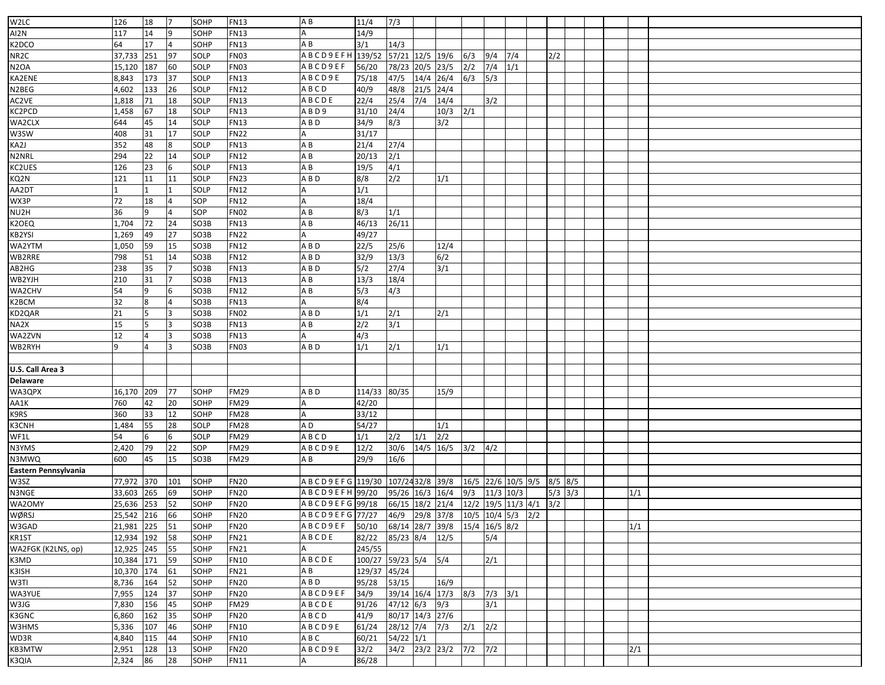| | | | | | | | | | | | | | | | | | | | | |
|---|---|---|---|---|---|---|---|---|---|---|---|---|---|---|---|---|---|---|---|---|
| W2LC | 126 | 18 | 7 | SOHP | FN13 | A B | 11/4 | 7/3 | | | | | | | | | | | | |
| AI2N | 117 | 14 | 9 | SOHP | FN13 | A | 14/9 | | | | | | | | | | | | | |
| K2DCO | 64 | 17 | 4 | SOHP | FN13 | A B | 3/1 | 14/3 | | | | | | | | | | | | |
| NR2C | 37,733 | 251 | 97 | SOLP | FN03 | A B C D 9 E F H | 139/52 | 57/21 | 12/5 | 19/6 | 6/3 | 9/4 | 7/4 | | 2/2 | | | | | |
| N2OA | 15,120 | 187 | 60 | SOLP | FN03 | A B C D 9 E F | 56/20 | 78/23 | 20/5 | 23/5 | 2/2 | 7/4 | 1/1 | | | | | | | |
| KA2ENE | 8,843 | 173 | 37 | SOLP | FN13 | A B C D 9 E | 75/18 | 47/5 | 14/4 | 26/4 | 6/3 | 5/3 | | | | | | | | |
| N2BEG | 4,602 | 133 | 26 | SOLP | FN12 | A B C D | 40/9 | 48/8 | 21/5 | 24/4 | | | | | | | | | | |
| AC2VE | 1,818 | 71 | 18 | SOLP | FN13 | A B C D E | 22/4 | 25/4 | 7/4 | 14/4 | | 3/2 | | | | | | | | |
| KC2PCD | 1,458 | 67 | 18 | SOLP | FN13 | A B D 9 | 31/10 | 24/4 | | 10/3 | 2/1 | | | | | | | | | |
| WA2CLX | 644 | 45 | 14 | SOLP | FN13 | A B D | 34/9 | 8/3 | | 3/2 | | | | | | | | | | |
| W3SW | 408 | 31 | 17 | SOLP | FN22 | A | 31/17 | | | | | | | | | | | | | |
| KA2J | 352 | 48 | 8 | SOLP | FN13 | A B | 21/4 | 27/4 | | | | | | | | | | | | |
| N2NRL | 294 | 22 | 14 | SOLP | FN12 | A B | 20/13 | 2/1 | | | | | | | | | | | | |
| KC2UES | 126 | 23 | 6 | SOLP | FN13 | A B | 19/5 | 4/1 | | | | | | | | | | | | |
| KQ2N | 121 | 11 | 11 | SOLP | FN23 | A B D | 8/8 | 2/2 | | 1/1 | | | | | | | | | | |
| AA2DT | 1 | 1 | 1 | SOLP | FN12 | A | 1/1 | | | | | | | | | | | | | |
| WX3P | 72 | 18 | 4 | SOP | FN12 | A | 18/4 | | | | | | | | | | | | | |
| NU2H | 36 | 9 | 4 | SOP | FN02 | A B | 8/3 | 1/1 | | | | | | | | | | | | |
| K2OEQ | 1,704 | 72 | 24 | SO3B | FN13 | A B | 46/13 | 26/11 | | | | | | | | | | | | |
| KB2YSI | 1,269 | 49 | 27 | SO3B | FN22 | A | 49/27 | | | | | | | | | | | | | |
| WA2YTM | 1,050 | 59 | 15 | SO3B | FN12 | A B D | 22/5 | 25/6 | | 12/4 | | | | | | | | | | |
| WB2RRE | 798 | 51 | 14 | SO3B | FN12 | A B D | 32/9 | 13/3 | | 6/2 | | | | | | | | | | |
| AB2HG | 238 | 35 | 7 | SO3B | FN13 | A B D | 5/2 | 27/4 | | 3/1 | | | | | | | | | | |
| WB2YJH | 210 | 31 | 7 | SO3B | FN13 | A B | 13/3 | 18/4 | | | | | | | | | | | | |
| WA2CHV | 54 | 9 | 6 | SO3B | FN12 | A B | 5/3 | 4/3 | | | | | | | | | | | | |
| K2BCM | 32 | 8 | 4 | SO3B | FN13 | A | 8/4 | | | | | | | | | | | | | |
| KD2QAR | 21 | 5 | 3 | SO3B | FN02 | A B D | 1/1 | 2/1 | | 2/1 | | | | | | | | | | |
| NA2X | 15 | 5 | 3 | SO3B | FN13 | A B | 2/2 | 3/1 | | | | | | | | | | | | |
| WA2ZVN | 12 | 4 | 3 | SO3B | FN13 | A | 4/3 | | | | | | | | | | | | | |
| WB2RYH | 9 | 4 | 3 | SO3B | FN03 | A B D | 1/1 | 2/1 | | 1/1 | | | | | | | | | | |
| | | | | | | | | | | | | | | | | | | | | |
| **U.S. Call Area 3** | | | | | | | | | | | | | | | | | | | | |
| **Delaware** | | | | | | | | | | | | | | | | | | | | |
| WA3QPX | 16,170 | 209 | 77 | SOHP | FM29 | A B D | 114/33 | 80/35 | | 15/9 | | | | | | | | | | |
| AA1K | 760 | 42 | 20 | SOHP | FM29 | A | 42/20 | | | | | | | | | | | | | |
| K9RS | 360 | 33 | 12 | SOHP | FM28 | A | 33/12 | | | | | | | | | | | | | |
| K3CNH | 1,484 | 55 | 28 | SOLP | FM28 | A D | 54/27 | | | 1/1 | | | | | | | | | | |
| WF1L | 54 | 6 | 6 | SOLP | FM29 | A B C D | 1/1 | 2/2 | 1/1 | 2/2 | | | | | | | | | | |
| N3YMS | 2,420 | 79 | 22 | SOP | FM29 | A B C D 9 E | 12/2 | 30/6 | 14/5 | 16/5 | 3/2 | 4/2 | | | | | | | | |
| N3MWQ | 600 | 45 | 15 | SO3B | FM29 | A B | 29/9 | 16/6 | | | | | | | | | | | | |
| **Eastern Pennsylvania** | | | | | | | | | | | | | | | | | | | | |
| W3SZ | 77,972 | 370 | 101 | SOHP | FN20 | A B C D 9 E F G | 119/30 | 107/24 | 32/8 | 39/8 | 16/5 | 22/6 | 10/5 | 9/5 | 8/5 | 8/5 | | | | |
| N3NGE | 33,603 | 265 | 69 | SOHP | FN20 | A B C D 9 E F H | 99/20 | 95/26 | 16/3 | 16/4 | 9/3 | 11/3 | 10/3 | | 5/3 | 3/3 | | | 1/1 | |
| WA2OMY | 25,636 | 253 | 52 | SOHP | FN20 | A B C D 9 E F G | 99/18 | 66/15 | 18/2 | 21/4 | 12/2 | 19/5 | 11/3 | 4/1 | 3/2 | | | | | |
| WØRSJ | 25,542 | 216 | 66 | SOHP | FN20 | A B C D 9 E F G | 77/27 | 46/9 | 29/8 | 37/8 | 10/5 | 10/4 | 5/3 | 2/2 | | | | | | |
| W3GAD | 21,981 | 225 | 51 | SOHP | FN20 | A B C D 9 E F | 50/10 | 68/14 | 28/7 | 39/8 | 15/4 | 16/5 | 8/2 | | | | | | 1/1 | |
| KR1ST | 12,934 | 192 | 58 | SOHP | FN21 | A B C D E | 82/22 | 85/23 | 8/4 | 12/5 | | 5/4 | | | | | | | | |
| WA2FGK (K2LNS, op) | 12,925 | 245 | 55 | SOHP | FN21 | A | 245/55 | | | | | | | | | | | | | |
| K3MD | 10,384 | 171 | 59 | SOHP | FN10 | A B C D E | 100/27 | 59/23 | 5/4 | 5/4 | | 2/1 | | | | | | | | |
| K3ISH | 10,370 | 174 | 61 | SOHP | FN21 | A B | 129/37 | 45/24 | | | | | | | | | | | | |
| W3TI | 8,736 | 164 | 52 | SOHP | FN20 | A B D | 95/28 | 53/15 | | 16/9 | | | | | | | | | | |
| WA3YUE | 7,955 | 124 | 37 | SOHP | FN20 | A B C D 9 E F | 34/9 | 39/14 | 16/4 | 17/3 | 8/3 | 7/3 | 3/1 | | | | | | | |
| W3JG | 7,830 | 156 | 45 | SOHP | FM29 | A B C D E | 91/26 | 47/12 | 6/3 | 9/3 | | 3/1 | | | | | | | | |
| K3GNC | 6,860 | 162 | 35 | SOHP | FN20 | A B C D | 41/9 | 80/17 | 14/3 | 27/6 | | | | | | | | | | |
| W3HMS | 5,336 | 107 | 46 | SOHP | FN10 | A B C D 9 E | 61/24 | 28/12 | 7/4 | 7/3 | 2/1 | 2/2 | | | | | | | | |
| WD3R | 4,840 | 115 | 44 | SOHP | FN10 | A B C | 60/21 | 54/22 | 1/1 | | | | | | | | | | | |
| KB3MTW | 2,951 | 128 | 13 | SOHP | FN20 | A B C D 9 E | 32/2 | 34/2 | 23/2 | 23/2 | 7/2 | 7/2 | | | | | | | 2/1 | |
| K3QIA | 2,324 | 86 | 28 | SOHP | FN11 | A | 86/28 | | | | | | | | | | | | | |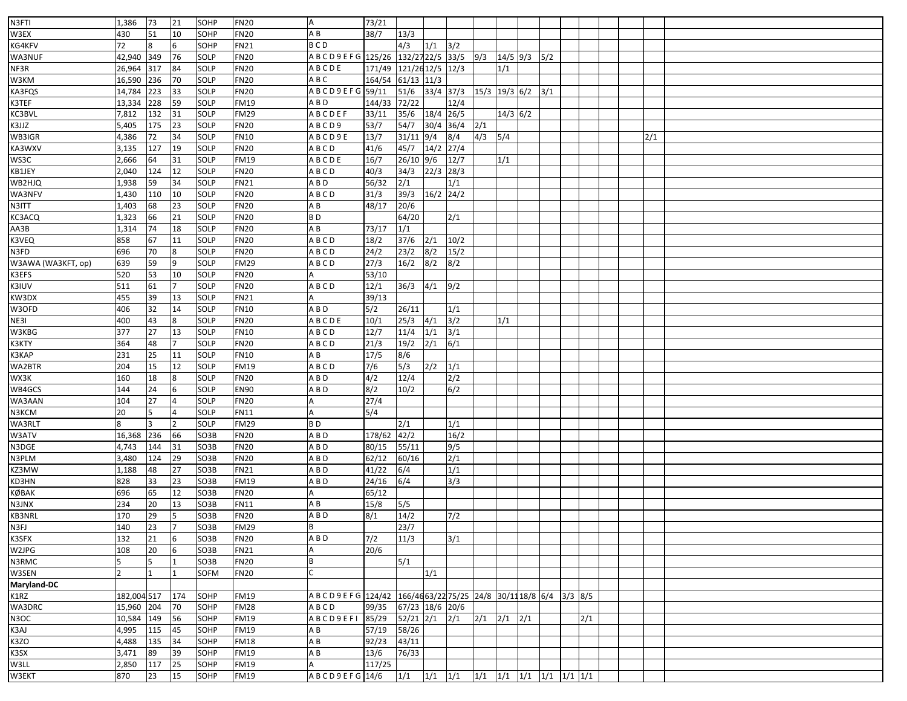| | | | | | | | | | | | | | | | | | | | | |
|---|---|---|---|---|---|---|---|---|---|---|---|---|---|---|---|---|---|---|---|---|
| N3FTI | 1,386 | 73 | 21 | SOHP | FN20 | A | 73/21 | | | | | | | | | | | | | |
| W3EX | 430 | 51 | 10 | SOHP | FN20 | A B | 38/7 | 13/3 | | | | | | | | | | | | |
| KG4KFV | 72 | 8 | 6 | SOHP | FN21 | B C D | | 4/3 | 1/1 | 3/2 | | | | | | | | | | |
| WA3NUF | 42,940 | 349 | 76 | SOLP | FN20 | A B C D 9 E F G | 125/26 | 132/27 | 22/5 | 33/5 | 9/3 | 14/5 | 9/3 | 5/2 | | | | | | |
| NF3R | 26,964 | 317 | 84 | SOLP | FN20 | A B C D E | 171/49 | 121/26 | 12/5 | 12/3 | | 1/1 | | | | | | | | |
| W3KM | 16,590 | 236 | 70 | SOLP | FN20 | A B C | 164/54 | 61/13 | 11/3 | | | | | | | | | | | |
| KA3FQS | 14,784 | 223 | 33 | SOLP | FN20 | A B C D 9 E F G | 59/11 | 51/6 | 33/4 | 37/3 | 15/3 | 19/3 | 6/2 | 3/1 | | | | | | |
| K3TEF | 13,334 | 228 | 59 | SOLP | FM19 | A B D | 144/33 | 72/22 | | 12/4 | | | | | | | | | | |
| KC3BVL | 7,812 | 132 | 31 | SOLP | FM29 | A B C D E F | 33/11 | 35/6 | 18/4 | 26/5 | | 14/3 | 6/2 | | | | | | | |
| K3JJZ | 5,405 | 175 | 23 | SOLP | FN20 | A B C D 9 | 53/7 | 54/7 | 30/4 | 36/4 | 2/1 | | | | | | | | | |
| WB3IGR | 4,386 | 72 | 34 | SOLP | FN10 | A B C D 9 E | 13/7 | 31/11 | 9/4 | 8/4 | 4/3 | 5/4 | | | | | | | 2/1 | |
| KA3WXV | 3,135 | 127 | 19 | SOLP | FN20 | A B C D | 41/6 | 45/7 | 14/2 | 27/4 | | | | | | | | | | |
| WS3C | 2,666 | 64 | 31 | SOLP | FM19 | A B C D E | 16/7 | 26/10 | 9/6 | 12/7 | | 1/1 | | | | | | | | |
| KB1JEY | 2,040 | 124 | 12 | SOLP | FN20 | A B C D | 40/3 | 34/3 | 22/3 | 28/3 | | | | | | | | | | |
| WB2HJQ | 1,938 | 59 | 34 | SOLP | FN21 | A B D | 56/32 | 2/1 | | 1/1 | | | | | | | | | | |
| WA3NFV | 1,430 | 110 | 10 | SOLP | FN20 | A B C D | 31/3 | 39/3 | 16/2 | 24/2 | | | | | | | | | | |
| N3ITT | 1,403 | 68 | 23 | SOLP | FN20 | A B | 48/17 | 20/6 | | | | | | | | | | | | |
| KC3ACQ | 1,323 | 66 | 21 | SOLP | FN20 | B D | | 64/20 | | 2/1 | | | | | | | | | | |
| AA3B | 1,314 | 74 | 18 | SOLP | FN20 | A B | 73/17 | 1/1 | | | | | | | | | | | | |
| K3VEQ | 858 | 67 | 11 | SOLP | FN20 | A B C D | 18/2 | 37/6 | 2/1 | 10/2 | | | | | | | | | | |
| N3FD | 696 | 70 | 8 | SOLP | FN20 | A B C D | 24/2 | 23/2 | 8/2 | 15/2 | | | | | | | | | | |
| W3AWA (WA3KFT, op) | 639 | 59 | 9 | SOLP | FM29 | A B C D | 27/3 | 16/2 | 8/2 | 8/2 | | | | | | | | | | |
| K3EFS | 520 | 53 | 10 | SOLP | FN20 | A | 53/10 | | | | | | | | | | | | | |
| K3IUV | 511 | 61 | 7 | SOLP | FN20 | A B C D | 12/1 | 36/3 | 4/1 | 9/2 | | | | | | | | | | |
| KW3DX | 455 | 39 | 13 | SOLP | FN21 | A | 39/13 | | | | | | | | | | | | | |
| W3OFD | 406 | 32 | 14 | SOLP | FN10 | A B D | 5/2 | 26/11 | | 1/1 | | | | | | | | | | |
| NE3I | 400 | 43 | 8 | SOLP | FN20 | A B C D E | 10/1 | 25/3 | 4/1 | 3/2 | | 1/1 | | | | | | | | |
| W3KBG | 377 | 27 | 13 | SOLP | FN10 | A B C D | 12/7 | 11/4 | 1/1 | 3/1 | | | | | | | | | | |
| K3KTY | 364 | 48 | 7 | SOLP | FN20 | A B C D | 21/3 | 19/2 | 2/1 | 6/1 | | | | | | | | | | |
| K3KAP | 231 | 25 | 11 | SOLP | FN10 | A B | 17/5 | 8/6 | | | | | | | | | | | | |
| WA2BTR | 204 | 15 | 12 | SOLP | FM19 | A B C D | 7/6 | 5/3 | 2/2 | 1/1 | | | | | | | | | | |
| WX3K | 160 | 18 | 8 | SOLP | FN20 | A B D | 4/2 | 12/4 | | 2/2 | | | | | | | | | | |
| WB4GCS | 144 | 24 | 6 | SOLP | EN90 | A B D | 8/2 | 10/2 | | 6/2 | | | | | | | | | | |
| WA3AAN | 104 | 27 | 4 | SOLP | FN20 | A | 27/4 | | | | | | | | | | | | | |
| N3KCM | 20 | 5 | 4 | SOLP | FN11 | A | 5/4 | | | | | | | | | | | | | |
| WA3RLT | 8 | 3 | 2 | SOLP | FM29 | B D | | 2/1 | | 1/1 | | | | | | | | | | |
| W3ATV | 16,368 | 236 | 66 | SO3B | FN20 | A B D | 178/62 | 42/2 | | 16/2 | | | | | | | | | | |
| N3DGE | 4,743 | 144 | 31 | SO3B | FN20 | A B D | 80/15 | 55/11 | | 9/5 | | | | | | | | | | |
| N3PLM | 3,480 | 124 | 29 | SO3B | FN20 | A B D | 62/12 | 60/16 | | 2/1 | | | | | | | | | | |
| KZ3MW | 1,188 | 48 | 27 | SO3B | FN21 | A B D | 41/22 | 6/4 | | 1/1 | | | | | | | | | | |
| KD3HN | 828 | 33 | 23 | SO3B | FM19 | A B D | 24/16 | 6/4 | | 3/3 | | | | | | | | | | |
| KØBAK | 696 | 65 | 12 | SO3B | FN20 | A | 65/12 | | | | | | | | | | | | | |
| N3JNX | 234 | 20 | 13 | SO3B | FN11 | A B | 15/8 | 5/5 | | | | | | | | | | | | |
| KB3NRL | 170 | 29 | 5 | SO3B | FN20 | A B D | 8/1 | 14/2 | | 7/2 | | | | | | | | | | |
| N3FJ | 140 | 23 | 7 | SO3B | FM29 | B | | 23/7 | | | | | | | | | | | | |
| K3SFX | 132 | 21 | 6 | SO3B | FN20 | A B D | 7/2 | 11/3 | | 3/1 | | | | | | | | | | |
| W2JPG | 108 | 20 | 6 | SO3B | FN21 | A | 20/6 | | | | | | | | | | | | | |
| N3RMC | 5 | 5 | 1 | SO3B | FN20 | B | | 5/1 | | | | | | | | | | | | |
| W3SEN | 2 | 1 | 1 | SOFM | FN20 | C | | | 1/1 | | | | | | | | | | | |
| **Maryland-DC** | | | | | | | | | | | | | | | | | | | | |
| K1RZ | 182,004 | 517 | 174 | SOHP | FM19 | A B C D 9 E F G | 124/42 | 166/46 | 63/22 | 75/25 | 24/8 | 30/11 | 18/8 | 6/4 | 3/3 | 8/5 | | | | |
| WA3DRC | 15,960 | 204 | 70 | SOHP | FM28 | A B C D | 99/35 | 67/23 | 18/6 | 20/6 | | | | | | | | | | |
| N3OC | 10,584 | 149 | 56 | SOHP | FM19 | A B C D 9 E F I | 85/29 | 52/21 | 2/1 | 2/1 | 2/1 | 2/1 | 2/1 | | | 2/1 | | | | |
| K3AJ | 4,995 | 115 | 45 | SOHP | FM19 | A B | 57/19 | 58/26 | | | | | | | | | | | | |
| K3ZO | 4,488 | 135 | 34 | SOHP | FM18 | A B | 92/23 | 43/11 | | | | | | | | | | | | |
| K3SX | 3,471 | 89 | 39 | SOHP | FM19 | A B | 13/6 | 76/33 | | | | | | | | | | | | |
| W3LL | 2,850 | 117 | 25 | SOHP | FM19 | A | 117/25 | | | | | | | | | | | | | |
| W3EKT | 870 | 23 | 15 | SOHP | FM19 | A B C D 9 E F G | 14/6 | 1/1 | 1/1 | 1/1 | 1/1 | 1/1 | 1/1 | 1/1 | 1/1 | 1/1 | | | | |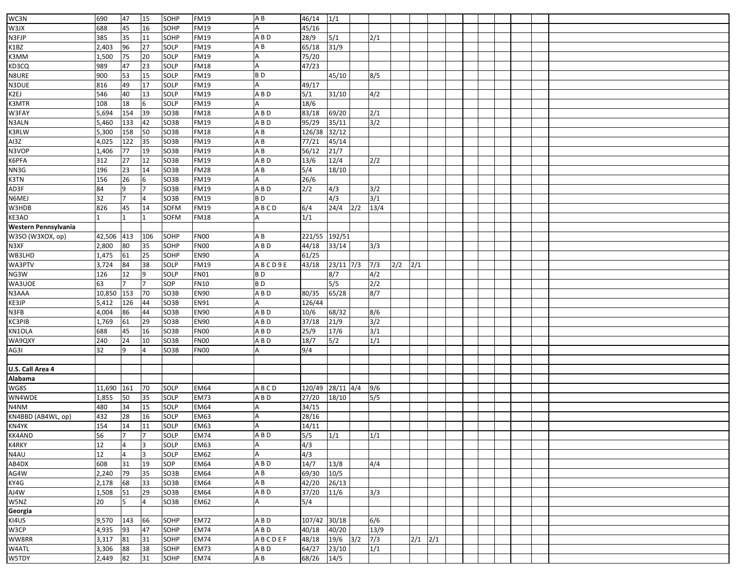| | | | | | | | | | | | | | | | | | | | | |
|---|---|---|---|---|---|---|---|---|---|---|---|---|---|---|---|---|---|---|---|---|
| WC3N | 690 | 47 | 15 | SOHP | FM19 | A B | 46/14 | 1/1 | | | | | | | | | | | | |
| W3JX | 688 | 45 | 16 | SOHP | FM19 | A | 45/16 | | | | | | | | | | | | | |
| N3FJP | 385 | 35 | 11 | SOHP | FM19 | A B D | 28/9 | 5/1 | | 2/1 | | | | | | | | | | |
| K1BZ | 2,403 | 96 | 27 | SOLP | FM19 | A B | 65/18 | 31/9 | | | | | | | | | | | | |
| K3MM | 1,500 | 75 | 20 | SOLP | FM19 | A | 75/20 | | | | | | | | | | | | | |
| KD3CQ | 989 | 47 | 23 | SOLP | FM18 | A | 47/23 | | | | | | | | | | | | | |
| N8URE | 900 | 53 | 15 | SOLP | FM19 | B D | | 45/10 | | 8/5 | | | | | | | | | | |
| N3DUE | 816 | 49 | 17 | SOLP | FM19 | A | 49/17 | | | | | | | | | | | | | |
| K2EJ | 546 | 40 | 13 | SOLP | FM19 | A B D | 5/1 | 31/10 | | 4/2 | | | | | | | | | | |
| K3MTR | 108 | 18 | 6 | SOLP | FM19 | A | 18/6 | | | | | | | | | | | | | |
| W3FAY | 5,694 | 154 | 39 | SO3B | FM18 | A B D | 83/18 | 69/20 | | 2/1 | | | | | | | | | | |
| N3ALN | 5,460 | 133 | 42 | SO3B | FM19 | A B D | 95/29 | 35/11 | | 3/2 | | | | | | | | | | |
| K3RLW | 5,300 | 158 | 50 | SO3B | FM18 | A B | 126/38 | 32/12 | | | | | | | | | | | | |
| AI3Z | 4,025 | 122 | 35 | SO3B | FM19 | A B | 77/21 | 45/14 | | | | | | | | | | | | |
| N3VOP | 1,406 | 77 | 19 | SO3B | FM19 | A B | 56/12 | 21/7 | | | | | | | | | | | | |
| K6PFA | 312 | 27 | 12 | SO3B | FM19 | A B D | 13/6 | 12/4 | | 2/2 | | | | | | | | | | |
| NN3G | 196 | 23 | 14 | SO3B | FM28 | A B | 5/4 | 18/10 | | | | | | | | | | | | |
| K3TN | 156 | 26 | 6 | SO3B | FM19 | A | 26/6 | | | | | | | | | | | | | |
| AD3F | 84 | 9 | 7 | SO3B | FM19 | A B D | 2/2 | 4/3 | | 3/2 | | | | | | | | | | |
| N6MEJ | 32 | 7 | 4 | SO3B | FM19 | B D | | 4/3 | | 3/1 | | | | | | | | | | |
| W3HDB | 826 | 45 | 14 | SOFM | FM19 | A B C D | 6/4 | 24/4 | 2/2 | 13/4 | | | | | | | | | | |
| KE3AO | 1 | 1 | 1 | SOFM | FM18 | A | 1/1 | | | | | | | | | | | | | |
| **Western Pennsylvania** | | | | | | | | | | | | | | | | | | | | |
| W3SO (W3XOX, op) | 42,506 | 413 | 106 | SOHP | FN00 | A B | 221/55 | 192/51 | | | | | | | | | | | | |
| N3XF | 2,800 | 80 | 35 | SOHP | FN00 | A B D | 44/18 | 33/14 | | 3/3 | | | | | | | | | | |
| WB3LHD | 1,475 | 61 | 25 | SOHP | EN90 | A | 61/25 | | | | | | | | | | | | | |
| WA3PTV | 3,724 | 84 | 38 | SOLP | FM19 | A B C D 9 E | 43/18 | 23/11 | 7/3 | 7/3 | 2/2 | 2/1 | | | | | | | | |
| NG3W | 126 | 12 | 9 | SOLP | FN01 | B D | | 8/7 | | 4/2 | | | | | | | | | | |
| WA3UOE | 63 | 7 | 7 | SOP | FN10 | B D | | 5/5 | | 2/2 | | | | | | | | | | |
| N3AAA | 10,850 | 153 | 70 | SO3B | EN90 | A B D | 80/35 | 65/28 | | 8/7 | | | | | | | | | | |
| KE3JP | 5,412 | 126 | 44 | SO3B | EN91 | A | 126/44 | | | | | | | | | | | | | |
| N3FB | 4,004 | 86 | 44 | SO3B | EN90 | A B D | 10/6 | 68/32 | | 8/6 | | | | | | | | | | |
| KC3PIB | 1,769 | 61 | 29 | SO3B | EN90 | A B D | 37/18 | 21/9 | | 3/2 | | | | | | | | | | |
| KN1OLA | 688 | 45 | 16 | SO3B | FN00 | A B D | 25/9 | 17/6 | | 3/1 | | | | | | | | | | |
| WA9QXY | 240 | 24 | 10 | SO3B | FN00 | A B D | 18/7 | 5/2 | | 1/1 | | | | | | | | | | |
| AG3I | 32 | 9 | 4 | SO3B | FN00 | A | 9/4 | | | | | | | | | | | | | |
| | | | | | | | | | | | | | | | | | | | | |
| **U.S. Call Area 4** | | | | | | | | | | | | | | | | | | | | |
| **Alabama** | | | | | | | | | | | | | | | | | | | | |
| WG8S | 11,690 | 161 | 70 | SOLP | EM64 | A B C D | 120/49 | 28/11 | 4/4 | 9/6 | | | | | | | | | | |
| WN4WDE | 1,855 | 50 | 35 | SOLP | EM73 | A B D | 27/20 | 18/10 | | 5/5 | | | | | | | | | | |
| N4NM | 480 | 34 | 15 | SOLP | EM64 | A | 34/15 | | | | | | | | | | | | | |
| KN4BBD (AB4WL, op) | 432 | 28 | 16 | SOLP | EM63 | A | 28/16 | | | | | | | | | | | | | |
| KN4YK | 154 | 14 | 11 | SOLP | EM63 | A | 14/11 | | | | | | | | | | | | | |
| KK4AND | 56 | 7 | 7 | SOLP | EM74 | A B D | 5/5 | 1/1 | | 1/1 | | | | | | | | | | |
| K4RKY | 12 | 4 | 3 | SOLP | EM63 | A | 4/3 | | | | | | | | | | | | | |
| N4AU | 12 | 4 | 3 | SOLP | EM62 | A | 4/3 | | | | | | | | | | | | | |
| AB4DX | 608 | 31 | 19 | SOP | EM64 | A B D | 14/7 | 13/8 | | 4/4 | | | | | | | | | | |
| AG4W | 2,240 | 79 | 35 | SO3B | EM64 | A B | 69/30 | 10/5 | | | | | | | | | | | | |
| KY4G | 2,178 | 68 | 33 | SO3B | EM64 | A B | 42/20 | 26/13 | | | | | | | | | | | | |
| AJ4W | 1,508 | 51 | 29 | SO3B | EM64 | A B D | 37/20 | 11/6 | | 3/3 | | | | | | | | | | |
| W5NZ | 20 | 5 | 4 | SO3B | EM62 | A | 5/4 | | | | | | | | | | | | | |
| **Georgia** | | | | | | | | | | | | | | | | | | | | |
| KI4US | 9,570 | 143 | 66 | SOHP | EM72 | A B D | 107/42 | 30/18 | | 6/6 | | | | | | | | | | |
| W3CP | 4,935 | 93 | 47 | SOHP | EM74 | A B D | 40/18 | 40/20 | | 13/9 | | | | | | | | | | |
| WW8RR | 3,317 | 81 | 31 | SOHP | EM74 | A B C D E F | 48/18 | 19/6 | 3/2 | 7/3 | | 2/1 | 2/1 | | | | | | | |
| W4ATL | 3,306 | 88 | 38 | SOHP | EM73 | A B D | 64/27 | 23/10 | | 1/1 | | | | | | | | | | |
| W5TDY | 2,449 | 82 | 31 | SOHP | EM74 | A B | 68/26 | 14/5 | | | | | | | | | | | | |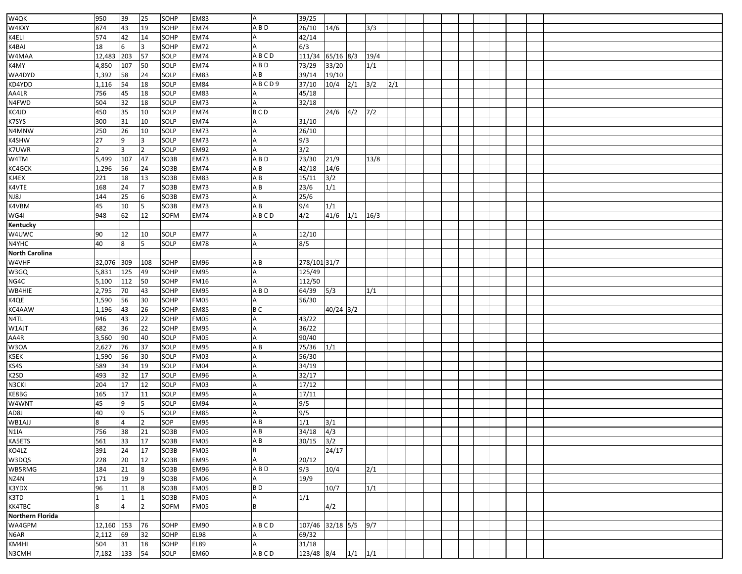| | | | | | | | | | | | | | | | | | | | | |
|---|---|---|---|---|---|---|---|---|---|---|---|---|---|---|---|---|---|---|---|---|
| W4QK | 950 | 39 | 25 | SOHP | EM83 | A | 39/25 | | | | | | | | | | | | | |
| W4KXY | 874 | 43 | 19 | SOHP | EM74 | A B D | 26/10 | 14/6 | | 3/3 | | | | | | | | | | |
| K4ELI | 574 | 42 | 14 | SOHP | EM74 | A | 42/14 | | | | | | | | | | | | | |
| K4BAI | 18 | 6 | 3 | SOHP | EM72 | A | 6/3 | | | | | | | | | | | | | |
| W4MAA | 12,483 | 203 | 57 | SOLP | EM74 | A B C D | 111/34 | 65/16 | 8/3 | 19/4 | | | | | | | | | | |
| K4MY | 4,850 | 107 | 50 | SOLP | EM74 | A B D | 73/29 | 33/20 | | 1/1 | | | | | | | | | | |
| WA4DYD | 1,392 | 58 | 24 | SOLP | EM83 | A B | 39/14 | 19/10 | | | | | | | | | | | | |
| KD4YDD | 1,116 | 54 | 18 | SOLP | EM84 | A B C D 9 | 37/10 | 10/4 | 2/1 | 3/2 | 2/1 | | | | | | | | | |
| AA4LR | 756 | 45 | 18 | SOLP | EM83 | A | 45/18 | | | | | | | | | | | | | |
| N4FWD | 504 | 32 | 18 | SOLP | EM73 | A | 32/18 | | | | | | | | | | | | | |
| KC4JD | 450 | 35 | 10 | SOLP | EM74 | B C D | | 24/6 | 4/2 | 7/2 | | | | | | | | | | |
| K7SYS | 300 | 31 | 10 | SOLP | EM74 | A | 31/10 | | | | | | | | | | | | | |
| N4MNW | 250 | 26 | 10 | SOLP | EM73 | A | 26/10 | | | | | | | | | | | | | |
| K4SHW | 27 | 9 | 3 | SOLP | EM73 | A | 9/3 | | | | | | | | | | | | | |
| K7UWR | 2 | 3 | 2 | SOLP | EM92 | A | 3/2 | | | | | | | | | | | | | |
| W4TM | 5,499 | 107 | 47 | SO3B | EM73 | A B D | 73/30 | 21/9 | | 13/8 | | | | | | | | | | |
| KC4GCK | 1,296 | 56 | 24 | SO3B | EM74 | A B | 42/18 | 14/6 | | | | | | | | | | | | |
| KJ4EX | 221 | 18 | 13 | SO3B | EM83 | A B | 15/11 | 3/2 | | | | | | | | | | | | |
| K4VTE | 168 | 24 | 7 | SO3B | EM73 | A B | 23/6 | 1/1 | | | | | | | | | | | | |
| NJ8J | 144 | 25 | 6 | SO3B | EM73 | A | 25/6 | | | | | | | | | | | | | |
| K4VBM | 45 | 10 | 5 | SO3B | EM73 | A B | 9/4 | 1/1 | | | | | | | | | | | | |
| WG4I | 948 | 62 | 12 | SOFM | EM74 | A B C D | 4/2 | 41/6 | 1/1 | 16/3 | | | | | | | | | | |
| **Kentucky** | | | | | | | | | | | | | | | | | | | | |
| W4UWC | 90 | 12 | 10 | SOLP | EM77 | A | 12/10 | | | | | | | | | | | | | |
| N4YHC | 40 | 8 | 5 | SOLP | EM78 | A | 8/5 | | | | | | | | | | | | | |
| **North Carolina** | | | | | | | | | | | | | | | | | | | | |
| W4VHF | 32,076 | 309 | 108 | SOHP | EM96 | A B | 278/101 | 31/7 | | | | | | | | | | | | |
| W3GQ | 5,831 | 125 | 49 | SOHP | EM95 | A | 125/49 | | | | | | | | | | | | | |
| NG4C | 5,100 | 112 | 50 | SOHP | FM16 | A | 112/50 | | | | | | | | | | | | | |
| WB4HIE | 2,795 | 70 | 43 | SOHP | EM95 | A B D | 64/39 | 5/3 | | 1/1 | | | | | | | | | | |
| K4QE | 1,590 | 56 | 30 | SOHP | FM05 | A | 56/30 | | | | | | | | | | | | | |
| KC4AAW | 1,196 | 43 | 26 | SOHP | EM85 | B C | | 40/24 | 3/2 | | | | | | | | | | | |
| N4TL | 946 | 43 | 22 | SOHP | FM05 | A | 43/22 | | | | | | | | | | | | | |
| W1AJT | 682 | 36 | 22 | SOHP | EM95 | A | 36/22 | | | | | | | | | | | | | |
| AA4R | 3,560 | 90 | 40 | SOLP | FM05 | A | 90/40 | | | | | | | | | | | | | |
| W3OA | 2,627 | 76 | 37 | SOLP | EM95 | A B | 75/36 | 1/1 | | | | | | | | | | | | |
| K5EK | 1,590 | 56 | 30 | SOLP | FM03 | A | 56/30 | | | | | | | | | | | | | |
| KS4S | 589 | 34 | 19 | SOLP | FM04 | A | 34/19 | | | | | | | | | | | | | |
| K2SD | 493 | 32 | 17 | SOLP | EM96 | A | 32/17 | | | | | | | | | | | | | |
| N3CKI | 204 | 17 | 12 | SOLP | FM03 | A | 17/12 | | | | | | | | | | | | | |
| KE8BG | 165 | 17 | 11 | SOLP | EM95 | A | 17/11 | | | | | | | | | | | | | |
| W4WNT | 45 | 9 | 5 | SOLP | EM94 | A | 9/5 | | | | | | | | | | | | | |
| AD8J | 40 | 9 | 5 | SOLP | EM85 | A | 9/5 | | | | | | | | | | | | | |
| WB1AJJ | 8 | 4 | 2 | SOP | EM95 | A B | 1/1 | 3/1 | | | | | | | | | | | | |
| N1IA | 756 | 38 | 21 | SO3B | FM05 | A B | 34/18 | 4/3 | | | | | | | | | | | | |
| KA5ETS | 561 | 33 | 17 | SO3B | FM05 | A B | 30/15 | 3/2 | | | | | | | | | | | | |
| KO4LZ | 391 | 24 | 17 | SO3B | FM05 | B | | 24/17 | | | | | | | | | | | | |
| W3DQS | 228 | 20 | 12 | SO3B | EM95 | A | 20/12 | | | | | | | | | | | | | |
| WB5RMG | 184 | 21 | 8 | SO3B | EM96 | A B D | 9/3 | 10/4 | | 2/1 | | | | | | | | | | |
| NZ4N | 171 | 19 | 9 | SO3B | FM06 | A | 19/9 | | | | | | | | | | | | | |
| K3YDX | 96 | 11 | 8 | SO3B | FM05 | B D | | 10/7 | | 1/1 | | | | | | | | | | |
| K3TD | 1 | 1 | 1 | SO3B | FM05 | A | 1/1 | | | | | | | | | | | | | |
| KK4TBC | 8 | 4 | 2 | SOFM | FM05 | B | | 4/2 | | | | | | | | | | | | |
| **Northern Florida** | | | | | | | | | | | | | | | | | | | | |
| WA4GPM | 12,160 | 153 | 76 | SOHP | EM90 | A B C D | 107/46 | 32/18 | 5/5 | 9/7 | | | | | | | | | | |
| N6AR | 2,112 | 69 | 32 | SOHP | EL98 | A | 69/32 | | | | | | | | | | | | | |
| KM4HI | 504 | 31 | 18 | SOHP | EL89 | A | 31/18 | | | | | | | | | | | | | |
| N3CMH | 7,182 | 133 | 54 | SOLP | EM60 | A B C D | 123/48 | 8/4 | 1/1 | 1/1 | | | | | | | | | | |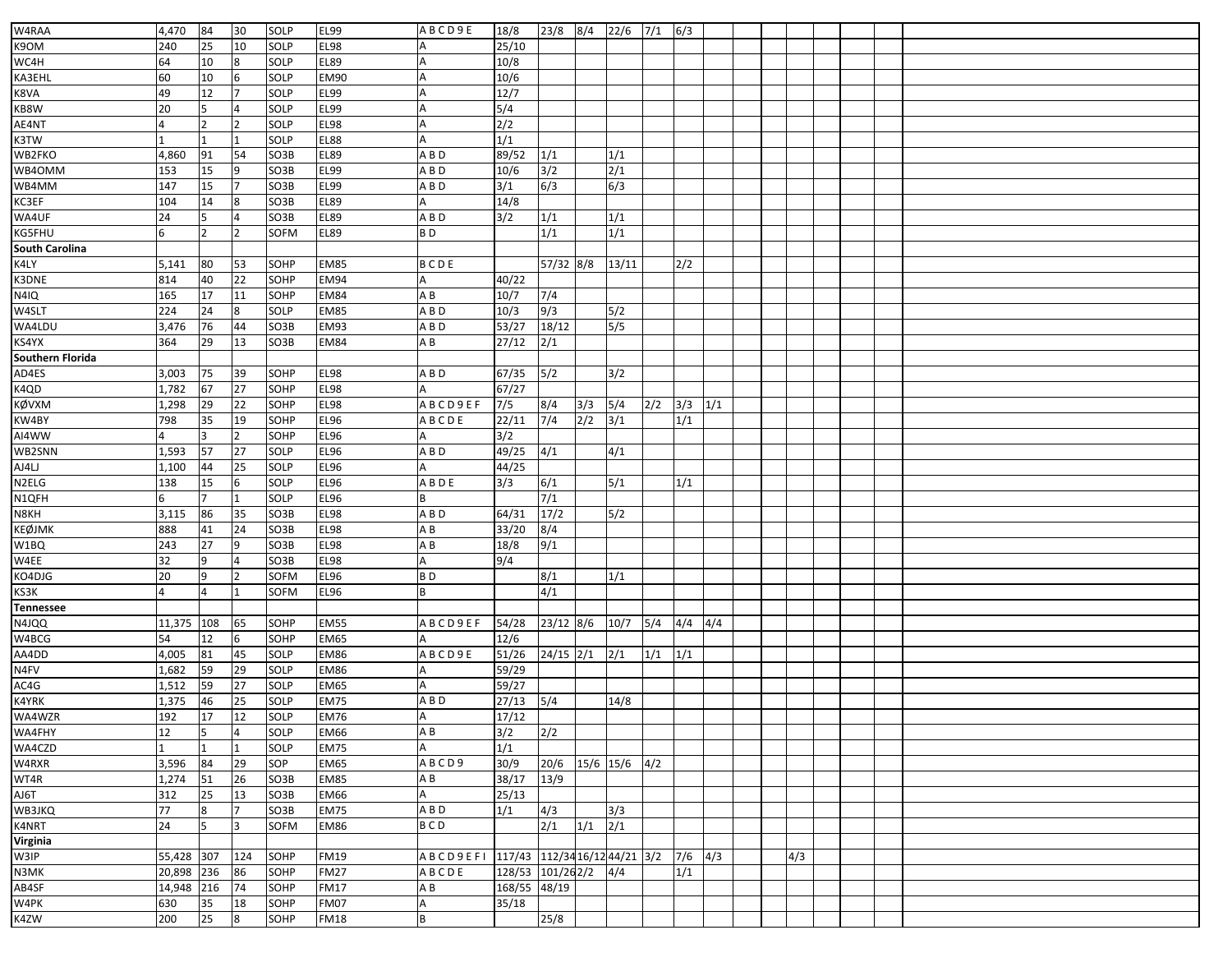| | | | | | | | | | | | | | | | | | | | | |
|---|---|---|---|---|---|---|---|---|---|---|---|---|---|---|---|---|---|---|---|---|
| W4RAA | 4,470 | 84 | 30 | SOLP | EL99 | A B C D 9 E | 18/8 | 23/8 | 8/4 | 22/6 | 7/1 | 6/3 | | | | | | | | |
| K9OM | 240 | 25 | 10 | SOLP | EL98 | A | 25/10 | | | | | | | | | | | | | |
| WC4H | 64 | 10 | 8 | SOLP | EL89 | A | 10/8 | | | | | | | | | | | | | |
| KA3EHL | 60 | 10 | 6 | SOLP | EM90 | A | 10/6 | | | | | | | | | | | | | |
| K8VA | 49 | 12 | 7 | SOLP | EL99 | A | 12/7 | | | | | | | | | | | | | |
| KB8W | 20 | 5 | 4 | SOLP | EL99 | A | 5/4 | | | | | | | | | | | | | |
| AE4NT | 4 | 2 | 2 | SOLP | EL98 | A | 2/2 | | | | | | | | | | | | | |
| K3TW | 1 | 1 | 1 | SOLP | EL88 | A | 1/1 | | | | | | | | | | | | | |
| WB2FKO | 4,860 | 91 | 54 | SO3B | EL89 | A B D | 89/52 | 1/1 | | 1/1 | | | | | | | | | | |
| WB4OMM | 153 | 15 | 9 | SO3B | EL99 | A B D | 10/6 | 3/2 | | 2/1 | | | | | | | | | | |
| WB4MM | 147 | 15 | 7 | SO3B | EL99 | A B D | 3/1 | 6/3 | | 6/3 | | | | | | | | | | |
| KC3EF | 104 | 14 | 8 | SO3B | EL89 | A | 14/8 | | | | | | | | | | | | | |
| WA4UF | 24 | 5 | 4 | SO3B | EL89 | A B D | 3/2 | 1/1 | | 1/1 | | | | | | | | | | |
| KG5FHU | 6 | 2 | 2 | SOFM | EL89 | B D | | 1/1 | | 1/1 | | | | | | | | | | |
| **South Carolina** | | | | | | | | | | | | | | | | | | | | |
| K4LY | 5,141 | 80 | 53 | SOHP | EM85 | B C D E | | 57/32 | 8/8 | 13/11 | | 2/2 | | | | | | | | |
| K3DNE | 814 | 40 | 22 | SOHP | EM94 | A | 40/22 | | | | | | | | | | | | | |
| N4IQ | 165 | 17 | 11 | SOHP | EM84 | A B | 10/7 | 7/4 | | | | | | | | | | | | |
| W4SLT | 224 | 24 | 8 | SOLP | EM85 | A B D | 10/3 | 9/3 | | 5/2 | | | | | | | | | | |
| WA4LDU | 3,476 | 76 | 44 | SO3B | EM93 | A B D | 53/27 | 18/12 | | 5/5 | | | | | | | | | | |
| KS4YX | 364 | 29 | 13 | SO3B | EM84 | A B | 27/12 | 2/1 | | | | | | | | | | | | |
| **Southern Florida** | | | | | | | | | | | | | | | | | | | | |
| AD4ES | 3,003 | 75 | 39 | SOHP | EL98 | A B D | 67/35 | 5/2 | | 3/2 | | | | | | | | | | |
| K4QD | 1,782 | 67 | 27 | SOHP | EL98 | A | 67/27 | | | | | | | | | | | | | |
| KØVXM | 1,298 | 29 | 22 | SOHP | EL98 | A B C D 9 E F | 7/5 | 8/4 | 3/3 | 5/4 | 2/2 | 3/3 | 1/1 | | | | | | | |
| KW4BY | 798 | 35 | 19 | SOHP | EL96 | A B C D E | 22/11 | 7/4 | 2/2 | 3/1 | | 1/1 | | | | | | | | |
| AI4WW | 4 | 3 | 2 | SOHP | EL96 | A | 3/2 | | | | | | | | | | | | | |
| WB2SNN | 1,593 | 57 | 27 | SOLP | EL96 | A B D | 49/25 | 4/1 | | 4/1 | | | | | | | | | | |
| AJ4LJ | 1,100 | 44 | 25 | SOLP | EL96 | A | 44/25 | | | | | | | | | | | | | |
| N2ELG | 138 | 15 | 6 | SOLP | EL96 | A B D E | 3/3 | 6/1 | | 5/1 | | 1/1 | | | | | | | | |
| N1QFH | 6 | 7 | 1 | SOLP | EL96 | B | | 7/1 | | | | | | | | | | | | |
| N8KH | 3,115 | 86 | 35 | SO3B | EL98 | A B D | 64/31 | 17/2 | | 5/2 | | | | | | | | | | |
| KEØJMK | 888 | 41 | 24 | SO3B | EL98 | A B | 33/20 | 8/4 | | | | | | | | | | | | |
| W1BQ | 243 | 27 | 9 | SO3B | EL98 | A B | 18/8 | 9/1 | | | | | | | | | | | | |
| W4EE | 32 | 9 | 4 | SO3B | EL98 | A | 9/4 | | | | | | | | | | | | | |
| KO4DJG | 20 | 9 | 2 | SOFM | EL96 | B D | | 8/1 | | 1/1 | | | | | | | | | | |
| KS3K | 4 | 4 | 1 | SOFM | EL96 | B | | 4/1 | | | | | | | | | | | | |
| **Tennessee** | | | | | | | | | | | | | | | | | | | | |
| N4JQQ | 11,375 | 108 | 65 | SOHP | EM55 | A B C D 9 E F | 54/28 | 23/12 | 8/6 | 10/7 | 5/4 | 4/4 | 4/4 | | | | | | | |
| W4BCG | 54 | 12 | 6 | SOHP | EM65 | A | 12/6 | | | | | | | | | | | | | |
| AA4DD | 4,005 | 81 | 45 | SOLP | EM86 | A B C D 9 E | 51/26 | 24/15 | 2/1 | 2/1 | 1/1 | 1/1 | | | | | | | | |
| N4FV | 1,682 | 59 | 29 | SOLP | EM86 | A | 59/29 | | | | | | | | | | | | | |
| AC4G | 1,512 | 59 | 27 | SOLP | EM65 | A | 59/27 | | | | | | | | | | | | | |
| K4YRK | 1,375 | 46 | 25 | SOLP | EM75 | A B D | 27/13 | 5/4 | | 14/8 | | | | | | | | | | |
| WA4WZR | 192 | 17 | 12 | SOLP | EM76 | A | 17/12 | | | | | | | | | | | | | |
| WA4FHY | 12 | 5 | 4 | SOLP | EM66 | A B | 3/2 | 2/2 | | | | | | | | | | | | |
| WA4CZD | 1 | 1 | 1 | SOLP | EM75 | A | 1/1 | | | | | | | | | | | | | |
| W4RXR | 3,596 | 84 | 29 | SOP | EM65 | A B C D 9 | 30/9 | 20/6 | 15/6 | 15/6 | 4/2 | | | | | | | | | |
| WT4R | 1,274 | 51 | 26 | SO3B | EM85 | A B | 38/17 | 13/9 | | | | | | | | | | | | |
| AJ6T | 312 | 25 | 13 | SO3B | EM66 | A | 25/13 | | | | | | | | | | | | | |
| WB3JKQ | 77 | 8 | 7 | SO3B | EM75 | A B D | 1/1 | 4/3 | | 3/3 | | | | | | | | | | |
| K4NRT | 24 | 5 | 3 | SOFM | EM86 | B C D | | 2/1 | 1/1 | 2/1 | | | | | | | | | | |
| **Virginia** | | | | | | | | | | | | | | | | | | | | |
| W3IP | 55,428 | 307 | 124 | SOHP | FM19 | A B C D 9 E F I | 117/43 | 112/34 | 16/12 | 44/21 | 3/2 | 7/6 | 4/3 | | | 4/3 | | | | |
| N3MK | 20,898 | 236 | 86 | SOHP | FM27 | A B C D E | 128/53 | 101/26 | 2/2 | 4/4 | | 1/1 | | | | | | | | |
| AB4SF | 14,948 | 216 | 74 | SOHP | FM17 | A B | 168/55 | 48/19 | | | | | | | | | | | | |
| W4PK | 630 | 35 | 18 | SOHP | FM07 | A | 35/18 | | | | | | | | | | | | | |
| K4ZW | 200 | 25 | 8 | SOHP | FM18 | B | | 25/8 | | | | | | | | | | | | |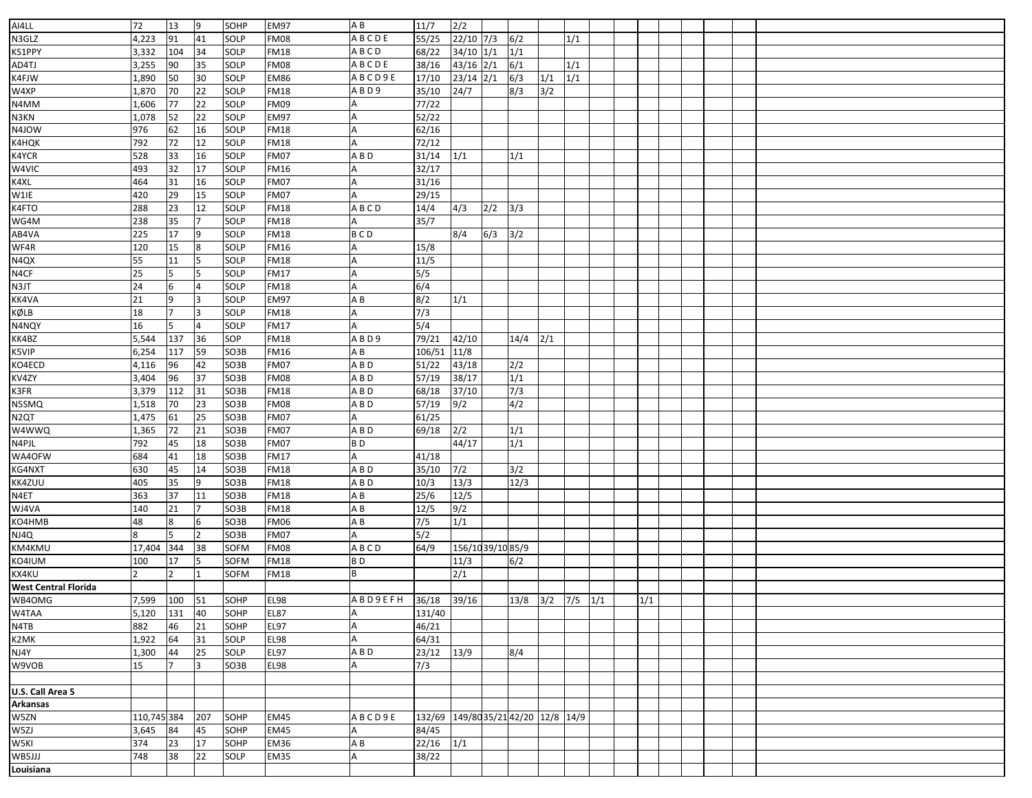| | | | | | | | | | | | | | | | | | | | | |
|---|---|---|---|---|---|---|---|---|---|---|---|---|---|---|---|---|---|---|---|---|
| AI4LL | 72 | 13 | 9 | SOHP | EM97 | A B | 11/7 | 2/2 | | | | | | | | | | | | |
| N3GLZ | 4,223 | 91 | 41 | SOLP | FM08 | A B C D E | 55/25 | 22/10 | 7/3 | 6/2 | | 1/1 | | | | | | | | |
| KS1PPY | 3,332 | 104 | 34 | SOLP | FM18 | A B C D | 68/22 | 34/10 | 1/1 | 1/1 | | | | | | | | | | |
| AD4TJ | 3,255 | 90 | 35 | SOLP | FM08 | A B C D E | 38/16 | 43/16 | 2/1 | 6/1 | | 1/1 | | | | | | | | |
| K4FJW | 1,890 | 50 | 30 | SOLP | EM86 | A B C D 9 E | 17/10 | 23/14 | 2/1 | 6/3 | 1/1 | 1/1 | | | | | | | | |
| W4XP | 1,870 | 70 | 22 | SOLP | FM18 | A B D 9 | 35/10 | 24/7 | | 8/3 | 3/2 | | | | | | | | | |
| N4MM | 1,606 | 77 | 22 | SOLP | FM09 | A | 77/22 | | | | | | | | | | | | | |
| N3KN | 1,078 | 52 | 22 | SOLP | EM97 | A | 52/22 | | | | | | | | | | | | | |
| N4JOW | 976 | 62 | 16 | SOLP | FM18 | A | 62/16 | | | | | | | | | | | | | |
| K4HQK | 792 | 72 | 12 | SOLP | FM18 | A | 72/12 | | | | | | | | | | | | | |
| K4YCR | 528 | 33 | 16 | SOLP | FM07 | A B D | 31/14 | 1/1 | | 1/1 | | | | | | | | | | |
| W4VIC | 493 | 32 | 17 | SOLP | FM16 | A | 32/17 | | | | | | | | | | | | | |
| K4XL | 464 | 31 | 16 | SOLP | FM07 | A | 31/16 | | | | | | | | | | | | | |
| W1IE | 420 | 29 | 15 | SOLP | FM07 | A | 29/15 | | | | | | | | | | | | | |
| K4FTO | 288 | 23 | 12 | SOLP | FM18 | A B C D | 14/4 | 4/3 | 2/2 | 3/3 | | | | | | | | | | |
| WG4M | 238 | 35 | 7 | SOLP | FM18 | A | 35/7 | | | | | | | | | | | | | |
| AB4VA | 225 | 17 | 9 | SOLP | FM18 | B C D | | 8/4 | 6/3 | 3/2 | | | | | | | | | | |
| WF4R | 120 | 15 | 8 | SOLP | FM16 | A | 15/8 | | | | | | | | | | | | | |
| N4QX | 55 | 11 | 5 | SOLP | FM18 | A | 11/5 | | | | | | | | | | | | | |
| N4CF | 25 | 5 | 5 | SOLP | FM17 | A | 5/5 | | | | | | | | | | | | | |
| N3JT | 24 | 6 | 4 | SOLP | FM18 | A | 6/4 | | | | | | | | | | | | | |
| KK4VA | 21 | 9 | 3 | SOLP | EM97 | A B | 8/2 | 1/1 | | | | | | | | | | | | |
| KØLB | 18 | 7 | 3 | SOLP | FM18 | A | 7/3 | | | | | | | | | | | | | |
| N4NQY | 16 | 5 | 4 | SOLP | FM17 | A | 5/4 | | | | | | | | | | | | | |
| KK4BZ | 5,544 | 137 | 36 | SOP | FM18 | A B D 9 | 79/21 | 42/10 | | 14/4 | 2/1 | | | | | | | | | |
| K5VIP | 6,254 | 117 | 59 | SO3B | FM16 | A B | 106/51 | 11/8 | | | | | | | | | | | | |
| KO4ECD | 4,116 | 96 | 42 | SO3B | FM07 | A B D | 51/22 | 43/18 | | 2/2 | | | | | | | | | | |
| KV4ZY | 3,404 | 96 | 37 | SO3B | FM08 | A B D | 57/19 | 38/17 | | 1/1 | | | | | | | | | | |
| K3FR | 3,379 | 112 | 31 | SO3B | FM18 | A B D | 68/18 | 37/10 | | 7/3 | | | | | | | | | | |
| N5SMQ | 1,518 | 70 | 23 | SO3B | FM08 | A B D | 57/19 | 9/2 | | 4/2 | | | | | | | | | | |
| N2QT | 1,475 | 61 | 25 | SO3B | FM07 | A | 61/25 | | | | | | | | | | | | | |
| W4WWQ | 1,365 | 72 | 21 | SO3B | FM07 | A B D | 69/18 | 2/2 | | 1/1 | | | | | | | | | | |
| N4PJL | 792 | 45 | 18 | SO3B | FM07 | B D | | 44/17 | | 1/1 | | | | | | | | | | |
| WA4OFW | 684 | 41 | 18 | SO3B | FM17 | A | 41/18 | | | | | | | | | | | | | |
| KG4NXT | 630 | 45 | 14 | SO3B | FM18 | A B D | 35/10 | 7/2 | | 3/2 | | | | | | | | | | |
| KK4ZUU | 405 | 35 | 9 | SO3B | FM18 | A B D | 10/3 | 13/3 | | 12/3 | | | | | | | | | | |
| N4ET | 363 | 37 | 11 | SO3B | FM18 | A B | 25/6 | 12/5 | | | | | | | | | | | | |
| WJ4VA | 140 | 21 | 7 | SO3B | FM18 | A B | 12/5 | 9/2 | | | | | | | | | | | | |
| KO4HMB | 48 | 8 | 6 | SO3B | FM06 | A B | 7/5 | 1/1 | | | | | | | | | | | | |
| NJ4Q | 8 | 5 | 2 | SO3B | FM07 | A | 5/2 | | | | | | | | | | | | | |
| KM4KMU | 17,404 | 344 | 38 | SOFM | FM08 | A B C D | 64/9 | 156/10 | 39/10 | 85/9 | | | | | | | | | | |
| KO4IUM | 100 | 17 | 5 | SOFM | FM18 | B D | | 11/3 | | 6/2 | | | | | | | | | | |
| KX4KU | 2 | 2 | 1 | SOFM | FM18 | B | | 2/1 | | | | | | | | | | | | |
| **West Central Florida** | | | | | | | | | | | | | | | | | | | | |
| WB4OMG | 7,599 | 100 | 51 | SOHP | EL98 | A B D 9 E F H | 36/18 | 39/16 | | 13/8 | 3/2 | 7/5 | 1/1 | | 1/1 | | | | | |
| W4TAA | 5,120 | 131 | 40 | SOHP | EL87 | A | 131/40 | | | | | | | | | | | | | |
| N4TB | 882 | 46 | 21 | SOHP | EL97 | A | 46/21 | | | | | | | | | | | | | |
| K2MK | 1,922 | 64 | 31 | SOLP | EL98 | A | 64/31 | | | | | | | | | | | | | |
| NJ4Y | 1,300 | 44 | 25 | SOLP | EL97 | A B D | 23/12 | 13/9 | | 8/4 | | | | | | | | | | |
| W9VOB | 15 | 7 | 3 | SO3B | EL98 | A | 7/3 | | | | | | | | | | | | | |
| | | | | | | | | | | | | | | | | | | | | |
| **U.S. Call Area 5** | | | | | | | | | | | | | | | | | | | | |
| **Arkansas** | | | | | | | | | | | | | | | | | | | | |
| W5ZN | 110,745 | 384 | 207 | SOHP | EM45 | A B C D 9 E | 132/69 | 149/80 | 35/21 | 42/20 | 12/8 | 14/9 | | | | | | | | |
| W5ZJ | 3,645 | 84 | 45 | SOHP | EM45 | A | 84/45 | | | | | | | | | | | | | |
| W5KI | 374 | 23 | 17 | SOHP | EM36 | A B | 22/16 | 1/1 | | | | | | | | | | | | |
| WB5JJJ | 748 | 38 | 22 | SOLP | EM35 | A | 38/22 | | | | | | | | | | | | | |
| **Louisiana** | | | | | | | | | | | | | | | | | | | | |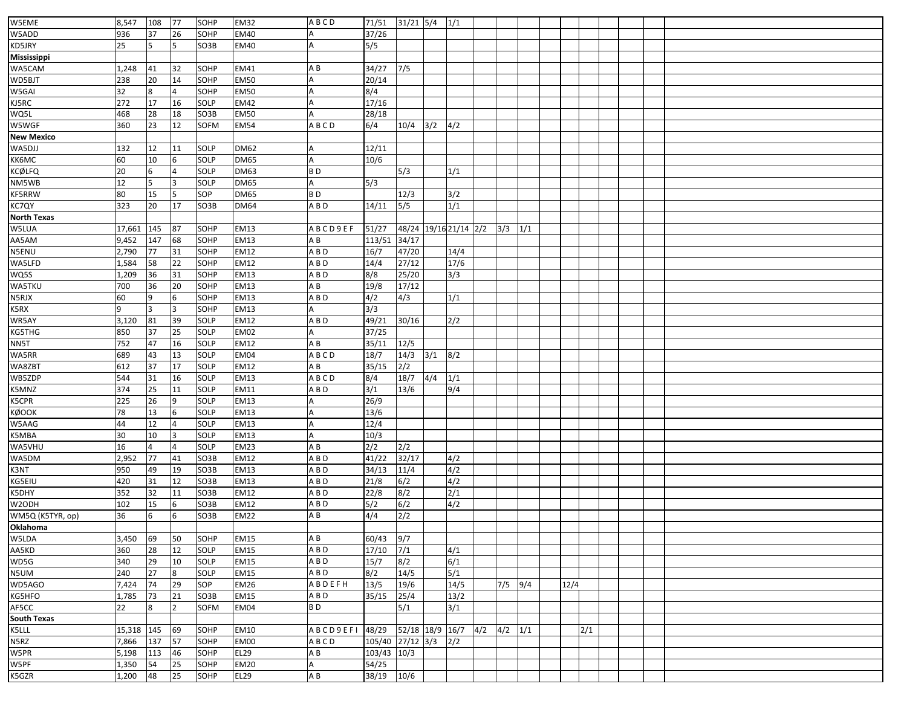| | | | | | | | | | | | | | | | | | | | | |
|---|---|---|---|---|---|---|---|---|---|---|---|---|---|---|---|---|---|---|---|---|
| W5EME | 8,547 | 108 | 77 | SOHP | EM32 | A B C D | 71/51 | 31/21 | 5/4 | 1/1 | | | | | | | | | | |
| W5ADD | 936 | 37 | 26 | SOHP | EM40 | A | 37/26 | | | | | | | | | | | | | |
| KD5JRY | 25 | 5 | 5 | SO3B | EM40 | A | 5/5 | | | | | | | | | | | | | |
| **Mississippi** | | | | | | | | | | | | | | | | | | | | |
| WA5CAM | 1,248 | 41 | 32 | SOHP | EM41 | A B | 34/27 | 7/5 | | | | | | | | | | | | |
| WD5BJT | 238 | 20 | 14 | SOHP | EM50 | A | 20/14 | | | | | | | | | | | | | |
| W5GAI | 32 | 8 | 4 | SOHP | EM50 | A | 8/4 | | | | | | | | | | | | | |
| KJ5RC | 272 | 17 | 16 | SOLP | EM42 | A | 17/16 | | | | | | | | | | | | | |
| WQ5L | 468 | 28 | 18 | SO3B | EM50 | A | 28/18 | | | | | | | | | | | | | |
| W5WGF | 360 | 23 | 12 | SOFM | EM54 | A B C D | 6/4 | 10/4 | 3/2 | 4/2 | | | | | | | | | | |
| **New Mexico** | | | | | | | | | | | | | | | | | | | | |
| WA5DJJ | 132 | 12 | 11 | SOLP | DM62 | A | 12/11 | | | | | | | | | | | | | |
| KK6MC | 60 | 10 | 6 | SOLP | DM65 | A | 10/6 | | | | | | | | | | | | | |
| KCØLFQ | 20 | 6 | 4 | SOLP | DM63 | B D | | 5/3 | | 1/1 | | | | | | | | | | |
| NM5WB | 12 | 5 | 3 | SOLP | DM65 | A | 5/3 | | | | | | | | | | | | | |
| KF5RRW | 80 | 15 | 5 | SOP | DM65 | B D | | 12/3 | | 3/2 | | | | | | | | | | |
| KC7QY | 323 | 20 | 17 | SO3B | DM64 | A B D | 14/11 | 5/5 | | 1/1 | | | | | | | | | | |
| **North Texas** | | | | | | | | | | | | | | | | | | | | |
| W5LUA | 17,661 | 145 | 87 | SOHP | EM13 | A B C D 9 E F | 51/27 | 48/24 | 19/16 | 21/14 | 2/2 | 3/3 | 1/1 | | | | | | | |
| AA5AM | 9,452 | 147 | 68 | SOHP | EM13 | A B | 113/51 | 34/17 | | | | | | | | | | | | |
| N5ENU | 2,790 | 77 | 31 | SOHP | EM12 | A B D | 16/7 | 47/20 | | 14/4 | | | | | | | | | | |
| WA5LFD | 1,584 | 58 | 22 | SOHP | EM12 | A B D | 14/4 | 27/12 | | 17/6 | | | | | | | | | | |
| WQ5S | 1,209 | 36 | 31 | SOHP | EM13 | A B D | 8/8 | 25/20 | | 3/3 | | | | | | | | | | |
| WA5TKU | 700 | 36 | 20 | SOHP | EM13 | A B | 19/8 | 17/12 | | | | | | | | | | | | |
| N5RJX | 60 | 9 | 6 | SOHP | EM13 | A B D | 4/2 | 4/3 | | 1/1 | | | | | | | | | | |
| K5RX | 9 | 3 | 3 | SOHP | EM13 | A | 3/3 | | | | | | | | | | | | | |
| WR5AY | 3,120 | 81 | 39 | SOLP | EM12 | A B D | 49/21 | 30/16 | | 2/2 | | | | | | | | | | |
| KG5THG | 850 | 37 | 25 | SOLP | EM02 | A | 37/25 | | | | | | | | | | | | | |
| NN5T | 752 | 47 | 16 | SOLP | EM12 | A B | 35/11 | 12/5 | | | | | | | | | | | | |
| WA5RR | 689 | 43 | 13 | SOLP | EM04 | A B C D | 18/7 | 14/3 | 3/1 | 8/2 | | | | | | | | | | |
| WA8ZBT | 612 | 37 | 17 | SOLP | EM12 | A B | 35/15 | 2/2 | | | | | | | | | | | | |
| WB5ZDP | 544 | 31 | 16 | SOLP | EM13 | A B C D | 8/4 | 18/7 | 4/4 | 1/1 | | | | | | | | | | |
| K5MNZ | 374 | 25 | 11 | SOLP | EM11 | A B D | 3/1 | 13/6 | | 9/4 | | | | | | | | | | |
| K5CPR | 225 | 26 | 9 | SOLP | EM13 | A | 26/9 | | | | | | | | | | | | | |
| KØOOK | 78 | 13 | 6 | SOLP | EM13 | A | 13/6 | | | | | | | | | | | | | |
| W5AAG | 44 | 12 | 4 | SOLP | EM13 | A | 12/4 | | | | | | | | | | | | | |
| K5MBA | 30 | 10 | 3 | SOLP | EM13 | A | 10/3 | | | | | | | | | | | | | |
| WA5VHU | 16 | 4 | 4 | SOLP | EM23 | A B | 2/2 | 2/2 | | | | | | | | | | | | |
| WA5DM | 2,952 | 77 | 41 | SO3B | EM12 | A B D | 41/22 | 32/17 | | 4/2 | | | | | | | | | | |
| K3NT | 950 | 49 | 19 | SO3B | EM13 | A B D | 34/13 | 11/4 | | 4/2 | | | | | | | | | | |
| KG5EIU | 420 | 31 | 12 | SO3B | EM13 | A B D | 21/8 | 6/2 | | 4/2 | | | | | | | | | | |
| K5DHY | 352 | 32 | 11 | SO3B | EM12 | A B D | 22/8 | 8/2 | | 2/1 | | | | | | | | | | |
| W2ODH | 102 | 15 | 6 | SO3B | EM12 | A B D | 5/2 | 6/2 | | 4/2 | | | | | | | | | | |
| WM5Q (K5TYR, op) | 36 | 6 | 6 | SO3B | EM22 | A B | 4/4 | 2/2 | | | | | | | | | | | | |
| **Oklahoma** | | | | | | | | | | | | | | | | | | | | |
| W5LDA | 3,450 | 69 | 50 | SOHP | EM15 | A B | 60/43 | 9/7 | | | | | | | | | | | | |
| AA5KD | 360 | 28 | 12 | SOLP | EM15 | A B D | 17/10 | 7/1 | | 4/1 | | | | | | | | | | |
| WD5G | 340 | 29 | 10 | SOLP | EM15 | A B D | 15/7 | 8/2 | | 6/1 | | | | | | | | | | |
| N5UM | 240 | 27 | 8 | SOLP | EM15 | A B D | 8/2 | 14/5 | | 5/1 | | | | | | | | | | |
| WD5AGO | 7,424 | 74 | 29 | SOP | EM26 | A B D E F H | 13/5 | 19/6 | | 14/5 | | 7/5 | 9/4 | | 12/4 | | | | | |
| KG5HFO | 1,785 | 73 | 21 | SO3B | EM15 | A B D | 35/15 | 25/4 | | 13/2 | | | | | | | | | | |
| AF5CC | 22 | 8 | 2 | SOFM | EM04 | B D | | 5/1 | | 3/1 | | | | | | | | | | |
| **South Texas** | | | | | | | | | | | | | | | | | | | | |
| K5LLL | 15,318 | 145 | 69 | SOHP | EM10 | A B C D 9 E F I | 48/29 | 52/18 | 18/9 | 16/7 | 4/2 | 4/2 | 1/1 | | | 2/1 | | | | |
| N5RZ | 7,866 | 137 | 57 | SOHP | EM00 | A B C D | 105/40 | 27/12 | 3/3 | 2/2 | | | | | | | | | | |
| W5PR | 5,198 | 113 | 46 | SOHP | EL29 | A B | 103/43 | 10/3 | | | | | | | | | | | | |
| W5PF | 1,350 | 54 | 25 | SOHP | EM20 | A | 54/25 | | | | | | | | | | | | | |
| K5GZR | 1,200 | 48 | 25 | SOHP | EL29 | A B | 38/19 | 10/6 | | | | | | | | | | | | |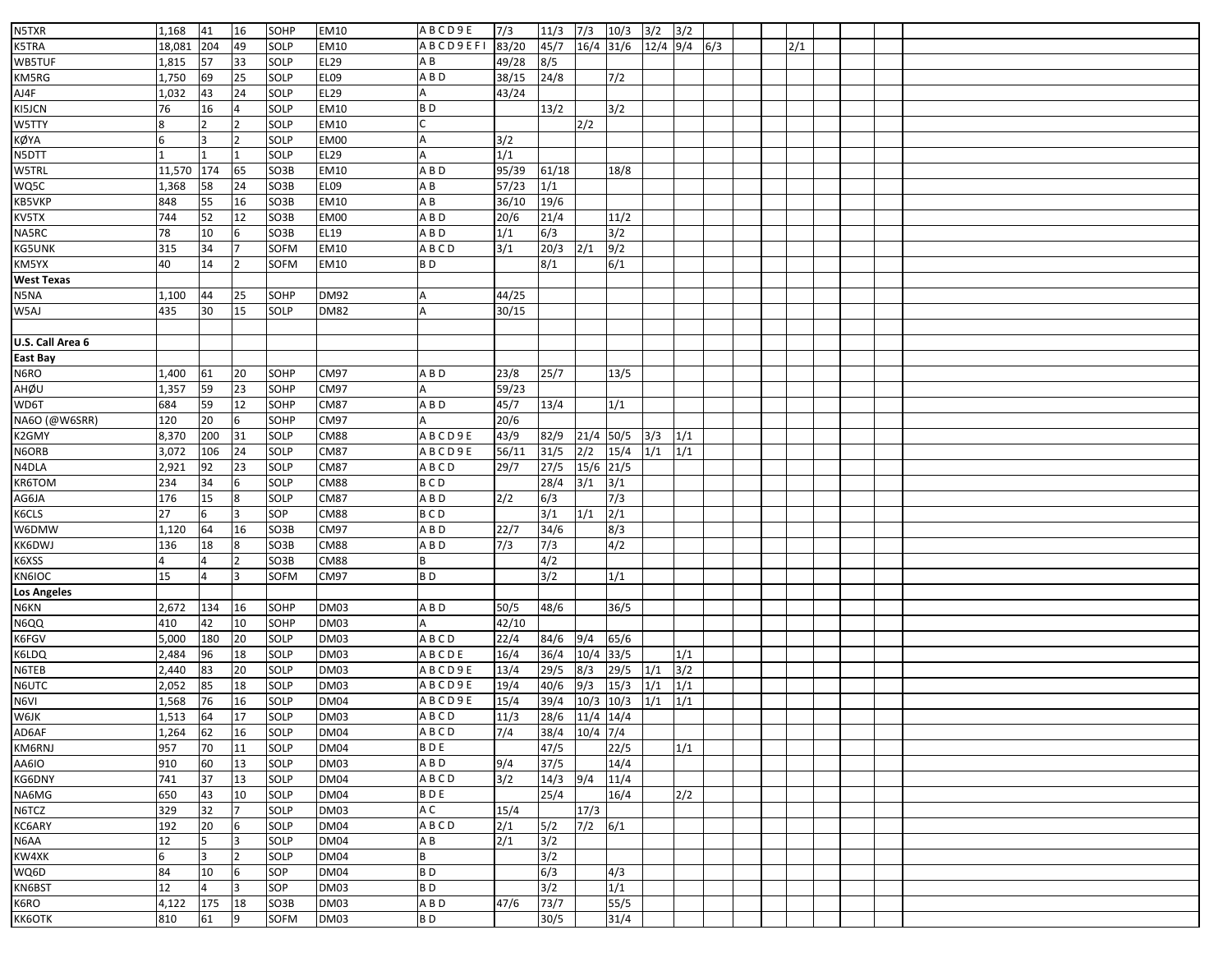| | | | | | | | | | | | | | | | | | | | | |
|---|---|---|---|---|---|---|---|---|---|---|---|---|---|---|---|---|---|---|---|---|
| N5TXR | 1,168 | 41 | 16 | SOHP | EM10 | A B C D 9 E | 7/3 | 11/3 | 7/3 | 10/3 | 3/2 | 3/2 | | | | | | | | |
| K5TRA | 18,081 | 204 | 49 | SOLP | EM10 | A B C D 9 E F I | 83/20 | 45/7 | 16/4 | 31/6 | 12/4 | 9/4 | 6/3 | | | 2/1 | | | | |
| WB5TUF | 1,815 | 57 | 33 | SOLP | EL29 | A B | 49/28 | 8/5 | | | | | | | | | | | | |
| KM5RG | 1,750 | 69 | 25 | SOLP | EL09 | A B D | 38/15 | 24/8 | | 7/2 | | | | | | | | | | |
| AJ4F | 1,032 | 43 | 24 | SOLP | EL29 | A | 43/24 | | | | | | | | | | | | | |
| KI5JCN | 76 | 16 | 4 | SOLP | EM10 | B D | | 13/2 | | 3/2 | | | | | | | | | | |
| W5TTY | 8 | 2 | 2 | SOLP | EM10 | C | | | 2/2 | | | | | | | | | | | |
| KØYA | 6 | 3 | 2 | SOLP | EM00 | A | 3/2 | | | | | | | | | | | | | |
| N5DTT | 1 | 1 | 1 | SOLP | EL29 | A | 1/1 | | | | | | | | | | | | | |
| W5TRL | 11,570 | 174 | 65 | SO3B | EM10 | A B D | 95/39 | 61/18 | | 18/8 | | | | | | | | | | |
| WQ5C | 1,368 | 58 | 24 | SO3B | EL09 | A B | 57/23 | 1/1 | | | | | | | | | | | | |
| KB5VKP | 848 | 55 | 16 | SO3B | EM10 | A B | 36/10 | 19/6 | | | | | | | | | | | | |
| KV5TX | 744 | 52 | 12 | SO3B | EM00 | A B D | 20/6 | 21/4 | | 11/2 | | | | | | | | | | |
| NA5RC | 78 | 10 | 6 | SO3B | EL19 | A B D | 1/1 | 6/3 | | 3/2 | | | | | | | | | | |
| KG5UNK | 315 | 34 | 7 | SOFM | EM10 | A B C D | 3/1 | 20/3 | 2/1 | 9/2 | | | | | | | | | | |
| KM5YX | 40 | 14 | 2 | SOFM | EM10 | B D | | 8/1 | | 6/1 | | | | | | | | | | |
| **West Texas** | | | | | | | | | | | | | | | | | | | | |
| N5NA | 1,100 | 44 | 25 | SOHP | DM92 | A | 44/25 | | | | | | | | | | | | | |
| W5AJ | 435 | 30 | 15 | SOLP | DM82 | A | 30/15 | | | | | | | | | | | | | |
| | | | | | | | | | | | | | | | | | | | | |
| **U.S. Call Area 6** | | | | | | | | | | | | | | | | | | | | |
| **East Bay** | | | | | | | | | | | | | | | | | | | | |
| N6RO | 1,400 | 61 | 20 | SOHP | CM97 | A B D | 23/8 | 25/7 | | 13/5 | | | | | | | | | | |
| AHØU | 1,357 | 59 | 23 | SOHP | CM97 | A | 59/23 | | | | | | | | | | | | | |
| WD6T | 684 | 59 | 12 | SOHP | CM87 | A B D | 45/7 | 13/4 | | 1/1 | | | | | | | | | | |
| NA6O (@W6SRR) | 120 | 20 | 6 | SOHP | CM97 | A | 20/6 | | | | | | | | | | | | | |
| K2GMY | 8,370 | 200 | 31 | SOLP | CM88 | A B C D 9 E | 43/9 | 82/9 | 21/4 | 50/5 | 3/3 | 1/1 | | | | | | | | |
| N6ORB | 3,072 | 106 | 24 | SOLP | CM87 | A B C D 9 E | 56/11 | 31/5 | 2/2 | 15/4 | 1/1 | 1/1 | | | | | | | | |
| N4DLA | 2,921 | 92 | 23 | SOLP | CM87 | A B C D | 29/7 | 27/5 | 15/6 | 21/5 | | | | | | | | | | |
| KR6TOM | 234 | 34 | 6 | SOLP | CM88 | B C D | | 28/4 | 3/1 | 3/1 | | | | | | | | | | |
| AG6JA | 176 | 15 | 8 | SOLP | CM87 | A B D | 2/2 | 6/3 | | 7/3 | | | | | | | | | | |
| K6CLS | 27 | 6 | 3 | SOP | CM88 | B C D | | 3/1 | 1/1 | 2/1 | | | | | | | | | | |
| W6DMW | 1,120 | 64 | 16 | SO3B | CM97 | A B D | 22/7 | 34/6 | | 8/3 | | | | | | | | | | |
| KK6DWJ | 136 | 18 | 8 | SO3B | CM88 | A B D | 7/3 | 7/3 | | 4/2 | | | | | | | | | | |
| K6XSS | 4 | 4 | 2 | SO3B | CM88 | B | | 4/2 | | | | | | | | | | | | |
| KN6IOC | 15 | 4 | 3 | SOFM | CM97 | B D | | 3/2 | | 1/1 | | | | | | | | | | |
| **Los Angeles** | | | | | | | | | | | | | | | | | | | | |
| N6KN | 2,672 | 134 | 16 | SOHP | DM03 | A B D | 50/5 | 48/6 | | 36/5 | | | | | | | | | | |
| N6QQ | 410 | 42 | 10 | SOHP | DM03 | A | 42/10 | | | | | | | | | | | | | |
| K6FGV | 5,000 | 180 | 20 | SOLP | DM03 | A B C D | 22/4 | 84/6 | 9/4 | 65/6 | | | | | | | | | | |
| K6LDQ | 2,484 | 96 | 18 | SOLP | DM03 | A B C D E | 16/4 | 36/4 | 10/4 | 33/5 | | 1/1 | | | | | | | | |
| N6TEB | 2,440 | 83 | 20 | SOLP | DM03 | A B C D 9 E | 13/4 | 29/5 | 8/3 | 29/5 | 1/1 | 3/2 | | | | | | | | |
| N6UTC | 2,052 | 85 | 18 | SOLP | DM03 | A B C D 9 E | 19/4 | 40/6 | 9/3 | 15/3 | 1/1 | 1/1 | | | | | | | | |
| N6VI | 1,568 | 76 | 16 | SOLP | DM04 | A B C D 9 E | 15/4 | 39/4 | 10/3 | 10/3 | 1/1 | 1/1 | | | | | | | | |
| W6JK | 1,513 | 64 | 17 | SOLP | DM03 | A B C D | 11/3 | 28/6 | 11/4 | 14/4 | | | | | | | | | | |
| AD6AF | 1,264 | 62 | 16 | SOLP | DM04 | A B C D | 7/4 | 38/4 | 10/4 | 7/4 | | | | | | | | | | |
| KM6RNJ | 957 | 70 | 11 | SOLP | DM04 | B D E | | 47/5 | | 22/5 | | 1/1 | | | | | | | | |
| AA6IO | 910 | 60 | 13 | SOLP | DM03 | A B D | 9/4 | 37/5 | | 14/4 | | | | | | | | | | |
| KG6DNY | 741 | 37 | 13 | SOLP | DM04 | A B C D | 3/2 | 14/3 | 9/4 | 11/4 | | | | | | | | | | |
| NA6MG | 650 | 43 | 10 | SOLP | DM04 | B D E | | 25/4 | | 16/4 | | 2/2 | | | | | | | | |
| N6TCZ | 329 | 32 | 7 | SOLP | DM03 | A C | 15/4 | | 17/3 | | | | | | | | | | | |
| KC6ARY | 192 | 20 | 6 | SOLP | DM04 | A B C D | 2/1 | 5/2 | 7/2 | 6/1 | | | | | | | | | | |
| N6AA | 12 | 5 | 3 | SOLP | DM04 | A B | 2/1 | 3/2 | | | | | | | | | | | | |
| KW4XK | 6 | 3 | 2 | SOLP | DM04 | B | | 3/2 | | | | | | | | | | | | |
| WQ6D | 84 | 10 | 6 | SOP | DM04 | B D | | 6/3 | | 4/3 | | | | | | | | | | |
| KN6BST | 12 | 4 | 3 | SOP | DM03 | B D | | 3/2 | | 1/1 | | | | | | | | | | |
| K6RO | 4,122 | 175 | 18 | SO3B | DM03 | A B D | 47/6 | 73/7 | | 55/5 | | | | | | | | | | |
| KK6OTK | 810 | 61 | 9 | SOFM | DM03 | B D | | 30/5 | | 31/4 | | | | | | | | | | |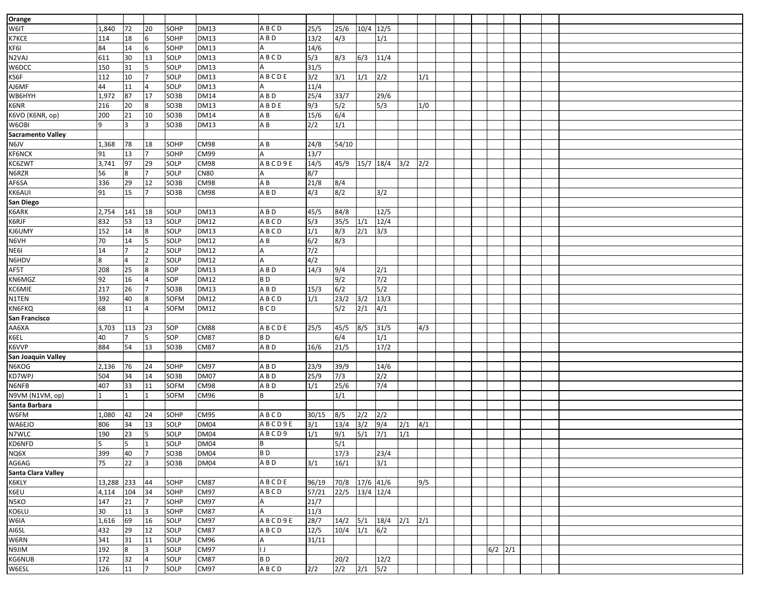| Orange | | | | | | | | | | | | | | | | | | | | |
|---|---|---|---|---|---|---|---|---|---|---|---|---|---|---|---|---|---|---|---|---|
| W6IT | 1,840 | 72 | 20 | SOHP | DM13 | A B C D | 25/5 | 25/6 | 10/4 | 12/5 | | | | | | | | | | |
| K7KCE | 114 | 18 | 6 | SOHP | DM13 | A B D | 13/2 | 4/3 | | 1/1 | | | | | | | | | | |
| KF6I | 84 | 14 | 6 | SOHP | DM13 | A | 14/6 | | | | | | | | | | | | | |
| N2VAJ | 611 | 30 | 13 | SOLP | DM13 | A B C D | 5/3 | 8/3 | 6/3 | 11/4 | | | | | | | | | | |
| W6DCC | 150 | 31 | 5 | SOLP | DM13 | A | 31/5 | | | | | | | | | | | | | |
| KS6F | 112 | 10 | 7 | SOLP | DM13 | A B C D E | 3/2 | 3/1 | 1/1 | 2/2 | | 1/1 | | | | | | | | |
| AJ6MF | 44 | 11 | 4 | SOLP | DM13 | A | 11/4 | | | | | | | | | | | | | |
| WB6HYH | 1,972 | 87 | 17 | SO3B | DM14 | A B D | 25/4 | 33/7 | | 29/6 | | | | | | | | | | |
| K6NR | 216 | 20 | 8 | SO3B | DM13 | A B D E | 9/3 | 5/2 | | 5/3 | | 1/0 | | | | | | | | |
| K6VO (K6NR, op) | 200 | 21 | 10 | SO3B | DM14 | A B | 15/6 | 6/4 | | | | | | | | | | | | |
| W6OBI | 9 | 3 | 3 | SO3B | DM13 | A B | 2/2 | 1/1 | | | | | | | | | | | | |
| **Sacramento Valley** | | | | | | | | | | | | | | | | | | | | |
| N6JV | 1,368 | 78 | 18 | SOHP | CM98 | A B | 24/8 | 54/10 | | | | | | | | | | | | |
| KF6NCX | 91 | 13 | 7 | SOHP | CM99 | A | 13/7 | | | | | | | | | | | | | |
| KC6ZWT | 3,741 | 97 | 29 | SOLP | CM98 | A B C D 9 E | 14/5 | 45/9 | 15/7 | 18/4 | 3/2 | 2/2 | | | | | | | | |
| N6RZR | 56 | 8 | 7 | SOLP | CN80 | A | 8/7 | | | | | | | | | | | | | |
| AF6SA | 336 | 29 | 12 | SO3B | CM98 | A B | 21/8 | 8/4 | | | | | | | | | | | | |
| KK6AUI | 91 | 15 | 7 | SO3B | CM98 | A B D | 4/3 | 8/2 | | 3/2 | | | | | | | | | | |
| **San Diego** | | | | | | | | | | | | | | | | | | | | |
| K6ARK | 2,754 | 141 | 18 | SOLP | DM13 | A B D | 45/5 | 84/8 | | 12/5 | | | | | | | | | | |
| K6RJF | 832 | 53 | 13 | SOLP | DM12 | A B C D | 5/3 | 35/5 | 1/1 | 12/4 | | | | | | | | | | |
| KJ6UMY | 152 | 14 | 8 | SOLP | DM13 | A B C D | 1/1 | 8/3 | 2/1 | 3/3 | | | | | | | | | | |
| N6VH | 70 | 14 | 5 | SOLP | DM12 | A B | 6/2 | 8/3 | | | | | | | | | | | | |
| NE6I | 14 | 7 | 2 | SOLP | DM12 | A | 7/2 | | | | | | | | | | | | | |
| N6HDV | 8 | 4 | 2 | SOLP | DM12 | A | 4/2 | | | | | | | | | | | | | |
| AF5T | 208 | 25 | 8 | SOP | DM13 | A B D | 14/3 | 9/4 | | 2/1 | | | | | | | | | | |
| KN6MGZ | 92 | 16 | 4 | SOP | DM12 | B D | | 9/2 | | 7/2 | | | | | | | | | | |
| KC6MIE | 217 | 26 | 7 | SO3B | DM13 | A B D | 15/3 | 6/2 | | 5/2 | | | | | | | | | | |
| N1TEN | 392 | 40 | 8 | SOFM | DM12 | A B C D | 1/1 | 23/2 | 3/2 | 13/3 | | | | | | | | | | |
| KN6FKQ | 68 | 11 | 4 | SOFM | DM12 | B C D | | 5/2 | 2/1 | 4/1 | | | | | | | | | | |
| **San Francisco** | | | | | | | | | | | | | | | | | | | | |
| AA6XA | 3,703 | 113 | 23 | SOP | CM88 | A B C D E | 25/5 | 45/5 | 8/5 | 31/5 | | 4/3 | | | | | | | | |
| K6EL | 40 | 7 | 5 | SOP | CM87 | B D | | 6/4 | | 1/1 | | | | | | | | | | |
| K6VVP | 884 | 54 | 13 | SO3B | CM87 | A B D | 16/6 | 21/5 | | 17/2 | | | | | | | | | | |
| **San Joaquin Valley** | | | | | | | | | | | | | | | | | | | | |
| N6KOG | 2,136 | 76 | 24 | SOHP | CM97 | A B D | 23/9 | 39/9 | | 14/6 | | | | | | | | | | |
| KD7WPJ | 504 | 34 | 14 | SO3B | DM07 | A B D | 25/9 | 7/3 | | 2/2 | | | | | | | | | | |
| N6NFB | 407 | 33 | 11 | SOFM | CM98 | A B D | 1/1 | 25/6 | | 7/4 | | | | | | | | | | |
| N9VM (N1VM, op) | 1 | 1 | 1 | SOFM | CM96 | B | | 1/1 | | | | | | | | | | | | |
| **Santa Barbara** | | | | | | | | | | | | | | | | | | | | |
| W6FM | 1,080 | 42 | 24 | SOHP | CM95 | A B C D | 30/15 | 8/5 | 2/2 | 2/2 | | | | | | | | | | |
| WA6EJO | 806 | 34 | 13 | SOLP | DM04 | A B C D 9 E | 3/1 | 13/4 | 3/2 | 9/4 | 2/1 | 4/1 | | | | | | | | |
| N7WLC | 190 | 23 | 5 | SOLP | DM04 | A B C D 9 | 1/1 | 9/1 | 5/1 | 7/1 | 1/1 | | | | | | | | | |
| KD6NFD | 5 | 5 | 1 | SOLP | DM04 | B | | 5/1 | | | | | | | | | | | | |
| NQ6X | 399 | 40 | 7 | SO3B | DM04 | B D | | 17/3 | | 23/4 | | | | | | | | | | |
| AG6AG | 75 | 22 | 3 | SO3B | DM04 | A B D | 3/1 | 16/1 | | 3/1 | | | | | | | | | | |
| **Santa Clara Valley** | | | | | | | | | | | | | | | | | | | | |
| K6KLY | 13,288 | 233 | 44 | SOHP | CM87 | A B C D E | 96/19 | 70/8 | 17/6 | 41/6 | | 9/5 | | | | | | | | |
| K6EU | 4,114 | 104 | 34 | SOHP | CM97 | A B C D | 57/21 | 22/5 | 13/4 | 12/4 | | | | | | | | | | |
| N5KO | 147 | 21 | 7 | SOHP | CM97 | A | 21/7 | | | | | | | | | | | | | |
| KO6LU | 30 | 11 | 3 | SOHP | CM87 | A | 11/3 | | | | | | | | | | | | | |
| W6IA | 1,616 | 69 | 16 | SOLP | CM97 | A B C D 9 E | 28/7 | 14/2 | 5/1 | 18/4 | 2/1 | 2/1 | | | | | | | | |
| AI6SL | 432 | 29 | 12 | SOLP | CM87 | A B C D | 12/5 | 10/4 | 1/1 | 6/2 | | | | | | | | | | |
| W6RN | 341 | 31 | 11 | SOLP | CM96 | A | 31/11 | | | | | | | | | | | | | |
| N9JIM | 192 | 8 | 3 | SOLP | CM97 | I J | | | | | | | | | | 6/2 | 2/1 | | | |
| KG6NUB | 172 | 32 | 4 | SOLP | CM87 | B D | | 20/2 | | 12/2 | | | | | | | | | | |
| W6ESL | 126 | 11 | 7 | SOLP | CM97 | A B C D | 2/2 | 2/2 | 2/1 | 5/2 | | | | | | | | | | |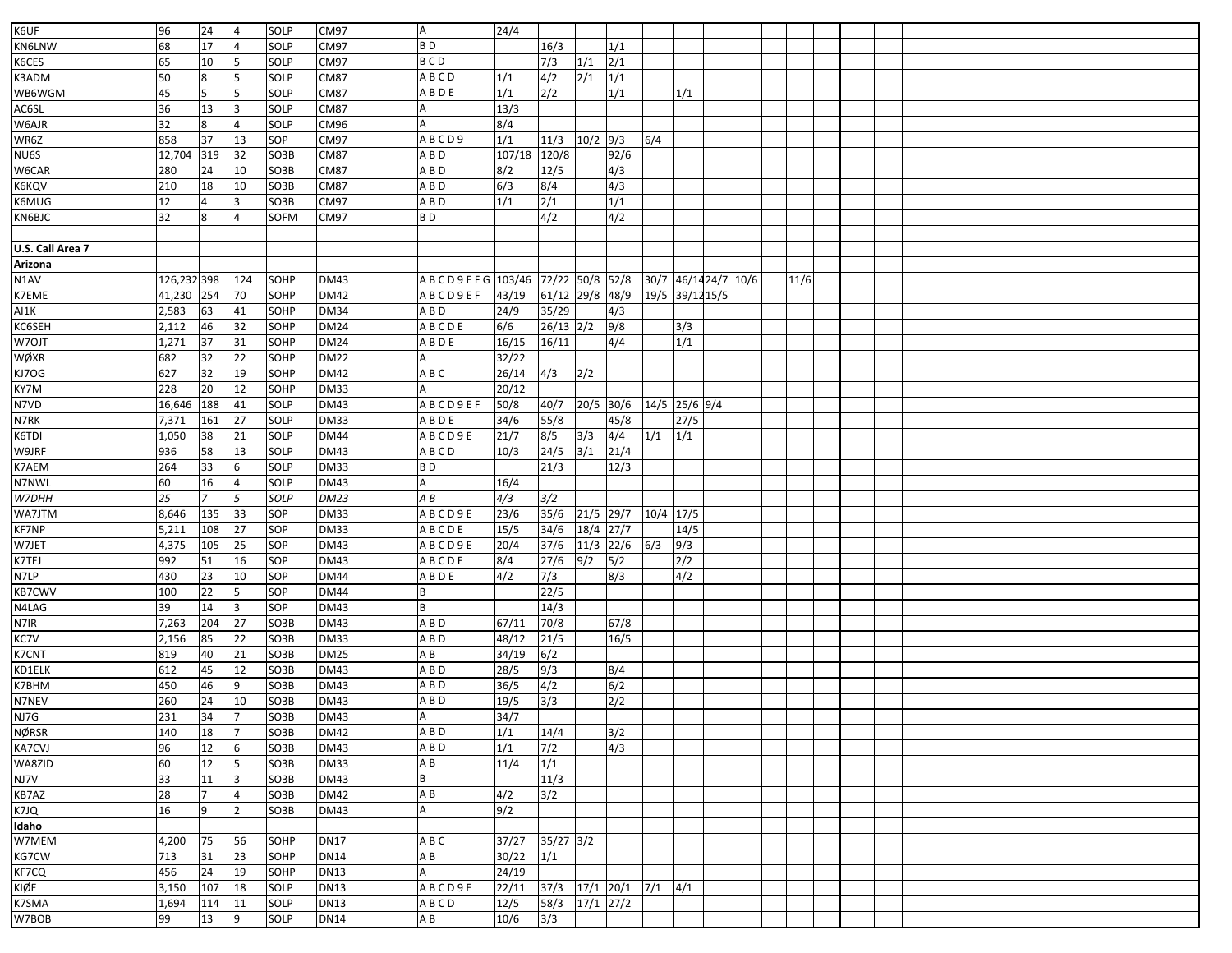| | | | | | | | | | | | | | | | | | | | | |
|---|---|---|---|---|---|---|---|---|---|---|---|---|---|---|---|---|---|---|---|---|
| K6UF | 96 | 24 | 4 | SOLP | CM97 | A | 24/4 | | | | | | | | | | | | | |
| KN6LNW | 68 | 17 | 4 | SOLP | CM97 | B D | | 16/3 | | 1/1 | | | | | | | | | | |
| K6CES | 65 | 10 | 5 | SOLP | CM97 | B C D | | 7/3 | 1/1 | 2/1 | | | | | | | | | | |
| K3ADM | 50 | 8 | 5 | SOLP | CM87 | A B C D | 1/1 | 4/2 | 2/1 | 1/1 | | | | | | | | | | |
| WB6WGM | 45 | 5 | 5 | SOLP | CM87 | A B D E | 1/1 | 2/2 | | 1/1 | | 1/1 | | | | | | | | |
| AC6SL | 36 | 13 | 3 | SOLP | CM87 | A | 13/3 | | | | | | | | | | | | | |
| W6AJR | 32 | 8 | 4 | SOLP | CM96 | A | 8/4 | | | | | | | | | | | | | |
| WR6Z | 858 | 37 | 13 | SOP | CM97 | A B C D 9 | 1/1 | 11/3 | 10/2 | 9/3 | 6/4 | | | | | | | | | |
| NU6S | 12,704 | 319 | 32 | SO3B | CM87 | A B D | 107/18 | 120/8 | | 92/6 | | | | | | | | | | |
| W6CAR | 280 | 24 | 10 | SO3B | CM87 | A B D | 8/2 | 12/5 | | 4/3 | | | | | | | | | | |
| K6KQV | 210 | 18 | 10 | SO3B | CM87 | A B D | 6/3 | 8/4 | | 4/3 | | | | | | | | | | |
| K6MUG | 12 | 4 | 3 | SO3B | CM97 | A B D | 1/1 | 2/1 | | 1/1 | | | | | | | | | | |
| KN6BJC | 32 | 8 | 4 | SOFM | CM97 | B D | | 4/2 | | 4/2 | | | | | | | | | | |
| | | | | | | | | | | | | | | | | | | | | |
| **U.S. Call Area 7** | | | | | | | | | | | | | | | | | | | | |
| **Arizona** | | | | | | | | | | | | | | | | | | | | |
| N1AV | 126,232 | 398 | 124 | SOHP | DM43 | A B C D 9 E F G | 103/46 | 72/22 | 50/8 | 52/8 | 30/7 | 46/14 | 24/7 | 10/6 | | 11/6 | | | | |
| K7EME | 41,230 | 254 | 70 | SOHP | DM42 | A B C D 9 E F | 43/19 | 61/12 | 29/8 | 48/9 | 19/5 | 39/12 | 15/5 | | | | | | | |
| AI1K | 2,583 | 63 | 41 | SOHP | DM34 | A B D | 24/9 | 35/29 | | 4/3 | | | | | | | | | | |
| KC6SEH | 2,112 | 46 | 32 | SOHP | DM24 | A B C D E | 6/6 | 26/13 | 2/2 | 9/8 | | 3/3 | | | | | | | | |
| W7OJT | 1,271 | 37 | 31 | SOHP | DM24 | A B D E | 16/15 | 16/11 | | 4/4 | | 1/1 | | | | | | | | |
| WØXR | 682 | 32 | 22 | SOHP | DM22 | A | 32/22 | | | | | | | | | | | | | |
| KJ7OG | 627 | 32 | 19 | SOHP | DM42 | A B C | 26/14 | 4/3 | 2/2 | | | | | | | | | | | |
| KY7M | 228 | 20 | 12 | SOHP | DM33 | A | 20/12 | | | | | | | | | | | | | |
| N7VD | 16,646 | 188 | 41 | SOLP | DM43 | A B C D 9 E F | 50/8 | 40/7 | 20/5 | 30/6 | 14/5 | 25/6 | 9/4 | | | | | | | |
| N7RK | 7,371 | 161 | 27 | SOLP | DM33 | A B D E | 34/6 | 55/8 | | 45/8 | | 27/5 | | | | | | | | |
| K6TDI | 1,050 | 38 | 21 | SOLP | DM44 | A B C D 9 E | 21/7 | 8/5 | 3/3 | 4/4 | 1/1 | 1/1 | | | | | | | | |
| W9JRF | 936 | 58 | 13 | SOLP | DM43 | A B C D | 10/3 | 24/5 | 3/1 | 21/4 | | | | | | | | | | |
| K7AEM | 264 | 33 | 6 | SOLP | DM33 | B D | | 21/3 | | 12/3 | | | | | | | | | | |
| N7NWL | 60 | 16 | 4 | SOLP | DM43 | A | 16/4 | | | | | | | | | | | | | |
| *W7DHH* | *25* | *7* | *5* | *SOLP* | *DM23* | *A B* | *4/3* | *3/2* | | | | | | | | | | | | |
| WA7JTM | 8,646 | 135 | 33 | SOP | DM33 | A B C D 9 E | 23/6 | 35/6 | 21/5 | 29/7 | 10/4 | 17/5 | | | | | | | | |
| KF7NP | 5,211 | 108 | 27 | SOP | DM33 | A B C D E | 15/5 | 34/6 | 18/4 | 27/7 | | 14/5 | | | | | | | | |
| W7JET | 4,375 | 105 | 25 | SOP | DM43 | A B C D 9 E | 20/4 | 37/6 | 11/3 | 22/6 | 6/3 | 9/3 | | | | | | | | |
| K7TEJ | 992 | 51 | 16 | SOP | DM43 | A B C D E | 8/4 | 27/6 | 9/2 | 5/2 | | 2/2 | | | | | | | | |
| N7LP | 430 | 23 | 10 | SOP | DM44 | A B D E | 4/2 | 7/3 | | 8/3 | | 4/2 | | | | | | | | |
| KB7CWV | 100 | 22 | 5 | SOP | DM44 | B | | 22/5 | | | | | | | | | | | | |
| N4LAG | 39 | 14 | 3 | SOP | DM43 | B | | 14/3 | | | | | | | | | | | | |
| N7IR | 7,263 | 204 | 27 | SO3B | DM43 | A B D | 67/11 | 70/8 | | 67/8 | | | | | | | | | | |
| KC7V | 2,156 | 85 | 22 | SO3B | DM33 | A B D | 48/12 | 21/5 | | 16/5 | | | | | | | | | | |
| K7CNT | 819 | 40 | 21 | SO3B | DM25 | A B | 34/19 | 6/2 | | | | | | | | | | | | |
| KD1ELK | 612 | 45 | 12 | SO3B | DM43 | A B D | 28/5 | 9/3 | | 8/4 | | | | | | | | | | |
| K7BHM | 450 | 46 | 9 | SO3B | DM43 | A B D | 36/5 | 4/2 | | 6/2 | | | | | | | | | | |
| N7NEV | 260 | 24 | 10 | SO3B | DM43 | A B D | 19/5 | 3/3 | | 2/2 | | | | | | | | | | |
| NJ7G | 231 | 34 | 7 | SO3B | DM43 | A | 34/7 | | | | | | | | | | | | | |
| NØRSR | 140 | 18 | 7 | SO3B | DM42 | A B D | 1/1 | 14/4 | | 3/2 | | | | | | | | | | |
| KA7CVJ | 96 | 12 | 6 | SO3B | DM43 | A B D | 1/1 | 7/2 | | 4/3 | | | | | | | | | | |
| WA8ZID | 60 | 12 | 5 | SO3B | DM33 | A B | 11/4 | 1/1 | | | | | | | | | | | | |
| NJ7V | 33 | 11 | 3 | SO3B | DM43 | B | | 11/3 | | | | | | | | | | | | |
| KB7AZ | 28 | 7 | 4 | SO3B | DM42 | A B | 4/2 | 3/2 | | | | | | | | | | | | |
| K7JQ | 16 | 9 | 2 | SO3B | DM43 | A | 9/2 | | | | | | | | | | | | | |
| **Idaho** | | | | | | | | | | | | | | | | | | | | |
| W7MEM | 4,200 | 75 | 56 | SOHP | DN17 | A B C | 37/27 | 35/27 | 3/2 | | | | | | | | | | | |
| KG7CW | 713 | 31 | 23 | SOHP | DN14 | A B | 30/22 | 1/1 | | | | | | | | | | | | |
| KF7CQ | 456 | 24 | 19 | SOHP | DN13 | A | 24/19 | | | | | | | | | | | | | |
| KIØE | 3,150 | 107 | 18 | SOLP | DN13 | A B C D 9 E | 22/11 | 37/3 | 17/1 | 20/1 | 7/1 | 4/1 | | | | | | | | |
| K7SMA | 1,694 | 114 | 11 | SOLP | DN13 | A B C D | 12/5 | 58/3 | 17/1 | 27/2 | | | | | | | | | | |
| W7BOB | 99 | 13 | 9 | SOLP | DN14 | A B | 10/6 | 3/3 | | | | | | | | | | | | |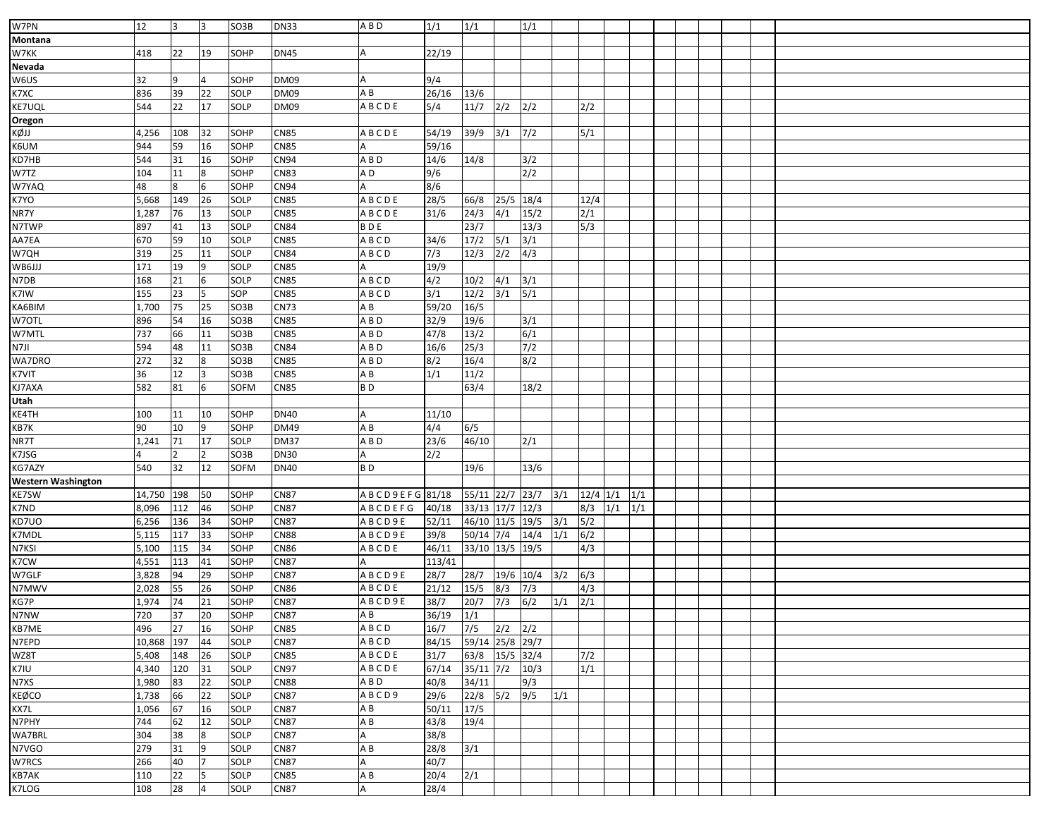| | | | | | | | | | | | | | | | | | | | | |
|---|---|---|---|---|---|---|---|---|---|---|---|---|---|---|---|---|---|---|---|---|
| W7PN | 12 | 3 | 3 | SO3B | DN33 | A B D | 1/1 | 1/1 | | 1/1 | | | | | | | | | | |
| **Montana** | | | | | | | | | | | | | | | | | | | | |
| W7KK | 418 | 22 | 19 | SOHP | DN45 | A | 22/19 | | | | | | | | | | | | | |
| **Nevada** | | | | | | | | | | | | | | | | | | | | |
| W6US | 32 | 9 | 4 | SOHP | DM09 | A | 9/4 | | | | | | | | | | | | | |
| K7XC | 836 | 39 | 22 | SOLP | DM09 | A B | 26/16 | 13/6 | | | | | | | | | | | | |
| KE7UQL | 544 | 22 | 17 | SOLP | DM09 | A B C D E | 5/4 | 11/7 | 2/2 | 2/2 | | 2/2 | | | | | | | | |
| **Oregon** | | | | | | | | | | | | | | | | | | | | |
| KØJJ | 4,256 | 108 | 32 | SOHP | CN85 | A B C D E | 54/19 | 39/9 | 3/1 | 7/2 | | 5/1 | | | | | | | | |
| K6UM | 944 | 59 | 16 | SOHP | CN85 | A | 59/16 | | | | | | | | | | | | | |
| KD7HB | 544 | 31 | 16 | SOHP | CN94 | A B D | 14/6 | 14/8 | | 3/2 | | | | | | | | | | |
| W7TZ | 104 | 11 | 8 | SOHP | CN83 | A D | 9/6 | | | 2/2 | | | | | | | | | | |
| W7YAQ | 48 | 8 | 6 | SOHP | CN94 | A | 8/6 | | | | | | | | | | | | | |
| K7YO | 5,668 | 149 | 26 | SOLP | CN85 | A B C D E | 28/5 | 66/8 | 25/5 | 18/4 | | 12/4 | | | | | | | | |
| NR7Y | 1,287 | 76 | 13 | SOLP | CN85 | A B C D E | 31/6 | 24/3 | 4/1 | 15/2 | | 2/1 | | | | | | | | |
| N7TWP | 897 | 41 | 13 | SOLP | CN84 | B D E | | 23/7 | | 13/3 | | 5/3 | | | | | | | | |
| AA7EA | 670 | 59 | 10 | SOLP | CN85 | A B C D | 34/6 | 17/2 | 5/1 | 3/1 | | | | | | | | | | |
| W7QH | 319 | 25 | 11 | SOLP | CN84 | A B C D | 7/3 | 12/3 | 2/2 | 4/3 | | | | | | | | | | |
| WB6JJJ | 171 | 19 | 9 | SOLP | CN85 | A | 19/9 | | | | | | | | | | | | | |
| N7DB | 168 | 21 | 6 | SOLP | CN85 | A B C D | 4/2 | 10/2 | 4/1 | 3/1 | | | | | | | | | | |
| K7IW | 155 | 23 | 5 | SOP | CN85 | A B C D | 3/1 | 12/2 | 3/1 | 5/1 | | | | | | | | | | |
| KA6BIM | 1,700 | 75 | 25 | SO3B | CN73 | A B | 59/20 | 16/5 | | | | | | | | | | | | |
| W7OTL | 896 | 54 | 16 | SO3B | CN85 | A B D | 32/9 | 19/6 | | 3/1 | | | | | | | | | | |
| W7MTL | 737 | 66 | 11 | SO3B | CN85 | A B D | 47/8 | 13/2 | | 6/1 | | | | | | | | | | |
| N7JI | 594 | 48 | 11 | SO3B | CN84 | A B D | 16/6 | 25/3 | | 7/2 | | | | | | | | | | |
| WA7DRO | 272 | 32 | 8 | SO3B | CN85 | A B D | 8/2 | 16/4 | | 8/2 | | | | | | | | | | |
| K7VIT | 36 | 12 | 3 | SO3B | CN85 | A B | 1/1 | 11/2 | | | | | | | | | | | | |
| KJ7AXA | 582 | 81 | 6 | SOFM | CN85 | B D | | 63/4 | | 18/2 | | | | | | | | | | |
| **Utah** | | | | | | | | | | | | | | | | | | | | |
| KE4TH | 100 | 11 | 10 | SOHP | DN40 | A | 11/10 | | | | | | | | | | | | | |
| KB7K | 90 | 10 | 9 | SOHP | DM49 | A B | 4/4 | 6/5 | | | | | | | | | | | | |
| NR7T | 1,241 | 71 | 17 | SOLP | DM37 | A B D | 23/6 | 46/10 | | 2/1 | | | | | | | | | | |
| K7JSG | 4 | 2 | 2 | SO3B | DN30 | A | 2/2 | | | | | | | | | | | | | |
| KG7AZY | 540 | 32 | 12 | SOFM | DN40 | B D | | 19/6 | | 13/6 | | | | | | | | | | |
| **Western Washington** | | | | | | | | | | | | | | | | | | | | |
| KE7SW | 14,750 | 198 | 50 | SOHP | CN87 | A B C D 9 E F G | 81/18 | 55/11 | 22/7 | 23/7 | 3/1 | 12/4 | 1/1 | 1/1 | | | | | | |
| K7ND | 8,096 | 112 | 46 | SOHP | CN87 | A B C D E F G | 40/18 | 33/13 | 17/7 | 12/3 | | 8/3 | 1/1 | 1/1 | | | | | | |
| KD7UO | 6,256 | 136 | 34 | SOHP | CN87 | A B C D 9 E | 52/11 | 46/10 | 11/5 | 19/5 | 3/1 | 5/2 | | | | | | | | |
| K7MDL | 5,115 | 117 | 33 | SOHP | CN88 | A B C D 9 E | 39/8 | 50/14 | 7/4 | 14/4 | 1/1 | 6/2 | | | | | | | | |
| N7KSI | 5,100 | 115 | 34 | SOHP | CN86 | A B C D E | 46/11 | 33/10 | 13/5 | 19/5 | | 4/3 | | | | | | | | |
| K7CW | 4,551 | 113 | 41 | SOHP | CN87 | A | 113/41 | | | | | | | | | | | | | |
| W7GLF | 3,828 | 94 | 29 | SOHP | CN87 | A B C D 9 E | 28/7 | 28/7 | 19/6 | 10/4 | 3/2 | 6/3 | | | | | | | | |
| N7MWV | 2,028 | 55 | 26 | SOHP | CN86 | A B C D E | 21/12 | 15/5 | 8/3 | 7/3 | | 4/3 | | | | | | | | |
| KG7P | 1,974 | 74 | 21 | SOHP | CN87 | A B C D 9 E | 38/7 | 20/7 | 7/3 | 6/2 | 1/1 | 2/1 | | | | | | | | |
| N7NW | 720 | 37 | 20 | SOHP | CN87 | A B | 36/19 | 1/1 | | | | | | | | | | | | |
| KB7ME | 496 | 27 | 16 | SOHP | CN85 | A B C D | 16/7 | 7/5 | 2/2 | 2/2 | | | | | | | | | | |
| N7EPD | 10,868 | 197 | 44 | SOLP | CN87 | A B C D | 84/15 | 59/14 | 25/8 | 29/7 | | | | | | | | | | |
| WZ8T | 5,408 | 148 | 26 | SOLP | CN85 | A B C D E | 31/7 | 63/8 | 15/5 | 32/4 | | 7/2 | | | | | | | | |
| K7IU | 4,340 | 120 | 31 | SOLP | CN97 | A B C D E | 67/14 | 35/11 | 7/2 | 10/3 | | 1/1 | | | | | | | | |
| N7XS | 1,980 | 83 | 22 | SOLP | CN88 | A B D | 40/8 | 34/11 | | 9/3 | | | | | | | | | | |
| KEØCO | 1,738 | 66 | 22 | SOLP | CN87 | A B C D 9 | 29/6 | 22/8 | 5/2 | 9/5 | 1/1 | | | | | | | | | |
| KX7L | 1,056 | 67 | 16 | SOLP | CN87 | A B | 50/11 | 17/5 | | | | | | | | | | | | |
| N7PHY | 744 | 62 | 12 | SOLP | CN87 | A B | 43/8 | 19/4 | | | | | | | | | | | | |
| WA7BRL | 304 | 38 | 8 | SOLP | CN87 | A | 38/8 | | | | | | | | | | | | | |
| N7VGO | 279 | 31 | 9 | SOLP | CN87 | A B | 28/8 | 3/1 | | | | | | | | | | | | |
| W7RCS | 266 | 40 | 7 | SOLP | CN87 | A | 40/7 | | | | | | | | | | | | | |
| KB7AK | 110 | 22 | 5 | SOLP | CN85 | A B | 20/4 | 2/1 | | | | | | | | | | | | |
| K7LOG | 108 | 28 | 4 | SOLP | CN87 | A | 28/4 | | | | | | | | | | | | | |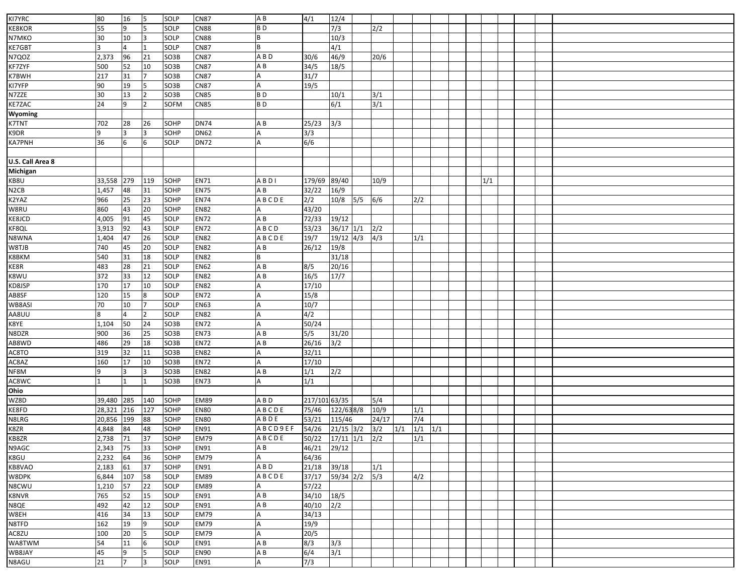| | | | | | | | | | | | | | | | | | | | | |
|---|---|---|---|---|---|---|---|---|---|---|---|---|---|---|---|---|---|---|---|---|
| KI7YRC | 80 | 16 | 5 | SOLP | CN87 | A B | 4/1 | 12/4 | | | | | | | | | | | | |
| KE8KOR | 55 | 9 | 5 | SOLP | CN88 | B D | | 7/3 | | 2/2 | | | | | | | | | | |
| N7MKO | 30 | 10 | 3 | SOLP | CN88 | B | | 10/3 | | | | | | | | | | | | |
| KE7GBT | 3 | 4 | 1 | SOLP | CN87 | B | | 4/1 | | | | | | | | | | | | |
| N7QOZ | 2,373 | 96 | 21 | SO3B | CN87 | A B D | 30/6 | 46/9 | | 20/6 | | | | | | | | | | |
| KF7ZYF | 500 | 52 | 10 | SO3B | CN87 | A B | 34/5 | 18/5 | | | | | | | | | | | | |
| K7BWH | 217 | 31 | 7 | SO3B | CN87 | A | 31/7 | | | | | | | | | | | | | |
| KI7YFP | 90 | 19 | 5 | SO3B | CN87 | A | 19/5 | | | | | | | | | | | | | |
| N7ZZE | 30 | 13 | 2 | SO3B | CN85 | B D | | 10/1 | | 3/1 | | | | | | | | | | |
| KE7ZAC | 24 | 9 | 2 | SOFM | CN85 | B D | | 6/1 | | 3/1 | | | | | | | | | | |
| **Wyoming** | | | | | | | | | | | | | | | | | | | | |
| K7TNT | 702 | 28 | 26 | SOHP | DN74 | A B | 25/23 | 3/3 | | | | | | | | | | | | |
| K9DR | 9 | 3 | 3 | SOHP | DN62 | A | 3/3 | | | | | | | | | | | | | |
| KA7PNH | 36 | 6 | 6 | SOLP | DN72 | A | 6/6 | | | | | | | | | | | | | |
| | | | | | | | | | | | | | | | | | | | | |
| **U.S. Call Area 8** | | | | | | | | | | | | | | | | | | | | |
| **Michigan** | | | | | | | | | | | | | | | | | | | | |
| KB8U | 33,558 | 279 | 119 | SOHP | EN71 | A B D I | 179/69 | 89/40 | | 10/9 | | | | | | 1/1 | | | | |
| N2CB | 1,457 | 48 | 31 | SOHP | EN75 | A B | 32/22 | 16/9 | | | | | | | | | | | | |
| K2YAZ | 966 | 25 | 23 | SOHP | EN74 | A B C D E | 2/2 | 10/8 | 5/5 | 6/6 | | 2/2 | | | | | | | | |
| W8RU | 860 | 43 | 20 | SOHP | EN82 | A | 43/20 | | | | | | | | | | | | | |
| KE8JCD | 4,005 | 91 | 45 | SOLP | EN72 | A B | 72/33 | 19/12 | | | | | | | | | | | | |
| KF8QL | 3,913 | 92 | 43 | SOLP | EN72 | A B C D | 53/23 | 36/17 | 1/1 | 2/2 | | | | | | | | | | |
| N8WNA | 1,404 | 47 | 26 | SOLP | EN82 | A B C D E | 19/7 | 19/12 | 4/3 | 4/3 | | 1/1 | | | | | | | | |
| W8TJB | 740 | 45 | 20 | SOLP | EN82 | A B | 26/12 | 19/8 | | | | | | | | | | | | |
| K8BKM | 540 | 31 | 18 | SOLP | EN82 | B | | 31/18 | | | | | | | | | | | | |
| KE8R | 483 | 28 | 21 | SOLP | EN62 | A B | 8/5 | 20/16 | | | | | | | | | | | | |
| K8WU | 372 | 33 | 12 | SOLP | EN82 | A B | 16/5 | 17/7 | | | | | | | | | | | | |
| KD8JSP | 170 | 17 | 10 | SOLP | EN82 | A | 17/10 | | | | | | | | | | | | | |
| AB8SF | 120 | 15 | 8 | SOLP | EN72 | A | 15/8 | | | | | | | | | | | | | |
| WB8ASI | 70 | 10 | 7 | SOLP | EN63 | A | 10/7 | | | | | | | | | | | | | |
| AA8UU | 8 | 4 | 2 | SOLP | EN82 | A | 4/2 | | | | | | | | | | | | | |
| K8YE | 1,104 | 50 | 24 | SO3B | EN72 | A | 50/24 | | | | | | | | | | | | | |
| N8DZR | 900 | 36 | 25 | SO3B | EN73 | A B | 5/5 | 31/20 | | | | | | | | | | | | |
| AB8WD | 486 | 29 | 18 | SO3B | EN72 | A B | 26/16 | 3/2 | | | | | | | | | | | | |
| AC8TO | 319 | 32 | 11 | SO3B | EN82 | A | 32/11 | | | | | | | | | | | | | |
| AC8AZ | 160 | 17 | 10 | SO3B | EN72 | A | 17/10 | | | | | | | | | | | | | |
| NF8M | 9 | 3 | 3 | SO3B | EN82 | A B | 1/1 | 2/2 | | | | | | | | | | | | |
| AC8WC | 1 | 1 | 1 | SO3B | EN73 | A | 1/1 | | | | | | | | | | | | | |
| **Ohio** | | | | | | | | | | | | | | | | | | | | |
| WZ8D | 39,480 | 285 | 140 | SOHP | EM89 | A B D | 217/101 | 63/35 | | 5/4 | | | | | | | | | | |
| KE8FD | 28,321 | 216 | 127 | SOHP | EN80 | A B C D E | 75/46 | 122/63 | 8/8 | 10/9 | | 1/1 | | | | | | | | |
| N8LRG | 20,856 | 199 | 88 | SOHP | EN80 | A B D E | 53/21 | 115/46 | | 24/17 | | 7/4 | | | | | | | | |
| K8ZR | 4,848 | 84 | 48 | SOHP | EN91 | A B C D 9 E F | 54/26 | 21/15 | 3/2 | 3/2 | 1/1 | 1/1 | 1/1 | | | | | | | |
| KB8ZR | 2,738 | 71 | 37 | SOHP | EM79 | A B C D E | 50/22 | 17/11 | 1/1 | 2/2 | | 1/1 | | | | | | | | |
| N9AGC | 2,343 | 75 | 33 | SOHP | EN91 | A B | 46/21 | 29/12 | | | | | | | | | | | | |
| K8GU | 2,232 | 64 | 36 | SOHP | EM79 | A | 64/36 | | | | | | | | | | | | | |
| KB8VAO | 2,183 | 61 | 37 | SOHP | EN91 | A B D | 21/18 | 39/18 | | 1/1 | | | | | | | | | | |
| W8DPK | 6,844 | 107 | 58 | SOLP | EM89 | A B C D E | 37/17 | 59/34 | 2/2 | 5/3 | | 4/2 | | | | | | | | |
| N8CWU | 1,210 | 57 | 22 | SOLP | EM89 | A | 57/22 | | | | | | | | | | | | | |
| K8NVR | 765 | 52 | 15 | SOLP | EN91 | A B | 34/10 | 18/5 | | | | | | | | | | | | |
| N8QE | 492 | 42 | 12 | SOLP | EN91 | A B | 40/10 | 2/2 | | | | | | | | | | | | |
| W8EH | 416 | 34 | 13 | SOLP | EM79 | A | 34/13 | | | | | | | | | | | | | |
| N8TFD | 162 | 19 | 9 | SOLP | EM79 | A | 19/9 | | | | | | | | | | | | | |
| AC8ZU | 100 | 20 | 5 | SOLP | EM79 | A | 20/5 | | | | | | | | | | | | | |
| WA8TWM | 54 | 11 | 6 | SOLP | EN91 | A B | 8/3 | 3/3 | | | | | | | | | | | | |
| WB8JAY | 45 | 9 | 5 | SOLP | EN90 | A B | 6/4 | 3/1 | | | | | | | | | | | | |
| N8AGU | 21 | 7 | 3 | SOLP | EN91 | A | 7/3 | | | | | | | | | | | | | |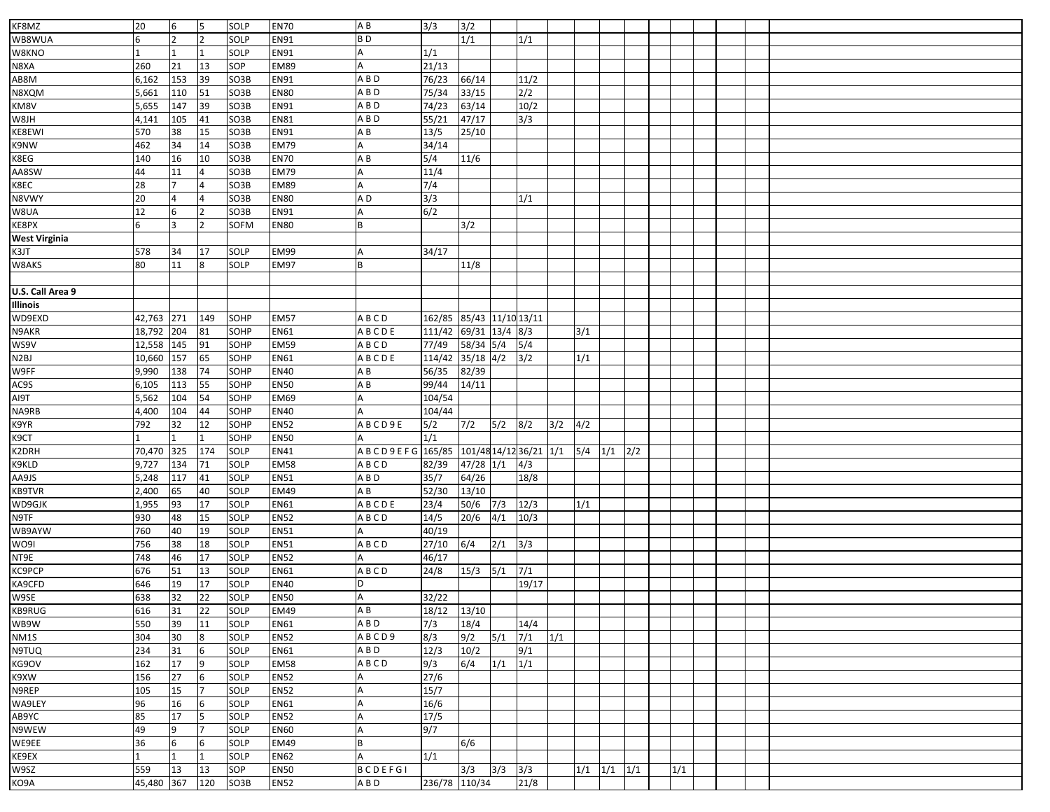| | | | | | | | | | | | | | | | | | | | | |
|---|---|---|---|---|---|---|---|---|---|---|---|---|---|---|---|---|---|---|---|---|
| KF8MZ | 20 | 6 | 5 | SOLP | EN70 | A B | 3/3 | 3/2 | | | | | | | | | | | | |
| WB8WUA | 6 | 2 | 2 | SOLP | EN91 | B D | | 1/1 | | 1/1 | | | | | | | | | | |
| W8KNO | 1 | 1 | 1 | SOLP | EN91 | A | 1/1 | | | | | | | | | | | | | |
| N8XA | 260 | 21 | 13 | SOP | EM89 | A | 21/13 | | | | | | | | | | | | | |
| AB8M | 6,162 | 153 | 39 | SO3B | EN91 | A B D | 76/23 | 66/14 | | 11/2 | | | | | | | | | | |
| N8XQM | 5,661 | 110 | 51 | SO3B | EN80 | A B D | 75/34 | 33/15 | | 2/2 | | | | | | | | | | |
| KM8V | 5,655 | 147 | 39 | SO3B | EN91 | A B D | 74/23 | 63/14 | | 10/2 | | | | | | | | | | |
| W8JH | 4,141 | 105 | 41 | SO3B | EN81 | A B D | 55/21 | 47/17 | | 3/3 | | | | | | | | | | |
| KE8EWI | 570 | 38 | 15 | SO3B | EN91 | A B | 13/5 | 25/10 | | | | | | | | | | | | |
| K9NW | 462 | 34 | 14 | SO3B | EM79 | A | 34/14 | | | | | | | | | | | | | |
| K8EG | 140 | 16 | 10 | SO3B | EN70 | A B | 5/4 | 11/6 | | | | | | | | | | | | |
| AA8SW | 44 | 11 | 4 | SO3B | EM79 | A | 11/4 | | | | | | | | | | | | | |
| K8EC | 28 | 7 | 4 | SO3B | EM89 | A | 7/4 | | | | | | | | | | | | | |
| N8VWY | 20 | 4 | 4 | SO3B | EN80 | A D | 3/3 | | | 1/1 | | | | | | | | | | |
| W8UA | 12 | 6 | 2 | SO3B | EN91 | A | 6/2 | | | | | | | | | | | | | |
| KE8PX | 6 | 3 | 2 | SOFM | EN80 | B | | 3/2 | | | | | | | | | | | | |
| **West Virginia** | | | | | | | | | | | | | | | | | | | | |
| K3JT | 578 | 34 | 17 | SOLP | EM99 | A | 34/17 | | | | | | | | | | | | | |
| W8AKS | 80 | 11 | 8 | SOLP | EM97 | B | | 11/8 | | | | | | | | | | | | |
| | | | | | | | | | | | | | | | | | | | | |
| **U.S. Call Area 9** | | | | | | | | | | | | | | | | | | | | |
| **Illinois** | | | | | | | | | | | | | | | | | | | | |
| WD9EXD | 42,763 | 271 | 149 | SOHP | EM57 | A B C D | 162/85 | 85/43 | 11/10 | 13/11 | | | | | | | | | | |
| N9AKR | 18,792 | 204 | 81 | SOHP | EN61 | A B C D E | 111/42 | 69/31 | 13/4 | 8/3 | | 3/1 | | | | | | | | |
| WS9V | 12,558 | 145 | 91 | SOHP | EM59 | A B C D | 77/49 | 58/34 | 5/4 | 5/4 | | | | | | | | | | |
| N2BJ | 10,660 | 157 | 65 | SOHP | EN61 | A B C D E | 114/42 | 35/18 | 4/2 | 3/2 | | 1/1 | | | | | | | | |
| W9FF | 9,990 | 138 | 74 | SOHP | EN40 | A B | 56/35 | 82/39 | | | | | | | | | | | | |
| AC9S | 6,105 | 113 | 55 | SOHP | EN50 | A B | 99/44 | 14/11 | | | | | | | | | | | | |
| AI9T | 5,562 | 104 | 54 | SOHP | EM69 | A | 104/54 | | | | | | | | | | | | | |
| NA9RB | 4,400 | 104 | 44 | SOHP | EN40 | A | 104/44 | | | | | | | | | | | | | |
| K9YR | 792 | 32 | 12 | SOHP | EN52 | A B C D 9 E | 5/2 | 7/2 | 5/2 | 8/2 | 3/2 | 4/2 | | | | | | | | |
| K9CT | 1 | 1 | 1 | SOHP | EN50 | A | 1/1 | | | | | | | | | | | | | |
| K2DRH | 70,470 | 325 | 174 | SOLP | EN41 | A B C D 9 E F G | 165/85 | 101/48 | 14/12 | 36/21 | 1/1 | 5/4 | 1/1 | 2/2 | | | | | | |
| K9KLD | 9,727 | 134 | 71 | SOLP | EM58 | A B C D | 82/39 | 47/28 | 1/1 | 4/3 | | | | | | | | | | |
| AA9JS | 5,248 | 117 | 41 | SOLP | EN51 | A B D | 35/7 | 64/26 | | 18/8 | | | | | | | | | | |
| KB9TVR | 2,400 | 65 | 40 | SOLP | EM49 | A B | 52/30 | 13/10 | | | | | | | | | | | | |
| WD9GJK | 1,955 | 93 | 17 | SOLP | EN61 | A B C D E | 23/4 | 50/6 | 7/3 | 12/3 | | 1/1 | | | | | | | | |
| N9TF | 930 | 48 | 15 | SOLP | EN52 | A B C D | 14/5 | 20/6 | 4/1 | 10/3 | | | | | | | | | | |
| WB9AYW | 760 | 40 | 19 | SOLP | EN51 | A | 40/19 | | | | | | | | | | | | | |
| WO9I | 756 | 38 | 18 | SOLP | EN51 | A B C D | 27/10 | 6/4 | 2/1 | 3/3 | | | | | | | | | | |
| NT9E | 748 | 46 | 17 | SOLP | EN52 | A | 46/17 | | | | | | | | | | | | | |
| KC9PCP | 676 | 51 | 13 | SOLP | EN61 | A B C D | 24/8 | 15/3 | 5/1 | 7/1 | | | | | | | | | | |
| KA9CFD | 646 | 19 | 17 | SOLP | EN40 | D | | | | 19/17 | | | | | | | | | | |
| W9SE | 638 | 32 | 22 | SOLP | EN50 | A | 32/22 | | | | | | | | | | | | | |
| KB9RUG | 616 | 31 | 22 | SOLP | EM49 | A B | 18/12 | 13/10 | | | | | | | | | | | | |
| WB9W | 550 | 39 | 11 | SOLP | EN61 | A B D | 7/3 | 18/4 | | 14/4 | | | | | | | | | | |
| NM1S | 304 | 30 | 8 | SOLP | EN52 | A B C D 9 | 8/3 | 9/2 | 5/1 | 7/1 | 1/1 | | | | | | | | | |
| N9TUQ | 234 | 31 | 6 | SOLP | EN61 | A B D | 12/3 | 10/2 | | 9/1 | | | | | | | | | | |
| KG9OV | 162 | 17 | 9 | SOLP | EM58 | A B C D | 9/3 | 6/4 | 1/1 | 1/1 | | | | | | | | | | |
| K9XW | 156 | 27 | 6 | SOLP | EN52 | A | 27/6 | | | | | | | | | | | | | |
| N9REP | 105 | 15 | 7 | SOLP | EN52 | A | 15/7 | | | | | | | | | | | | | |
| WA9LEY | 96 | 16 | 6 | SOLP | EN61 | A | 16/6 | | | | | | | | | | | | | |
| AB9YC | 85 | 17 | 5 | SOLP | EN52 | A | 17/5 | | | | | | | | | | | | | |
| N9WEW | 49 | 9 | 7 | SOLP | EN60 | A | 9/7 | | | | | | | | | | | | | |
| WE9EE | 36 | 6 | 6 | SOLP | EM49 | B | | 6/6 | | | | | | | | | | | | |
| KE9EX | 1 | 1 | 1 | SOLP | EN62 | A | 1/1 | | | | | | | | | | | | | |
| W9SZ | 559 | 13 | 13 | SOP | EN50 | B C D E F G I | | 3/3 | 3/3 | 3/3 | | 1/1 | 1/1 | 1/1 | | 1/1 | | | | |
| KO9A | 45,480 | 367 | 120 | SO3B | EN52 | A B D | 236/78 | 110/34 | | 21/8 | | | | | | | | | | |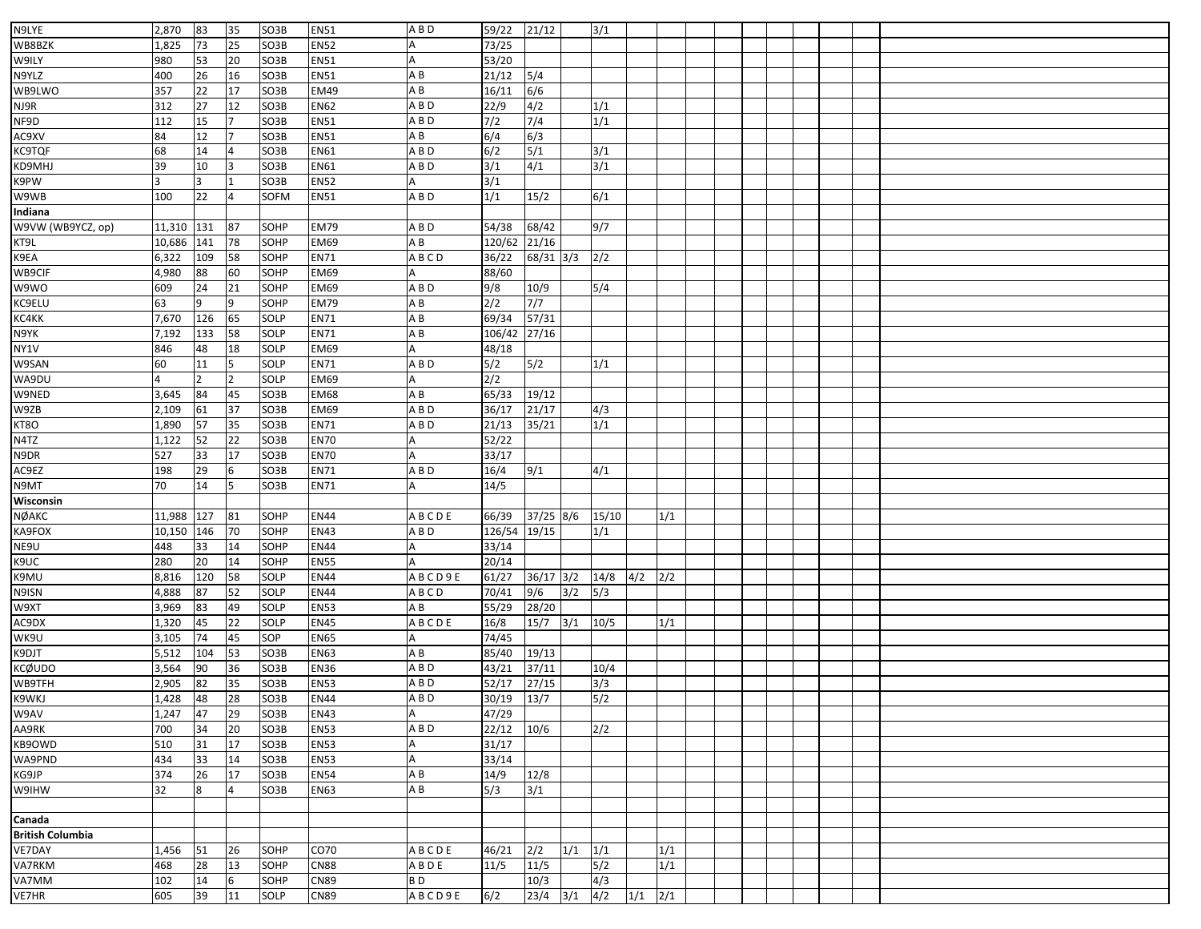| | | | | | | | | | | | | |
|---|---|---|---|---|---|---|---|---|---|---|---|---|
| N9LYE | 2,870 | 83 | 35 | SO3B | EN51 | A B D | 59/22 | 21/12 | | 3/1 | | |
| WB8BZK | 1,825 | 73 | 25 | SO3B | EN52 | A | 73/25 | | | | | |
| W9ILY | 980 | 53 | 20 | SO3B | EN51 | A | 53/20 | | | | | |
| N9YLZ | 400 | 26 | 16 | SO3B | EN51 | A B | 21/12 | 5/4 | | | | |
| WB9LWO | 357 | 22 | 17 | SO3B | EM49 | A B | 16/11 | 6/6 | | | | |
| NJ9R | 312 | 27 | 12 | SO3B | EN62 | A B D | 22/9 | 4/2 | | 1/1 | | |
| NF9D | 112 | 15 | 7 | SO3B | EN51 | A B D | 7/2 | 7/4 | | 1/1 | | |
| AC9XV | 84 | 12 | 7 | SO3B | EN51 | A B | 6/4 | 6/3 | | | | |
| KC9TQF | 68 | 14 | 4 | SO3B | EN61 | A B D | 6/2 | 5/1 | | 3/1 | | |
| KD9MHJ | 39 | 10 | 3 | SO3B | EN61 | A B D | 3/1 | 4/1 | | 3/1 | | |
| K9PW | 3 | 3 | 1 | SO3B | EN52 | A | 3/1 | | | | | |
| W9WB | 100 | 22 | 4 | SOFM | EN51 | A B D | 1/1 | 15/2 | | 6/1 | | |
| **Indiana** | | | | | | | | | | | | |
| W9VW (WB9YCZ, op) | 11,310 | 131 | 87 | SOHP | EM79 | A B D | 54/38 | 68/42 | | 9/7 | | |
| KT9L | 10,686 | 141 | 78 | SOHP | EM69 | A B | 120/62 | 21/16 | | | | |
| K9EA | 6,322 | 109 | 58 | SOHP | EN71 | A B C D | 36/22 | 68/31 | 3/3 | 2/2 | | |
| WB9CIF | 4,980 | 88 | 60 | SOHP | EM69 | A | 88/60 | | | | | |
| W9WO | 609 | 24 | 21 | SOHP | EM69 | A B D | 9/8 | 10/9 | | 5/4 | | |
| KC9ELU | 63 | 9 | 9 | SOHP | EM79 | A B | 2/2 | 7/7 | | | | |
| KC4KK | 7,670 | 126 | 65 | SOLP | EN71 | A B | 69/34 | 57/31 | | | | |
| N9YK | 7,192 | 133 | 58 | SOLP | EN71 | A B | 106/42 | 27/16 | | | | |
| NY1V | 846 | 48 | 18 | SOLP | EM69 | A | 48/18 | | | | | |
| W9SAN | 60 | 11 | 5 | SOLP | EN71 | A B D | 5/2 | 5/2 | | 1/1 | | |
| WA9DU | 4 | 2 | 2 | SOLP | EM69 | A | 2/2 | | | | | |
| W9NED | 3,645 | 84 | 45 | SO3B | EM68 | A B | 65/33 | 19/12 | | | | |
| W9ZB | 2,109 | 61 | 37 | SO3B | EM69 | A B D | 36/17 | 21/17 | | 4/3 | | |
| KT8O | 1,890 | 57 | 35 | SO3B | EN71 | A B D | 21/13 | 35/21 | | 1/1 | | |
| N4TZ | 1,122 | 52 | 22 | SO3B | EN70 | A | 52/22 | | | | | |
| N9DR | 527 | 33 | 17 | SO3B | EN70 | A | 33/17 | | | | | |
| AC9EZ | 198 | 29 | 6 | SO3B | EN71 | A B D | 16/4 | 9/1 | | 4/1 | | |
| N9MT | 70 | 14 | 5 | SO3B | EN71 | A | 14/5 | | | | | |
| **Wisconsin** | | | | | | | | | | | | |
| NØAKC | 11,988 | 127 | 81 | SOHP | EN44 | A B C D E | 66/39 | 37/25 | 8/6 | 15/10 | | 1/1 |
| KA9FOX | 10,150 | 146 | 70 | SOHP | EN43 | A B D | 126/54 | 19/15 | | 1/1 | | |
| NE9U | 448 | 33 | 14 | SOHP | EN44 | A | 33/14 | | | | | |
| K9UC | 280 | 20 | 14 | SOHP | EN55 | A | 20/14 | | | | | |
| K9MU | 8,816 | 120 | 58 | SOLP | EN44 | A B C D 9 E | 61/27 | 36/17 | 3/2 | 14/8 | 4/2 | 2/2 |
| N9ISN | 4,888 | 87 | 52 | SOLP | EN44 | A B C D | 70/41 | 9/6 | 3/2 | 5/3 | | |
| W9XT | 3,969 | 83 | 49 | SOLP | EN53 | A B | 55/29 | 28/20 | | | | |
| AC9DX | 1,320 | 45 | 22 | SOLP | EN45 | A B C D E | 16/8 | 15/7 | 3/1 | 10/5 | | 1/1 |
| WK9U | 3,105 | 74 | 45 | SOP | EN65 | A | 74/45 | | | | | |
| K9DJT | 5,512 | 104 | 53 | SO3B | EN63 | A B | 85/40 | 19/13 | | | | |
| KCØUDO | 3,564 | 90 | 36 | SO3B | EN36 | A B D | 43/21 | 37/11 | | 10/4 | | |
| WB9TFH | 2,905 | 82 | 35 | SO3B | EN53 | A B D | 52/17 | 27/15 | | 3/3 | | |
| K9WKJ | 1,428 | 48 | 28 | SO3B | EN44 | A B D | 30/19 | 13/7 | | 5/2 | | |
| W9AV | 1,247 | 47 | 29 | SO3B | EN43 | A | 47/29 | | | | | |
| AA9RK | 700 | 34 | 20 | SO3B | EN53 | A B D | 22/12 | 10/6 | | 2/2 | | |
| KB9OWD | 510 | 31 | 17 | SO3B | EN53 | A | 31/17 | | | | | |
| WA9PND | 434 | 33 | 14 | SO3B | EN53 | A | 33/14 | | | | | |
| KG9JP | 374 | 26 | 17 | SO3B | EN54 | A B | 14/9 | 12/8 | | | | |
| W9IHW | 32 | 8 | 4 | SO3B | EN63 | A B | 5/3 | 3/1 | | | | |
| | | | | | | | | | | | | |
| **Canada** | | | | | | | | | | | | |
| **British Columbia** | | | | | | | | | | | | |
| VE7DAY | 1,456 | 51 | 26 | SOHP | CO70 | A B C D E | 46/21 | 2/2 | 1/1 | 1/1 | | 1/1 |
| VA7RKM | 468 | 28 | 13 | SOHP | CN88 | A B D E | 11/5 | 11/5 | | 5/2 | | 1/1 |
| VA7MM | 102 | 14 | 6 | SOHP | CN89 | B D | | 10/3 | | 4/3 | | |
| VE7HR | 605 | 39 | 11 | SOLP | CN89 | A B C D 9 E | 6/2 | 23/4 | 3/1 | 4/2 | 1/1 | 2/1 |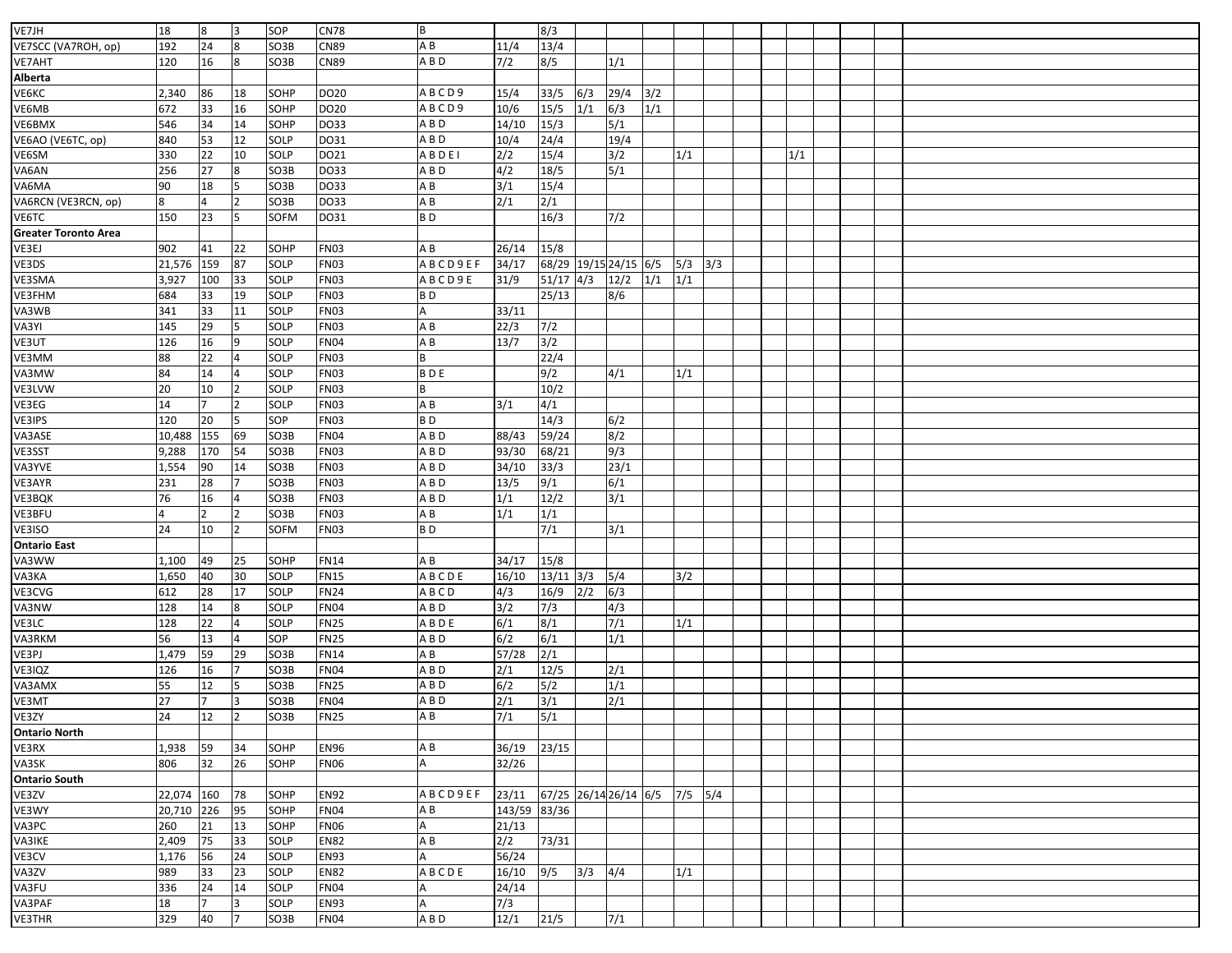| | | | | | | | | | | | | | | | | | | | | |
|---|---|---|---|---|---|---|---|---|---|---|---|---|---|---|---|---|---|---|---|---|
| VE7JH | 18 | 8 | 3 | SOP | CN78 | B | | 8/3 | | | | | | | | | | | | |
| VE7SCC (VA7ROH, op) | 192 | 24 | 8 | SO3B | CN89 | A B | 11/4 | 13/4 | | | | | | | | | | | | |
| VE7AHT | 120 | 16 | 8 | SO3B | CN89 | A B D | 7/2 | 8/5 | | 1/1 | | | | | | | | | | |
| **Alberta** | | | | | | | | | | | | | | | | | | | | |
| VE6KC | 2,340 | 86 | 18 | SOHP | DO20 | A B C D 9 | 15/4 | 33/5 | 6/3 | 29/4 | 3/2 | | | | | | | | | |
| VE6MB | 672 | 33 | 16 | SOHP | DO20 | A B C D 9 | 10/6 | 15/5 | 1/1 | 6/3 | 1/1 | | | | | | | | | |
| VE6BMX | 546 | 34 | 14 | SOHP | DO33 | A B D | 14/10 | 15/3 | | 5/1 | | | | | | | | | | |
| VE6AO (VE6TC, op) | 840 | 53 | 12 | SOLP | DO31 | A B D | 10/4 | 24/4 | | 19/4 | | | | | | | | | | |
| VE6SM | 330 | 22 | 10 | SOLP | DO21 | A B D E I | 2/2 | 15/4 | | 3/2 | | 1/1 | | | | 1/1 | | | | |
| VA6AN | 256 | 27 | 8 | SO3B | DO33 | A B D | 4/2 | 18/5 | | 5/1 | | | | | | | | | | |
| VA6MA | 90 | 18 | 5 | SO3B | DO33 | A B | 3/1 | 15/4 | | | | | | | | | | | | |
| VA6RCN (VE3RCN, op) | 8 | 4 | 2 | SO3B | DO33 | A B | 2/1 | 2/1 | | | | | | | | | | | | |
| VE6TC | 150 | 23 | 5 | SOFM | DO31 | B D | | 16/3 | | 7/2 | | | | | | | | | | |
| **Greater Toronto Area** | | | | | | | | | | | | | | | | | | | | |
| VE3EJ | 902 | 41 | 22 | SOHP | FN03 | A B | 26/14 | 15/8 | | | | | | | | | | | | |
| VE3DS | 21,576 | 159 | 87 | SOLP | FN03 | A B C D 9 E F | 34/17 | 68/29 | 19/15 | 24/15 | 6/5 | 5/3 | 3/3 | | | | | | | |
| VE3SMA | 3,927 | 100 | 33 | SOLP | FN03 | A B C D 9 E | 31/9 | 51/17 | 4/3 | 12/2 | 1/1 | 1/1 | | | | | | | | |
| VE3FHM | 684 | 33 | 19 | SOLP | FN03 | B D | | 25/13 | | 8/6 | | | | | | | | | | |
| VA3WB | 341 | 33 | 11 | SOLP | FN03 | A | 33/11 | | | | | | | | | | | | | |
| VA3YI | 145 | 29 | 5 | SOLP | FN03 | A B | 22/3 | 7/2 | | | | | | | | | | | | |
| VE3UT | 126 | 16 | 9 | SOLP | FN04 | A B | 13/7 | 3/2 | | | | | | | | | | | | |
| VE3MM | 88 | 22 | 4 | SOLP | FN03 | B | | 22/4 | | | | | | | | | | | | |
| VA3MW | 84 | 14 | 4 | SOLP | FN03 | B D E | | 9/2 | | 4/1 | | 1/1 | | | | | | | | |
| VE3LVW | 20 | 10 | 2 | SOLP | FN03 | B | | 10/2 | | | | | | | | | | | | |
| VE3EG | 14 | 7 | 2 | SOLP | FN03 | A B | 3/1 | 4/1 | | | | | | | | | | | | |
| VE3IPS | 120 | 20 | 5 | SOP | FN03 | B D | | 14/3 | | 6/2 | | | | | | | | | | |
| VA3ASE | 10,488 | 155 | 69 | SO3B | FN04 | A B D | 88/43 | 59/24 | | 8/2 | | | | | | | | | | |
| VE3SST | 9,288 | 170 | 54 | SO3B | FN03 | A B D | 93/30 | 68/21 | | 9/3 | | | | | | | | | | |
| VA3YVE | 1,554 | 90 | 14 | SO3B | FN03 | A B D | 34/10 | 33/3 | | 23/1 | | | | | | | | | | |
| VE3AYR | 231 | 28 | 7 | SO3B | FN03 | A B D | 13/5 | 9/1 | | 6/1 | | | | | | | | | | |
| VE3BQK | 76 | 16 | 4 | SO3B | FN03 | A B D | 1/1 | 12/2 | | 3/1 | | | | | | | | | | |
| VE3BFU | 4 | 2 | 2 | SO3B | FN03 | A B | 1/1 | 1/1 | | | | | | | | | | | | |
| VE3ISO | 24 | 10 | 2 | SOFM | FN03 | B D | | 7/1 | | 3/1 | | | | | | | | | | |
| **Ontario East** | | | | | | | | | | | | | | | | | | | | |
| VA3WW | 1,100 | 49 | 25 | SOHP | FN14 | A B | 34/17 | 15/8 | | | | | | | | | | | | |
| VA3KA | 1,650 | 40 | 30 | SOLP | FN15 | A B C D E | 16/10 | 13/11 | 3/3 | 5/4 | | 3/2 | | | | | | | | |
| VE3CVG | 612 | 28 | 17 | SOLP | FN24 | A B C D | 4/3 | 16/9 | 2/2 | 6/3 | | | | | | | | | | |
| VA3NW | 128 | 14 | 8 | SOLP | FN04 | A B D | 3/2 | 7/3 | | 4/3 | | | | | | | | | | |
| VE3LC | 128 | 22 | 4 | SOLP | FN25 | A B D E | 6/1 | 8/1 | | 7/1 | | 1/1 | | | | | | | | |
| VA3RKM | 56 | 13 | 4 | SOP | FN25 | A B D | 6/2 | 6/1 | | 1/1 | | | | | | | | | | |
| VE3PJ | 1,479 | 59 | 29 | SO3B | FN14 | A B | 57/28 | 2/1 | | | | | | | | | | | | |
| VE3IQZ | 126 | 16 | 7 | SO3B | FN04 | A B D | 2/1 | 12/5 | | 2/1 | | | | | | | | | | |
| VA3AMX | 55 | 12 | 5 | SO3B | FN25 | A B D | 6/2 | 5/2 | | 1/1 | | | | | | | | | | |
| VE3MT | 27 | 7 | 3 | SO3B | FN04 | A B D | 2/1 | 3/1 | | 2/1 | | | | | | | | | | |
| VE3ZY | 24 | 12 | 2 | SO3B | FN25 | A B | 7/1 | 5/1 | | | | | | | | | | | | |
| **Ontario North** | | | | | | | | | | | | | | | | | | | | |
| VE3RX | 1,938 | 59 | 34 | SOHP | EN96 | A B | 36/19 | 23/15 | | | | | | | | | | | | |
| VA3SK | 806 | 32 | 26 | SOHP | FN06 | A | 32/26 | | | | | | | | | | | | | |
| **Ontario South** | | | | | | | | | | | | | | | | | | | | |
| VE3ZV | 22,074 | 160 | 78 | SOHP | EN92 | A B C D 9 E F | 23/11 | 67/25 | 26/14 | 26/14 | 6/5 | 7/5 | 5/4 | | | | | | | |
| VE3WY | 20,710 | 226 | 95 | SOHP | FN04 | A B | 143/59 | 83/36 | | | | | | | | | | | | |
| VA3PC | 260 | 21 | 13 | SOHP | FN06 | A | 21/13 | | | | | | | | | | | | | |
| VA3IKE | 2,409 | 75 | 33 | SOLP | EN82 | A B | 2/2 | 73/31 | | | | | | | | | | | | |
| VE3CV | 1,176 | 56 | 24 | SOLP | EN93 | A | 56/24 | | | | | | | | | | | | | |
| VA3ZV | 989 | 33 | 23 | SOLP | EN82 | A B C D E | 16/10 | 9/5 | 3/3 | 4/4 | | 1/1 | | | | | | | | |
| VA3FU | 336 | 24 | 14 | SOLP | FN04 | A | 24/14 | | | | | | | | | | | | | |
| VA3PAF | 18 | 7 | 3 | SOLP | EN93 | A | 7/3 | | | | | | | | | | | | | |
| VE3THR | 329 | 40 | 7 | SO3B | FN04 | A B D | 12/1 | 21/5 | | 7/1 | | | | | | | | | | |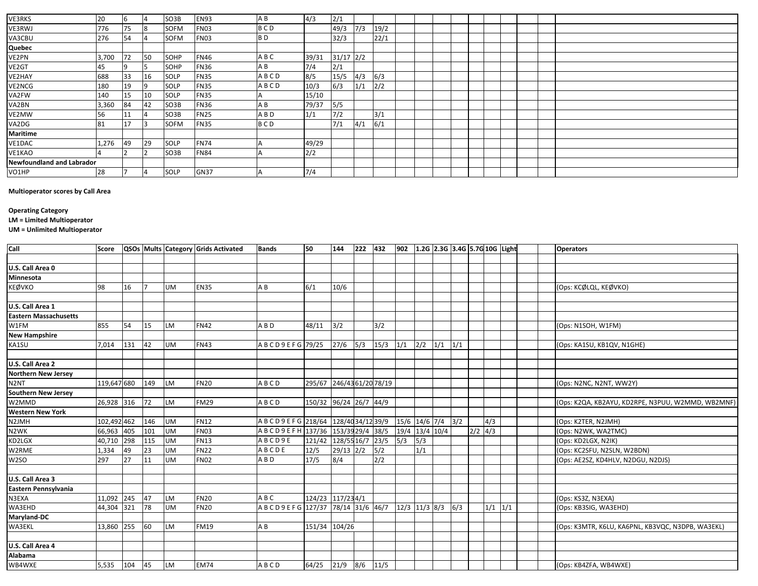| VE3RKS | 20 | 6 | 4 | SO3B | EN93 | A B | 4/3 | 2/1 | | | | | | | | | | | | |
|---|---|---|---|---|---|---|---|---|---|---|---|---|---|---|---|---|---|---|---|---|
| VE3RWJ | 776 | 75 | 8 | SOFM | FN03 | B C D | | 49/3 | 7/3 | 19/2 | | | | | | | | | | |
| VA3CBU | 276 | 54 | 4 | SOFM | FN03 | B D | | 32/3 | | 22/1 | | | | | | | | | | |
| **Quebec** | | | | | | | | | | | | | | | | | | | | |
| VE2PN | 3,700 | 72 | 50 | SOHP | FN46 | A B C | 39/31 | 31/17 | 2/2 | | | | | | | | | | | |
| VE2GT | 45 | 9 | 5 | SOHP | FN36 | A B | 7/4 | 2/1 | | | | | | | | | | | | |
| VE2HAY | 688 | 33 | 16 | SOLP | FN35 | A B C D | 8/5 | 15/5 | 4/3 | 6/3 | | | | | | | | | | |
| VE2NCG | 180 | 19 | 9 | SOLP | FN35 | A B C D | 10/3 | 6/3 | 1/1 | 2/2 | | | | | | | | | | |
| VA2FW | 140 | 15 | 10 | SOLP | FN35 | A | 15/10 | | | | | | | | | | | | | |
| VA2BN | 3,360 | 84 | 42 | SO3B | FN36 | A B | 79/37 | 5/5 | | | | | | | | | | | | |
| VE2MW | 56 | 11 | 4 | SO3B | FN25 | A B D | 1/1 | 7/2 | | 3/1 | | | | | | | | | | |
| VA2DG | 81 | 17 | 3 | SOFM | FN35 | B C D | | 7/1 | 4/1 | 6/1 | | | | | | | | | | |
| **Maritime** | | | | | | | | | | | | | | | | | | | | |
| VE1DAC | 1,276 | 49 | 29 | SOLP | FN74 | A | 49/29 | | | | | | | | | | | | | |
| VE1KAO | 4 | 2 | 2 | SO3B | FN84 | A | 2/2 | | | | | | | | | | | | | |
| **Newfoundland and Labrador** | | | | | | | | | | | | | | | | | | | | |
| VO1HP | 28 | 7 | 4 | SOLP | GN37 | A | 7/4 | | | | | | | | | | | | | |

**Multioperator scores by Call Area**

**Operating Category**
**LM = Limited Multioperator**
**UM = Unlimited Multioperator**

| Call | Score | QSOs | Mults | Category | Grids Activated | Bands | 50 | 144 | 222 | 432 | 902 | 1.2G | 2.3G | 3.4G | 5.7G | 10G | Light | | | Operators |
|---|---|---|---|---|---|---|---|---|---|---|---|---|---|---|---|---|---|---|---|---|
| **U.S. Call Area 0** | | | | | | | | | | | | | | | | | | | | |
| **Minnesota** | | | | | | | | | | | | | | | | | | | | |
| KEØVKO | 98 | 16 | 7 | UM | EN35 | A B | 6/1 | 10/6 | | | | | | | | | | | | (Ops: KCØLQL, KEØVKO) |
| **U.S. Call Area 1** | | | | | | | | | | | | | | | | | | | | |
| **Eastern Massachusetts** | | | | | | | | | | | | | | | | | | | | |
| W1FM | 855 | 54 | 15 | LM | FN42 | A B D | 48/11 | 3/2 | | 3/2 | | | | | | | | | | (Ops: N1SOH, W1FM) |
| **New Hampshire** | | | | | | | | | | | | | | | | | | | | |
| KA1SU | 7,014 | 131 | 42 | UM | FN43 | A B C D 9 E F G | 79/25 | 27/6 | 5/3 | 15/3 | 1/1 | 2/2 | 1/1 | 1/1 | | | | | | (Ops: KA1SU, KB1QV, N1GHE) |
| **U.S. Call Area 2** | | | | | | | | | | | | | | | | | | | | |
| **Northern New Jersey** | | | | | | | | | | | | | | | | | | | | |
| N2NT | 119,647 | 680 | 149 | LM | FN20 | A B C D | 295/67 | 246/43 | 61/20 | 78/19 | | | | | | | | | | (Ops: N2NC, N2NT, WW2Y) |
| **Southern New Jersey** | | | | | | | | | | | | | | | | | | | | |
| W2MMD | 26,928 | 316 | 72 | LM | FM29 | A B C D | 150/32 | 96/24 | 26/7 | 44/9 | | | | | | | | | | (Ops: K2QA, KB2AYU, KD2RPE, N3PUU, W2MMD, WB2MNF) |
| **Western New York** | | | | | | | | | | | | | | | | | | | | |
| N2JMH | 102,492 | 462 | 146 | UM | FN12 | A B C D 9 E F G | 218/64 | 128/40 | 34/12 | 39/9 | 15/6 | 14/6 | 7/4 | 3/2 | | 4/3 | | | | (Ops: K2TER, N2JMH) |
| N2WK | 66,963 | 405 | 101 | UM | FN03 | A B C D 9 E F H | 137/36 | 153/39 | 29/4 | 38/5 | 19/4 | 13/4 | 10/4 | | 2/2 | 4/3 | | | | (Ops: N2WK, WA2TMC) |
| KD2LGX | 40,710 | 298 | 115 | UM | FN13 | A B C D 9 E | 121/42 | 128/55 | 16/7 | 23/5 | 5/3 | 5/3 | | | | | | | | (Ops: KD2LGX, N2IK) |
| W2RME | 1,334 | 49 | 23 | UM | FN22 | A B C D E | 12/5 | 29/13 | 2/2 | 5/2 | | 1/1 | | | | | | | | (Ops: KC2SFU, N2SLN, W2BDN) |
| W2SO | 297 | 27 | 11 | UM | FN02 | A B D | 17/5 | 8/4 | | 2/2 | | | | | | | | | | (Ops: AE2SZ, KD4HLV, N2DGU, N2DJS) |
| **U.S. Call Area 3** | | | | | | | | | | | | | | | | | | | | |
| **Eastern Pennsylvania** | | | | | | | | | | | | | | | | | | | | |
| N3EXA | 11,092 | 245 | 47 | LM | FN20 | A B C | 124/23 | 117/23 | 4/1 | | | | | | | | | | | (Ops: KS3Z, N3EXA) |
| WA3EHD | 44,304 | 321 | 78 | UM | FN20 | A B C D 9 E F G | 127/37 | 78/14 | 31/6 | 46/7 | 12/3 | 11/3 | 8/3 | 6/3 | | 1/1 | 1/1 | | | (Ops: KB3SIG, WA3EHD) |
| **Maryland-DC** | | | | | | | | | | | | | | | | | | | | |
| WA3EKL | 13,860 | 255 | 60 | LM | FM19 | A B | 151/34 | 104/26 | | | | | | | | | | | | (Ops: K3MTR, K6LU, KA6PNL, KB3VQC, N3DPB, WA3EKL) |
| **U.S. Call Area 4** | | | | | | | | | | | | | | | | | | | | |
| **Alabama** | | | | | | | | | | | | | | | | | | | | |
| WB4WXE | 5,535 | 104 | 45 | LM | EM74 | A B C D | 64/25 | 21/9 | 8/6 | 11/5 | | | | | | | | | | (Ops: KB4ZFA, WB4WXE) |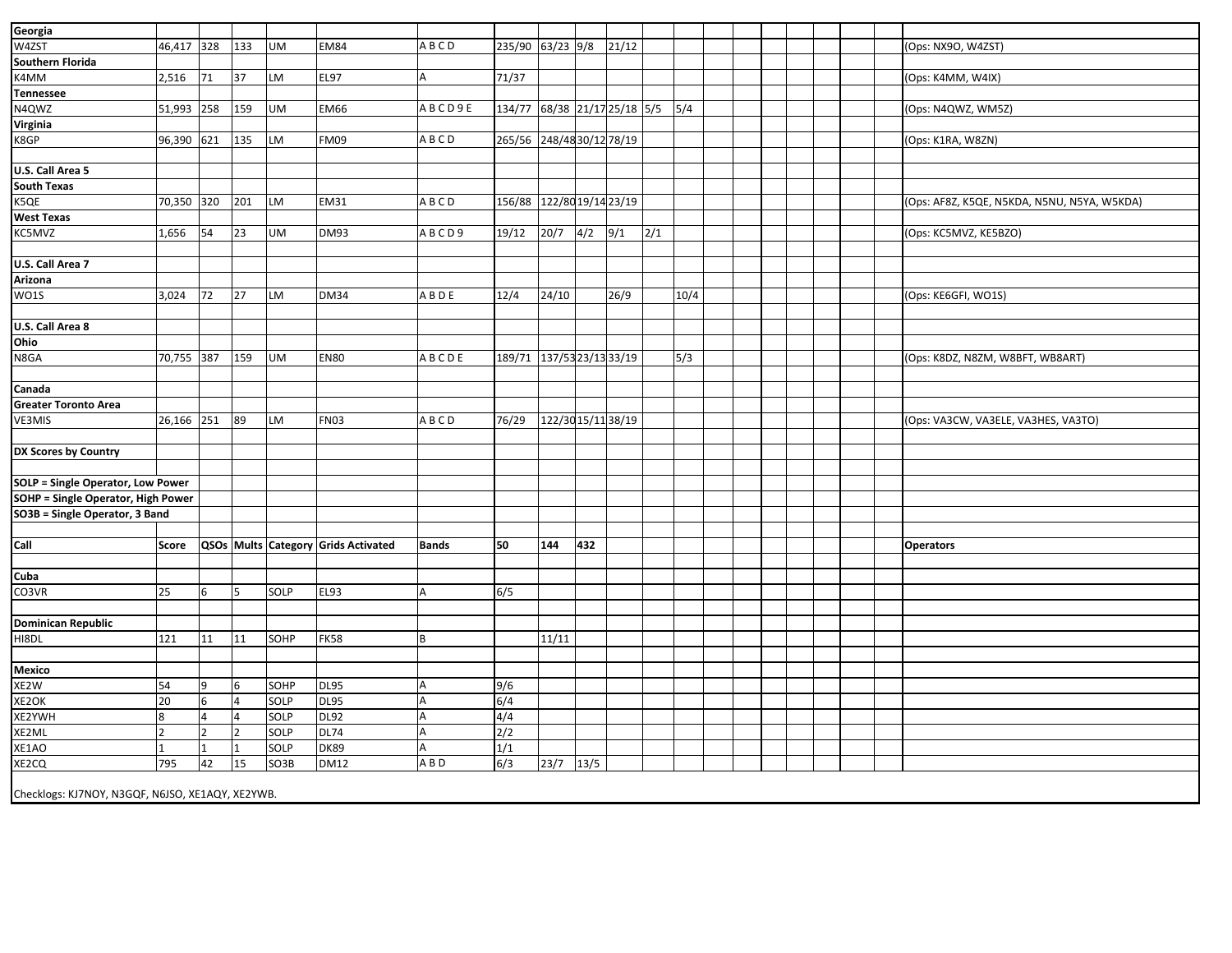| | | | | | | | | | | | | | | | | | | | | |
|---|---|---|---|---|---|---|---|---|---|---|---|---|---|---|---|---|---|---|---|---|
| **Georgia** | | | | | | | | | | | | | | | | | | | | |
| W4ZST | 46,417 | 328 | 133 | UM | EM84 | A B C D | 235/90 | 63/23 | 9/8 | 21/12 | | | | | | | | | | (Ops: NX9O, W4ZST) |
| **Southern Florida** | | | | | | | | | | | | | | | | | | | | |
| K4MM | 2,516 | 71 | 37 | LM | EL97 | A | 71/37 | | | | | | | | | | | | | (Ops: K4MM, W4IX) |
| **Tennessee** | | | | | | | | | | | | | | | | | | | | |
| N4QWZ | 51,993 | 258 | 159 | UM | EM66 | A B C D 9 E | 134/77 | 68/38 | 21/17 | 25/18 | 5/5 | 5/4 | | | | | | | | (Ops: N4QWZ, WM5Z) |
| **Virginia** | | | | | | | | | | | | | | | | | | | | |
| K8GP | 96,390 | 621 | 135 | LM | FM09 | A B C D | 265/56 | 248/48 | 30/12 | 78/19 | | | | | | | | | | (Ops: K1RA, W8ZN) |
| **U.S. Call Area 5** | | | | | | | | | | | | | | | | | | | | |
| **South Texas** | | | | | | | | | | | | | | | | | | | | |
| K5QE | 70,350 | 320 | 201 | LM | EM31 | A B C D | 156/88 | 122/80 | 19/14 | 23/19 | | | | | | | | | | (Ops: AF8Z, K5QE, N5KDA, N5NU, N5YA, W5KDA) |
| **West Texas** | | | | | | | | | | | | | | | | | | | | |
| KC5MVZ | 1,656 | 54 | 23 | UM | DM93 | A B C D 9 | 19/12 | 20/7 | 4/2 | 9/1 | 2/1 | | | | | | | | | (Ops: KC5MVZ, KE5BZO) |
| **U.S. Call Area 7** | | | | | | | | | | | | | | | | | | | | |
| **Arizona** | | | | | | | | | | | | | | | | | | | | |
| WO1S | 3,024 | 72 | 27 | LM | DM34 | A B D E | 12/4 | 24/10 | | 26/9 | | 10/4 | | | | | | | | (Ops: KE6GFI, WO1S) |
| **U.S. Call Area 8** | | | | | | | | | | | | | | | | | | | | |
| **Ohio** | | | | | | | | | | | | | | | | | | | | |
| N8GA | 70,755 | 387 | 159 | UM | EN80 | A B C D E | 189/71 | 137/53 | 23/13 | 33/19 | | 5/3 | | | | | | | | (Ops: K8DZ, N8ZM, W8BFT, WB8ART) |
| **Canada** | | | | | | | | | | | | | | | | | | | | |
| **Greater Toronto Area** | | | | | | | | | | | | | | | | | | | | |
| VE3MIS | 26,166 | 251 | 89 | LM | FN03 | A B C D | 76/29 | 122/30 | 15/11 | 38/19 | | | | | | | | | | (Ops: VA3CW, VA3ELE, VA3HES, VA3TO) |
| **DX Scores by Country** | | | | | | | | | | | | | | | | | | | | |
| **SOLP = Single Operator, Low Power** | | | | | | | | | | | | | | | | | | | | |
| **SOHP = Single Operator, High Power** | | | | | | | | | | | | | | | | | | | | |
| **SO3B = Single Operator, 3 Band** | | | | | | | | | | | | | | | | | | | | |
| **Call** | **Score** | **QSOs** | **Mults** | **Category** | **Grids Activated** | **Bands** | **50** | **144** | **432** | | | | | | | | | | | **Operators** |
| **Cuba** | | | | | | | | | | | | | | | | | | | | |
| CO3VR | 25 | 6 | 5 | SOLP | EL93 | A | 6/5 | | | | | | | | | | | | | |
| **Dominican Republic** | | | | | | | | | | | | | | | | | | | | |
| HI8DL | 121 | 11 | 11 | SOHP | FK58 | B | | 11/11 | | | | | | | | | | | | |
| **Mexico** | | | | | | | | | | | | | | | | | | | | |
| XE2W | 54 | 9 | 6 | SOHP | DL95 | A | 9/6 | | | | | | | | | | | | | |
| XE2OK | 20 | 6 | 4 | SOLP | DL95 | A | 6/4 | | | | | | | | | | | | | |
| XE2YWH | 8 | 4 | 4 | SOLP | DL92 | A | 4/4 | | | | | | | | | | | | | |
| XE2ML | 2 | 2 | 2 | SOLP | DL74 | A | 2/2 | | | | | | | | | | | | | |
| XE1AO | 1 | 1 | 1 | SOLP | DK89 | A | 1/1 | | | | | | | | | | | | | |
| XE2CQ | 795 | 42 | 15 | SO3B | DM12 | A B D | 6/3 | 23/7 | 13/5 | | | | | | | | | | | |

Checklogs: KJ7NOY, N3GQF, N6JSO, XE1AQY, XE2YWB.